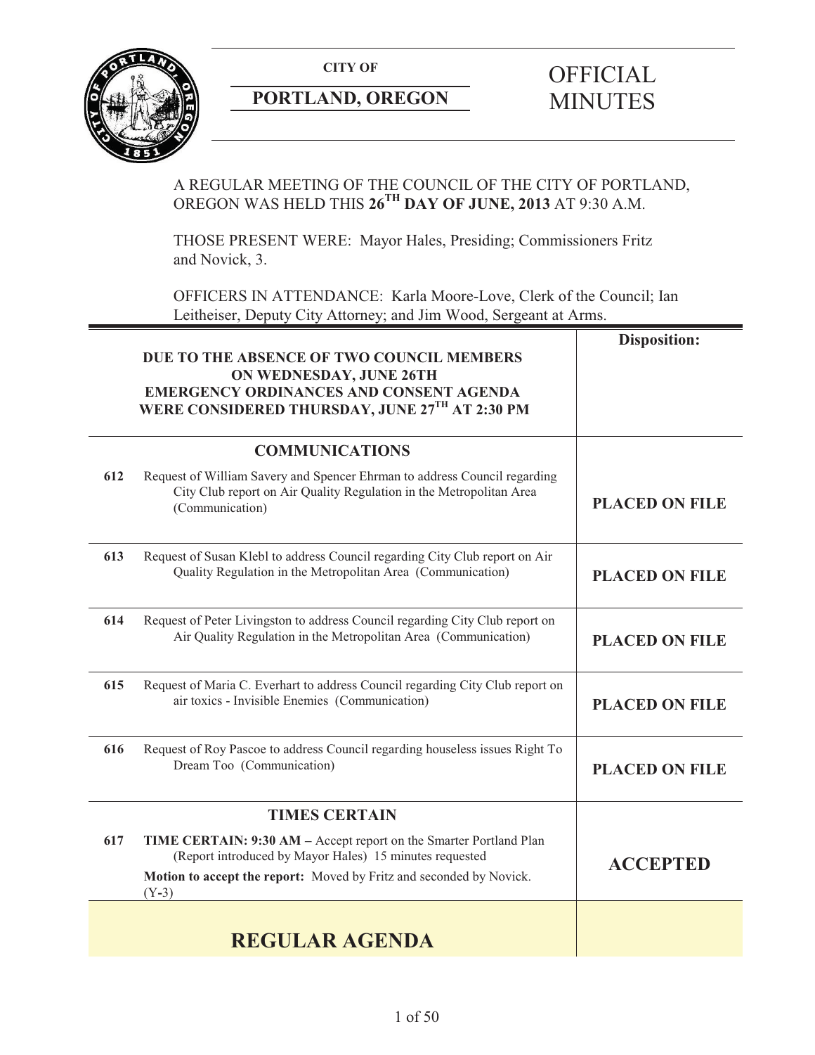**CITY OF**

**PORTLAND, OREGON**

# OFFICIAL MINUTES

A REGULAR MEETING OF THE COUNCIL OF THE CITY OF PORTLAND, OREGON WAS HELD THIS **26TH DAY OF JUNE, 2013** AT 9:30 A.M.

THOSE PRESENT WERE: Mayor Hales, Presiding; Commissioners Fritz and Novick, 3.

OFFICERS IN ATTENDANCE: Karla Moore-Love, Clerk of the Council; Ian Leitheiser, Deputy City Attorney; and Jim Wood, Sergeant at Arms.

| | | Disposition: |
|---|---|---|
| | **DUE TO THE ABSENCE OF TWO COUNCIL MEMBERS ON WEDNESDAY, JUNE 26TH EMERGENCY ORDINANCES AND CONSENT AGENDA WERE CONSIDERED THURSDAY, JUNE 27TH AT 2:30 PM** | |
| | **COMMUNICATIONS** | |
| **612** | Request of William Savery and Spencer Ehrman to address Council regarding City Club report on Air Quality Regulation in the Metropolitan Area (Communication) | **PLACED ON FILE** |
| **613** | Request of Susan Klebl to address Council regarding City Club report on Air Quality Regulation in the Metropolitan Area (Communication) | **PLACED ON FILE** |
| **614** | Request of Peter Livingston to address Council regarding City Club report on Air Quality Regulation in the Metropolitan Area (Communication) | **PLACED ON FILE** |
| **615** | Request of Maria C. Everhart to address Council regarding City Club report on air toxics - Invisible Enemies (Communication) | **PLACED ON FILE** |
| **616** | Request of Roy Pascoe to address Council regarding houseless issues Right To Dream Too (Communication) | **PLACED ON FILE** |
| | **TIMES CERTAIN** | |
| **617** | **TIME CERTAIN: 9:30 AM –** Accept report on the Smarter Portland Plan (Report introduced by Mayor Hales) 15 minutes requested<br>**Motion to accept the report:** Moved by Fritz and seconded by Novick. (Y-3) | **ACCEPTED** |
| | **REGULAR AGENDA** | |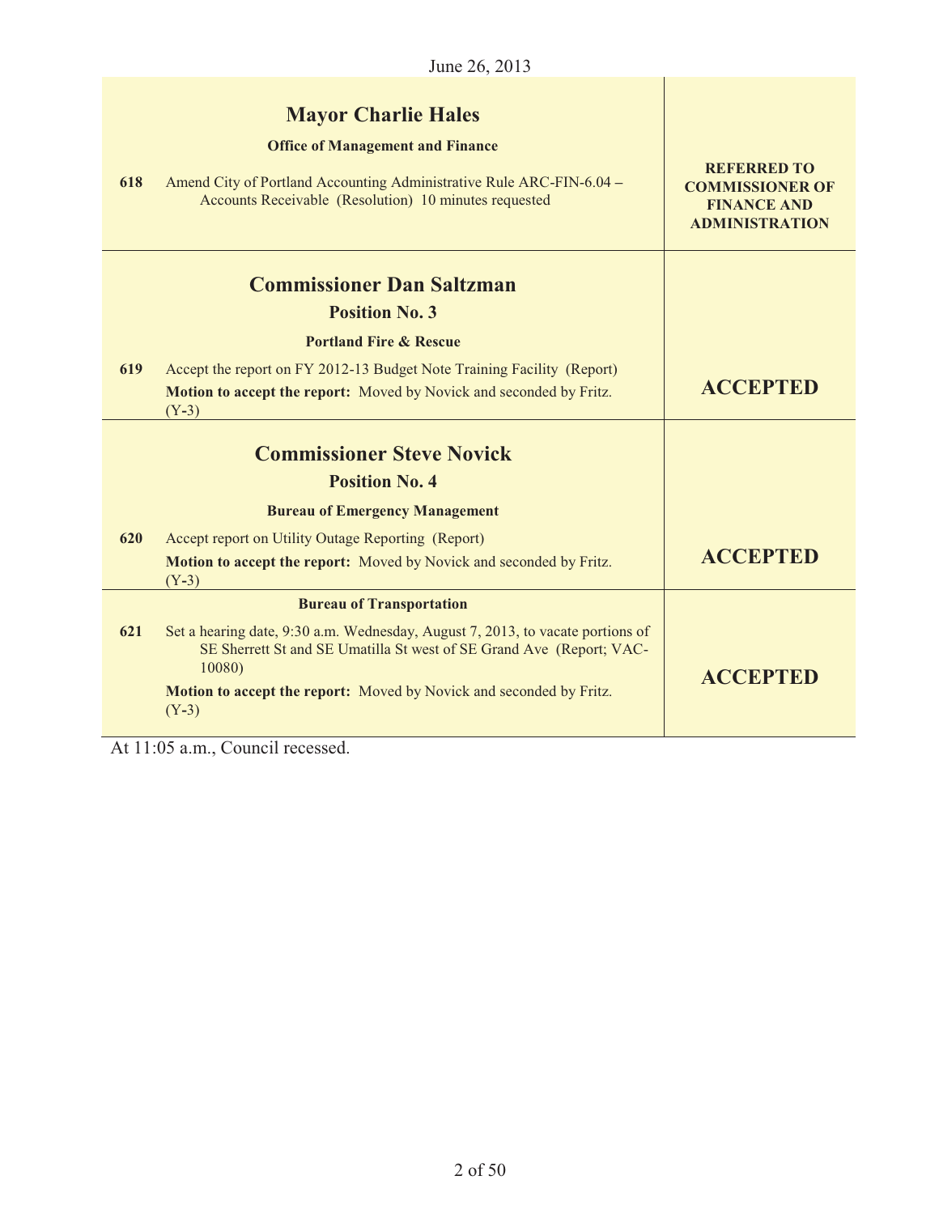June 26, 2013

| | | |
|---|---|---|
| | **Mayor Charlie Hales** | |
| | **Office of Management and Finance** | |
| 618 | Amend City of Portland Accounting Administrative Rule ARC-FIN-6.04 – Accounts Receivable (Resolution) 10 minutes requested | **REFERRED TO COMMISSIONER OF FINANCE AND ADMINISTRATION** |
| | **Commissioner Dan Saltzman** | |
| | **Position No. 3** | |
| | **Portland Fire & Rescue** | |
| 619 | Accept the report on FY 2012-13 Budget Note Training Facility (Report)<br>**Motion to accept the report:** Moved by Novick and seconded by Fritz. (Y-3) | **ACCEPTED** |
| | **Commissioner Steve Novick** | |
| | **Position No. 4** | |
| | **Bureau of Emergency Management** | |
| 620 | Accept report on Utility Outage Reporting (Report)<br>**Motion to accept the report:** Moved by Novick and seconded by Fritz. (Y-3) | **ACCEPTED** |
| | **Bureau of Transportation** | |
| 621 | Set a hearing date, 9:30 a.m. Wednesday, August 7, 2013, to vacate portions of SE Sherrett St and SE Umatilla St west of SE Grand Ave (Report; VAC-10080)<br>**Motion to accept the report:** Moved by Novick and seconded by Fritz. (Y-3) | **ACCEPTED** |

At 11:05 a.m., Council recessed.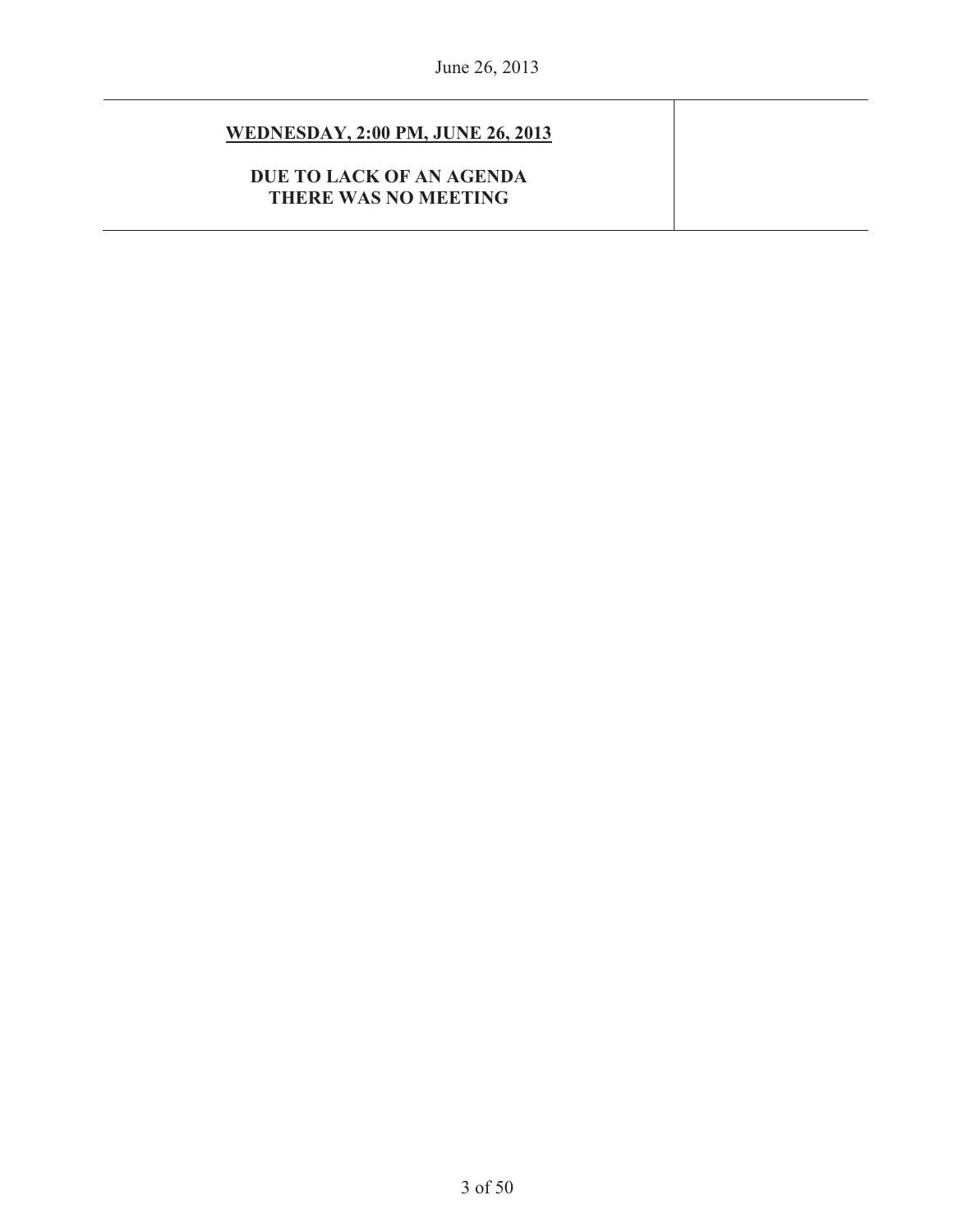**WEDNESDAY, 2:00 PM, JUNE 26, 2013**

**DUE TO LACK OF AN AGENDA**
**THERE WAS NO MEETING**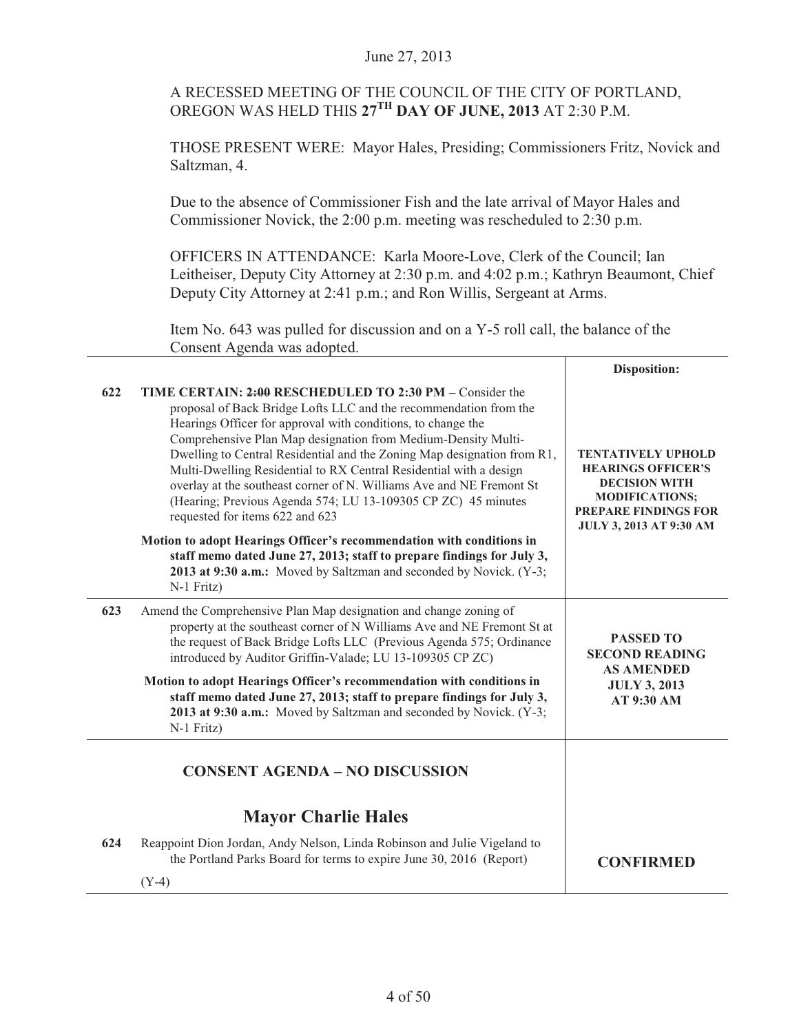June 27, 2013

A RECESSED MEETING OF THE COUNCIL OF THE CITY OF PORTLAND, OREGON WAS HELD THIS **27TH DAY OF JUNE, 2013** AT 2:30 P.M.

THOSE PRESENT WERE: Mayor Hales, Presiding; Commissioners Fritz, Novick and Saltzman, 4.

Due to the absence of Commissioner Fish and the late arrival of Mayor Hales and Commissioner Novick, the 2:00 p.m. meeting was rescheduled to 2:30 p.m.

OFFICERS IN ATTENDANCE: Karla Moore-Love, Clerk of the Council; Ian Leitheiser, Deputy City Attorney at 2:30 p.m. and 4:02 p.m.; Kathryn Beaumont, Chief Deputy City Attorney at 2:41 p.m.; and Ron Willis, Sergeant at Arms.

Item No. 643 was pulled for discussion and on a Y-5 roll call, the balance of the Consent Agenda was adopted.

| | | **Disposition:** |
|---|---|---|
| **622** | **TIME CERTAIN: ~~2:00~~ RESCHEDULED TO 2:30 PM –** Consider the proposal of Back Bridge Lofts LLC and the recommendation from the Hearings Officer for approval with conditions, to change the Comprehensive Plan Map designation from Medium-Density Multi-Dwelling to Central Residential and the Zoning Map designation from R1, Multi-Dwelling Residential to RX Central Residential with a design overlay at the southeast corner of N. Williams Ave and NE Fremont St (Hearing; Previous Agenda 574; LU 13-109305 CP ZC) 45 minutes requested for items 622 and 623<br><br>**Motion to adopt Hearings Officer's recommendation with conditions in staff memo dated June 27, 2013; staff to prepare findings for July 3, 2013 at 9:30 a.m.:** Moved by Saltzman and seconded by Novick. (Y-3; N-1 Fritz) | **TENTATIVELY UPHOLD HEARINGS OFFICER'S DECISION WITH MODIFICATIONS; PREPARE FINDINGS FOR JULY 3, 2013 AT 9:30 AM** |
| **623** | Amend the Comprehensive Plan Map designation and change zoning of property at the southeast corner of N Williams Ave and NE Fremont St at the request of Back Bridge Lofts LLC (Previous Agenda 575; Ordinance introduced by Auditor Griffin-Valade; LU 13-109305 CP ZC)<br><br>**Motion to adopt Hearings Officer's recommendation with conditions in staff memo dated June 27, 2013; staff to prepare findings for July 3, 2013 at 9:30 a.m.:** Moved by Saltzman and seconded by Novick. (Y-3; N-1 Fritz) | **PASSED TO SECOND READING AS AMENDED JULY 3, 2013 AT 9:30 AM** |

## CONSENT AGENDA – NO DISCUSSION

## Mayor Charlie Hales

| | | |
|---|---|---|
| **624** | Reappoint Dion Jordan, Andy Nelson, Linda Robinson and Julie Vigeland to the Portland Parks Board for terms to expire June 30, 2016 (Report)<br><br>(Y-4) | **CONFIRMED** |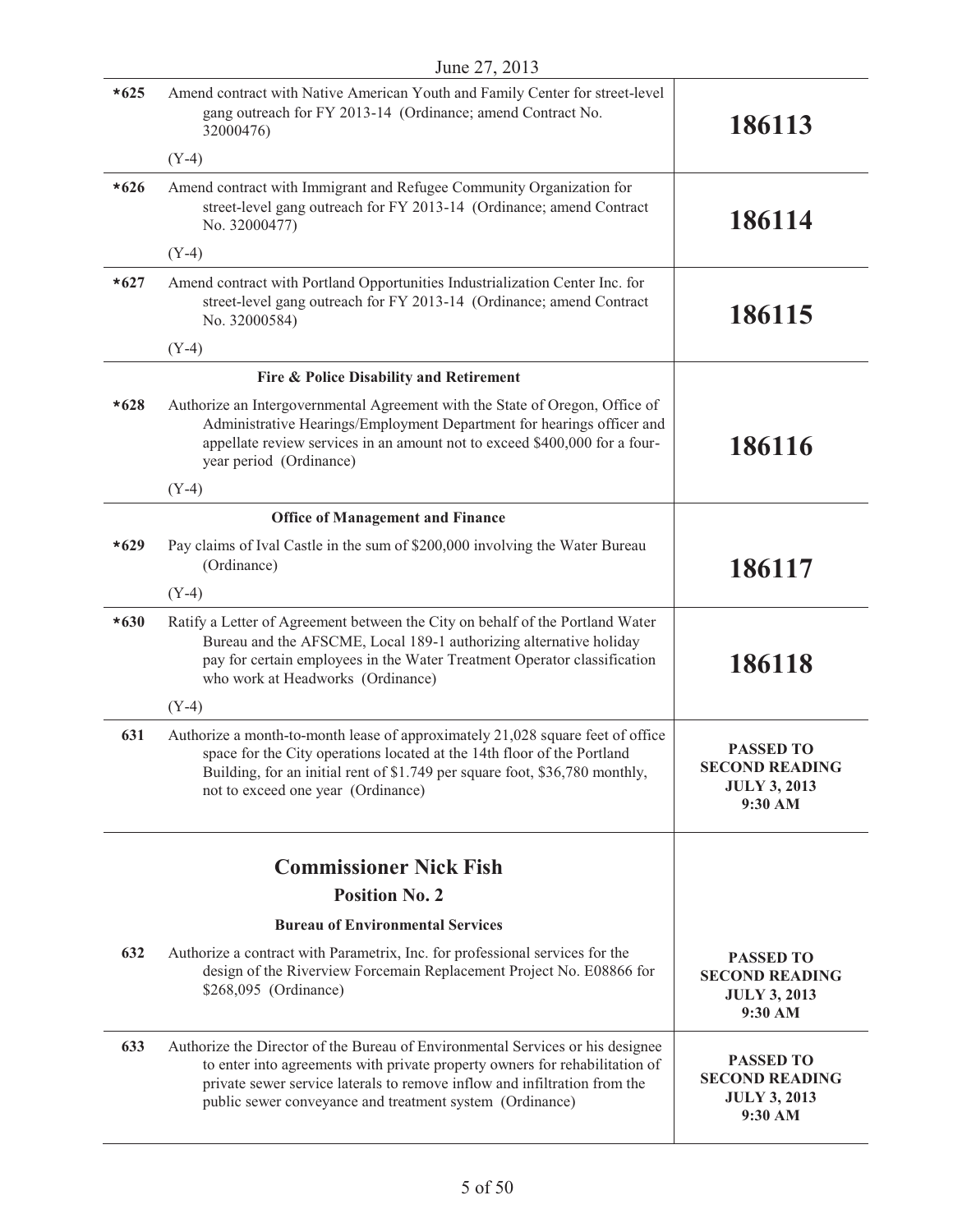| | | |
|---|---|---|
| *625 | Amend contract with Native American Youth and Family Center for street-level gang outreach for FY 2013-14 (Ordinance; amend Contract No. 32000476)<br><br>(Y-4) | **186113** |
| *626 | Amend contract with Immigrant and Refugee Community Organization for street-level gang outreach for FY 2013-14 (Ordinance; amend Contract No. 32000477)<br><br>(Y-4) | **186114** |
| *627 | Amend contract with Portland Opportunities Industrialization Center Inc. for street-level gang outreach for FY 2013-14 (Ordinance; amend Contract No. 32000584)<br><br>(Y-4) | **186115** |
| | **Fire & Police Disability and Retirement** | |
| *628 | Authorize an Intergovernmental Agreement with the State of Oregon, Office of Administrative Hearings/Employment Department for hearings officer and appellate review services in an amount not to exceed $400,000 for a four-year period (Ordinance)<br><br>(Y-4) | **186116** |
| | **Office of Management and Finance** | |
| *629 | Pay claims of Ival Castle in the sum of $200,000 involving the Water Bureau (Ordinance)<br><br>(Y-4) | **186117** |
| *630 | Ratify a Letter of Agreement between the City on behalf of the Portland Water Bureau and the AFSCME, Local 189-1 authorizing alternative holiday pay for certain employees in the Water Treatment Operator classification who work at Headworks (Ordinance)<br><br>(Y-4) | **186118** |
| 631 | Authorize a month-to-month lease of approximately 21,028 square feet of office space for the City operations located at the 14th floor of the Portland Building, for an initial rent of $1.749 per square foot, $36,780 monthly, not to exceed one year (Ordinance) | **PASSED TO SECOND READING JULY 3, 2013 9:30 AM** |
| | **Commissioner Nick Fish**<br>**Position No. 2**<br><br>**Bureau of Environmental Services** | |
| 632 | Authorize a contract with Parametrix, Inc. for professional services for the design of the Riverview Forcemain Replacement Project No. E08866 for $268,095 (Ordinance) | **PASSED TO SECOND READING JULY 3, 2013 9:30 AM** |
| 633 | Authorize the Director of the Bureau of Environmental Services or his designee to enter into agreements with private property owners for rehabilitation of private sewer service laterals to remove inflow and infiltration from the public sewer conveyance and treatment system (Ordinance) | **PASSED TO SECOND READING JULY 3, 2013 9:30 AM** |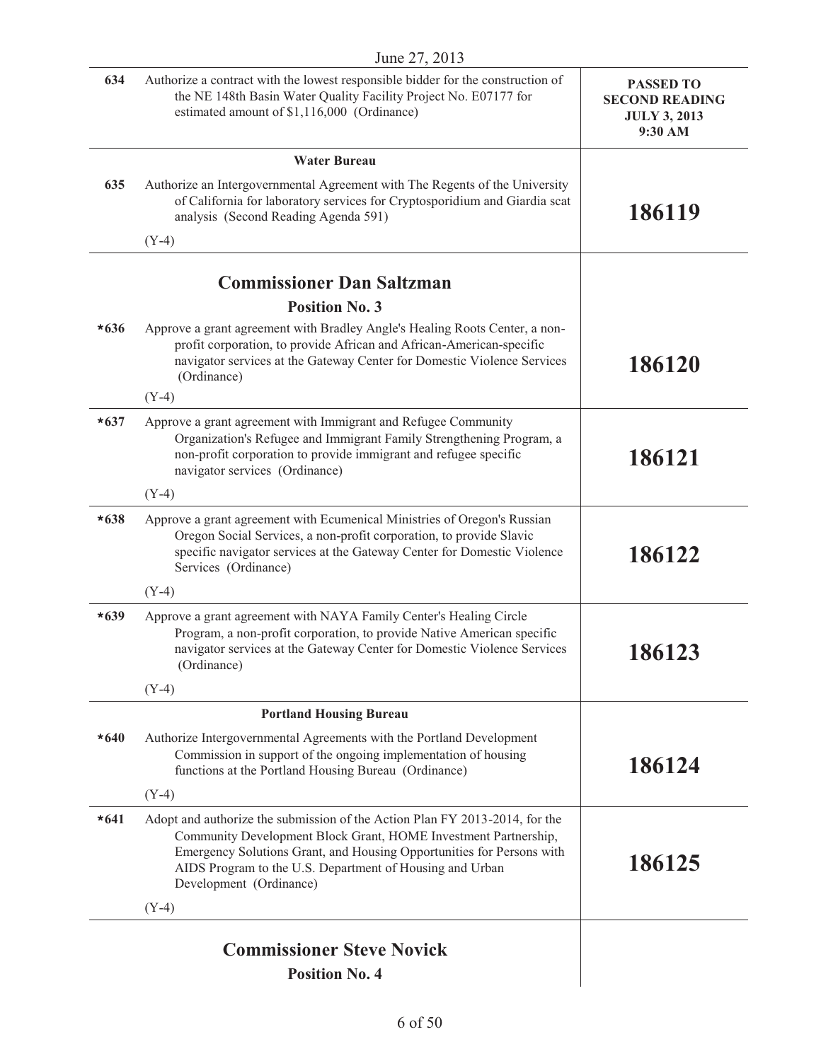| | | |
|---|---|---|
| 634 | Authorize a contract with the lowest responsible bidder for the construction of the NE 148th Basin Water Quality Facility Project No. E07177 for estimated amount of $1,116,000 (Ordinance) | **PASSED TO SECOND READING JULY 3, 2013 9:30 AM** |
| | **Water Bureau** | |
| 635 | Authorize an Intergovernmental Agreement with The Regents of the University of California for laboratory services for Cryptosporidium and Giardia scat analysis (Second Reading Agenda 591)<br><br>(Y-4) | **186119** |
| | **Commissioner Dan Saltzman**<br>**Position No. 3** | |
| *636 | Approve a grant agreement with Bradley Angle's Healing Roots Center, a non-profit corporation, to provide African and African-American-specific navigator services at the Gateway Center for Domestic Violence Services (Ordinance)<br><br>(Y-4) | **186120** |
| *637 | Approve a grant agreement with Immigrant and Refugee Community Organization's Refugee and Immigrant Family Strengthening Program, a non-profit corporation to provide immigrant and refugee specific navigator services (Ordinance)<br><br>(Y-4) | **186121** |
| *638 | Approve a grant agreement with Ecumenical Ministries of Oregon's Russian Oregon Social Services, a non-profit corporation, to provide Slavic specific navigator services at the Gateway Center for Domestic Violence Services (Ordinance)<br><br>(Y-4) | **186122** |
| *639 | Approve a grant agreement with NAYA Family Center's Healing Circle Program, a non-profit corporation, to provide Native American specific navigator services at the Gateway Center for Domestic Violence Services (Ordinance)<br><br>(Y-4) | **186123** |
| | **Portland Housing Bureau** | |
| *640 | Authorize Intergovernmental Agreements with the Portland Development Commission in support of the ongoing implementation of housing functions at the Portland Housing Bureau (Ordinance)<br><br>(Y-4) | **186124** |
| *641 | Adopt and authorize the submission of the Action Plan FY 2013-2014, for the Community Development Block Grant, HOME Investment Partnership, Emergency Solutions Grant, and Housing Opportunities for Persons with AIDS Program to the U.S. Department of Housing and Urban Development (Ordinance)<br><br>(Y-4) | **186125** |
| | **Commissioner Steve Novick**<br>**Position No. 4** | |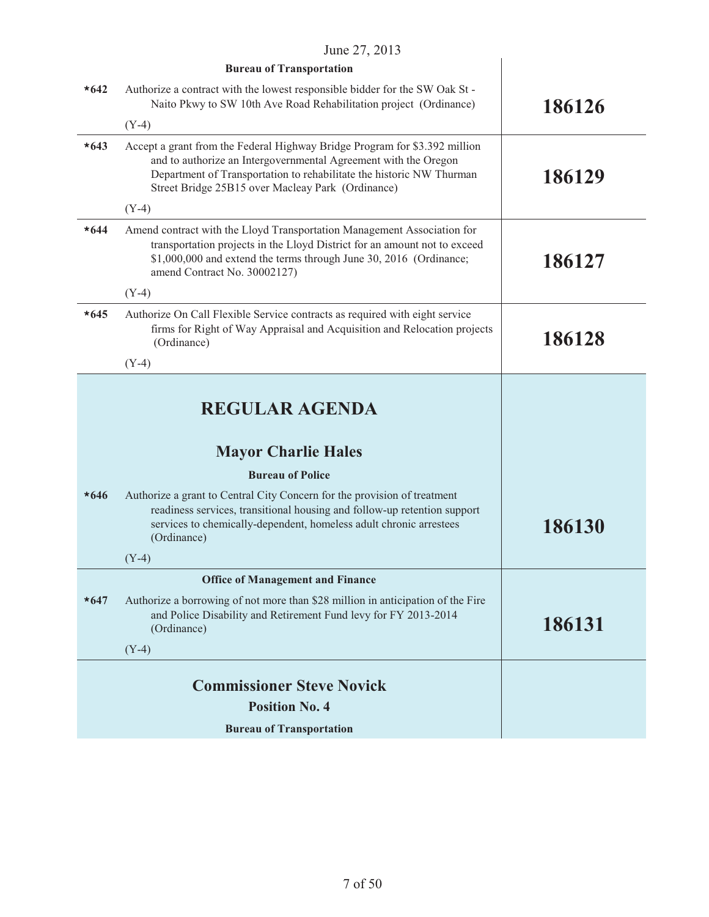June 27, 2013

| | **Bureau of Transportation** | |
|---|---|---|
| ***642** | Authorize a contract with the lowest responsible bidder for the SW Oak St - Naito Pkwy to SW 10th Ave Road Rehabilitation project (Ordinance)<br><br>(Y-4) | **186126** |
| ***643** | Accept a grant from the Federal Highway Bridge Program for $3.392 million and to authorize an Intergovernmental Agreement with the Oregon Department of Transportation to rehabilitate the historic NW Thurman Street Bridge 25B15 over Macleay Park (Ordinance)<br><br>(Y-4) | **186129** |
| ***644** | Amend contract with the Lloyd Transportation Management Association for transportation projects in the Lloyd District for an amount not to exceed $1,000,000 and extend the terms through June 30, 2016 (Ordinance; amend Contract No. 30002127)<br><br>(Y-4) | **186127** |
| ***645** | Authorize On Call Flexible Service contracts as required with eight service firms for Right of Way Appraisal and Acquisition and Relocation projects (Ordinance)<br><br>(Y-4) | **186128** |

# REGULAR AGENDA

## Mayor Charlie Hales

| | **Bureau of Police** | |
|---|---|---|
| ***646** | Authorize a grant to Central City Concern for the provision of treatment readiness services, transitional housing and follow-up retention support services to chemically-dependent, homeless adult chronic arrestees (Ordinance)<br><br>(Y-4) | **186130** |
| | **Office of Management and Finance** | |
| ***647** | Authorize a borrowing of not more than $28 million in anticipation of the Fire and Police Disability and Retirement Fund levy for FY 2013-2014 (Ordinance)<br><br>(Y-4) | **186131** |

## Commissioner Steve Novick

### Position No. 4

**Bureau of Transportation**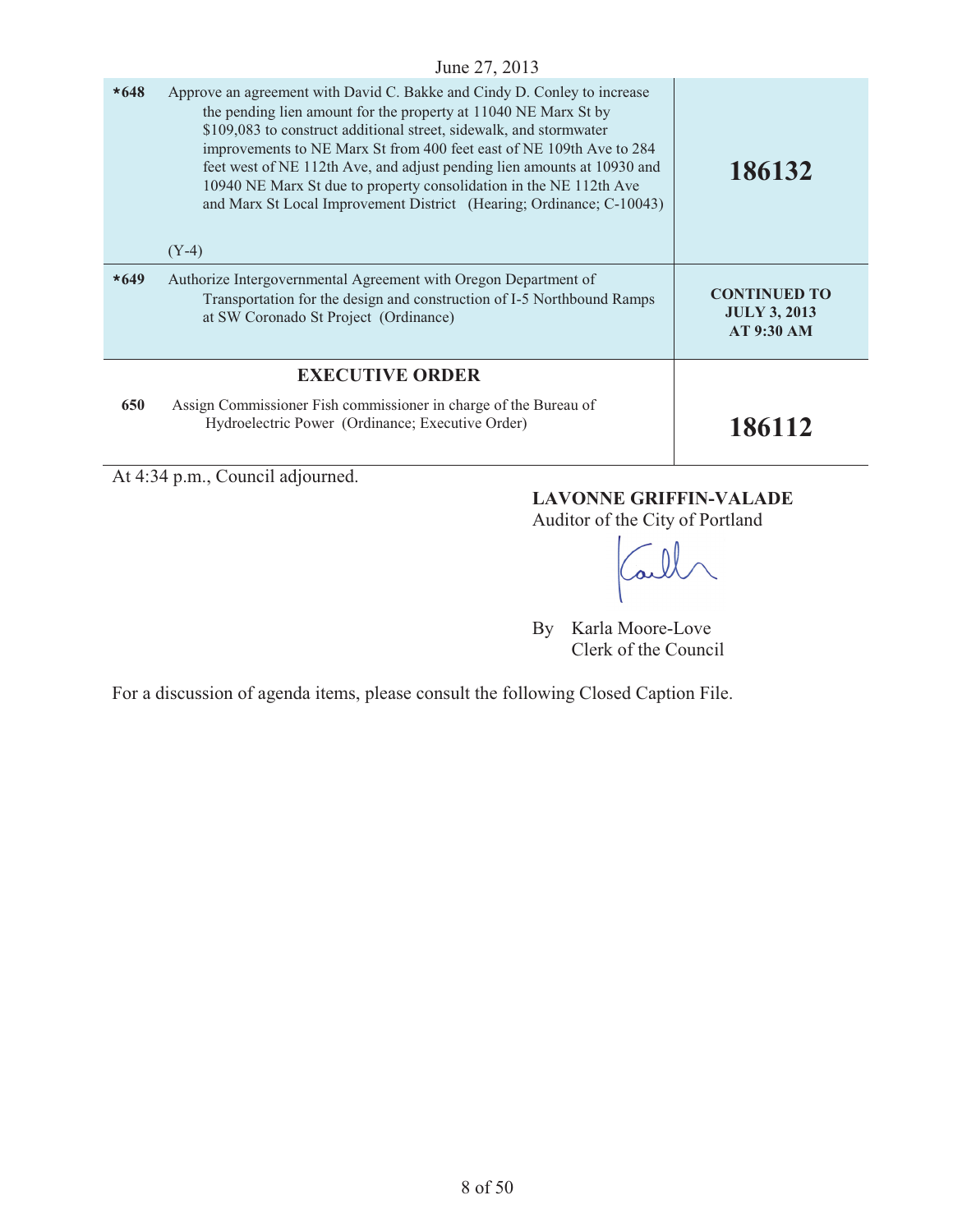| | | |
|---|---|---|
| *648 | Approve an agreement with David C. Bakke and Cindy D. Conley to increase the pending lien amount for the property at 11040 NE Marx St by $109,083 to construct additional street, sidewalk, and stormwater improvements to NE Marx St from 400 feet east of NE 109th Ave to 284 feet west of NE 112th Ave, and adjust pending lien amounts at 10930 and 10940 NE Marx St due to property consolidation in the NE 112th Ave and Marx St Local Improvement District (Hearing; Ordinance; C-10043)<br><br>(Y-4) | **186132** |
| *649 | Authorize Intergovernmental Agreement with Oregon Department of Transportation for the design and construction of I-5 Northbound Ramps at SW Coronado St Project (Ordinance) | **CONTINUED TO JULY 3, 2013 AT 9:30 AM** |
| | **EXECUTIVE ORDER** | |
| **650** | Assign Commissioner Fish commissioner in charge of the Bureau of Hydroelectric Power (Ordinance; Executive Order) | **186112** |

At 4:34 p.m., Council adjourned.

**LAVONNE GRIFFIN-VALADE**
Auditor of the City of Portland

By Karla Moore-Love
Clerk of the Council

For a discussion of agenda items, please consult the following Closed Caption File.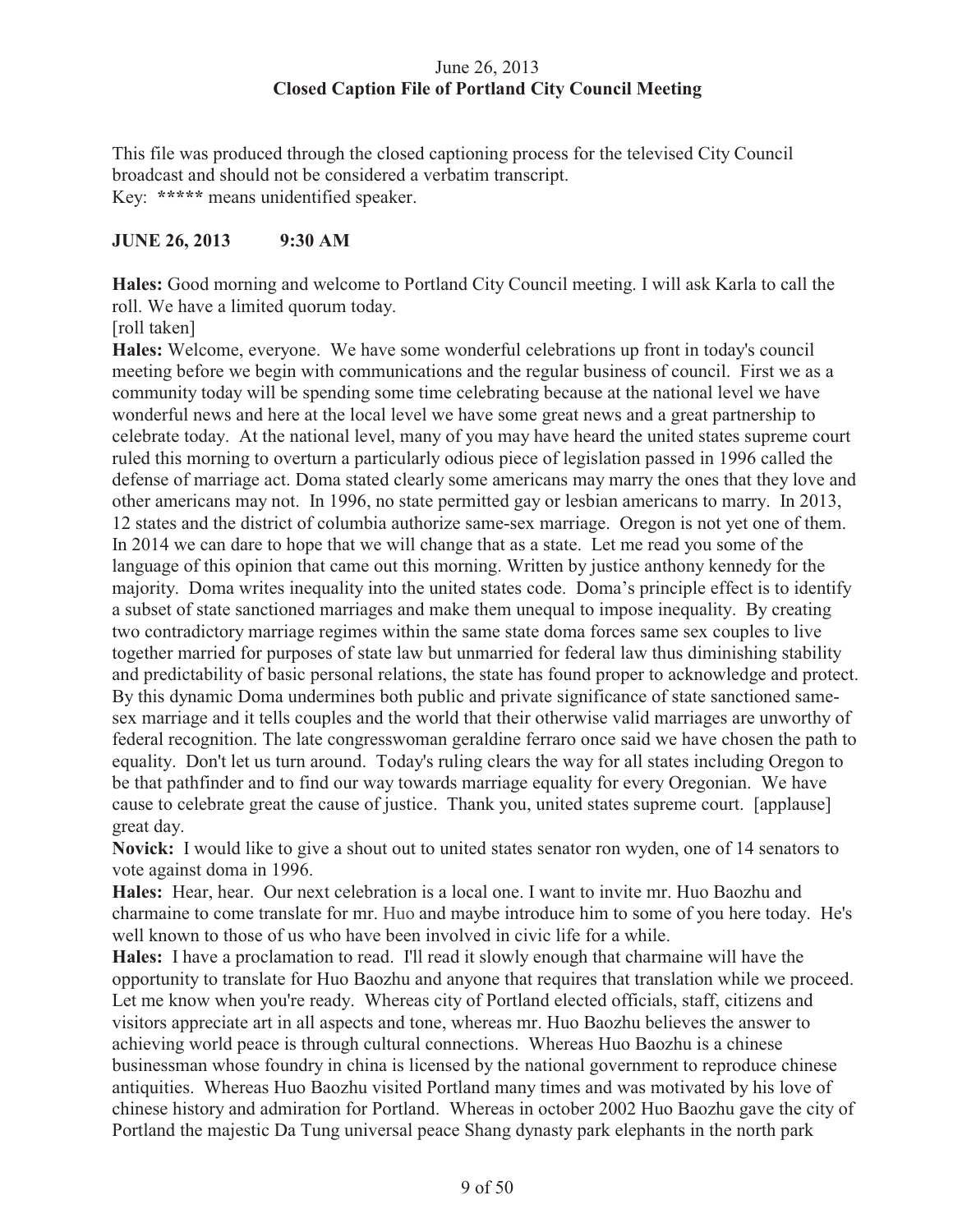June 26, 2013
**Closed Caption File of Portland City Council Meeting**

This file was produced through the closed captioning process for the televised City Council broadcast and should not be considered a verbatim transcript.
Key: **\*\*\*\*\*** means unidentified speaker.

**JUNE 26, 2013 9:30 AM**

**Hales:** Good morning and welcome to Portland City Council meeting. I will ask Karla to call the roll. We have a limited quorum today.
[roll taken]
**Hales:** Welcome, everyone. We have some wonderful celebrations up front in today's council meeting before we begin with communications and the regular business of council. First we as a community today will be spending some time celebrating because at the national level we have wonderful news and here at the local level we have some great news and a great partnership to celebrate today. At the national level, many of you may have heard the united states supreme court ruled this morning to overturn a particularly odious piece of legislation passed in 1996 called the defense of marriage act. Doma stated clearly some americans may marry the ones that they love and other americans may not. In 1996, no state permitted gay or lesbian americans to marry. In 2013, 12 states and the district of columbia authorize same-sex marriage. Oregon is not yet one of them. In 2014 we can dare to hope that we will change that as a state. Let me read you some of the language of this opinion that came out this morning. Written by justice anthony kennedy for the majority. Doma writes inequality into the united states code. Doma's principle effect is to identify a subset of state sanctioned marriages and make them unequal to impose inequality. By creating two contradictory marriage regimes within the same state doma forces same sex couples to live together married for purposes of state law but unmarried for federal law thus diminishing stability and predictability of basic personal relations, the state has found proper to acknowledge and protect. By this dynamic Doma undermines both public and private significance of state sanctioned same-sex marriage and it tells couples and the world that their otherwise valid marriages are unworthy of federal recognition. The late congresswoman geraldine ferraro once said we have chosen the path to equality. Don't let us turn around. Today's ruling clears the way for all states including Oregon to be that pathfinder and to find our way towards marriage equality for every Oregonian. We have cause to celebrate great the cause of justice. Thank you, united states supreme court. [applause] great day.
**Novick:** I would like to give a shout out to united states senator ron wyden, one of 14 senators to vote against doma in 1996.
**Hales:** Hear, hear. Our next celebration is a local one. I want to invite mr. Huo Baozhu and charmaine to come translate for mr. Huo and maybe introduce him to some of you here today. He's well known to those of us who have been involved in civic life for a while.
**Hales:** I have a proclamation to read. I'll read it slowly enough that charmaine will have the opportunity to translate for Huo Baozhu and anyone that requires that translation while we proceed. Let me know when you're ready. Whereas city of Portland elected officials, staff, citizens and visitors appreciate art in all aspects and tone, whereas mr. Huo Baozhu believes the answer to achieving world peace is through cultural connections. Whereas Huo Baozhu is a chinese businessman whose foundry in china is licensed by the national government to reproduce chinese antiquities. Whereas Huo Baozhu visited Portland many times and was motivated by his love of chinese history and admiration for Portland. Whereas in october 2002 Huo Baozhu gave the city of Portland the majestic Da Tung universal peace Shang dynasty park elephants in the north park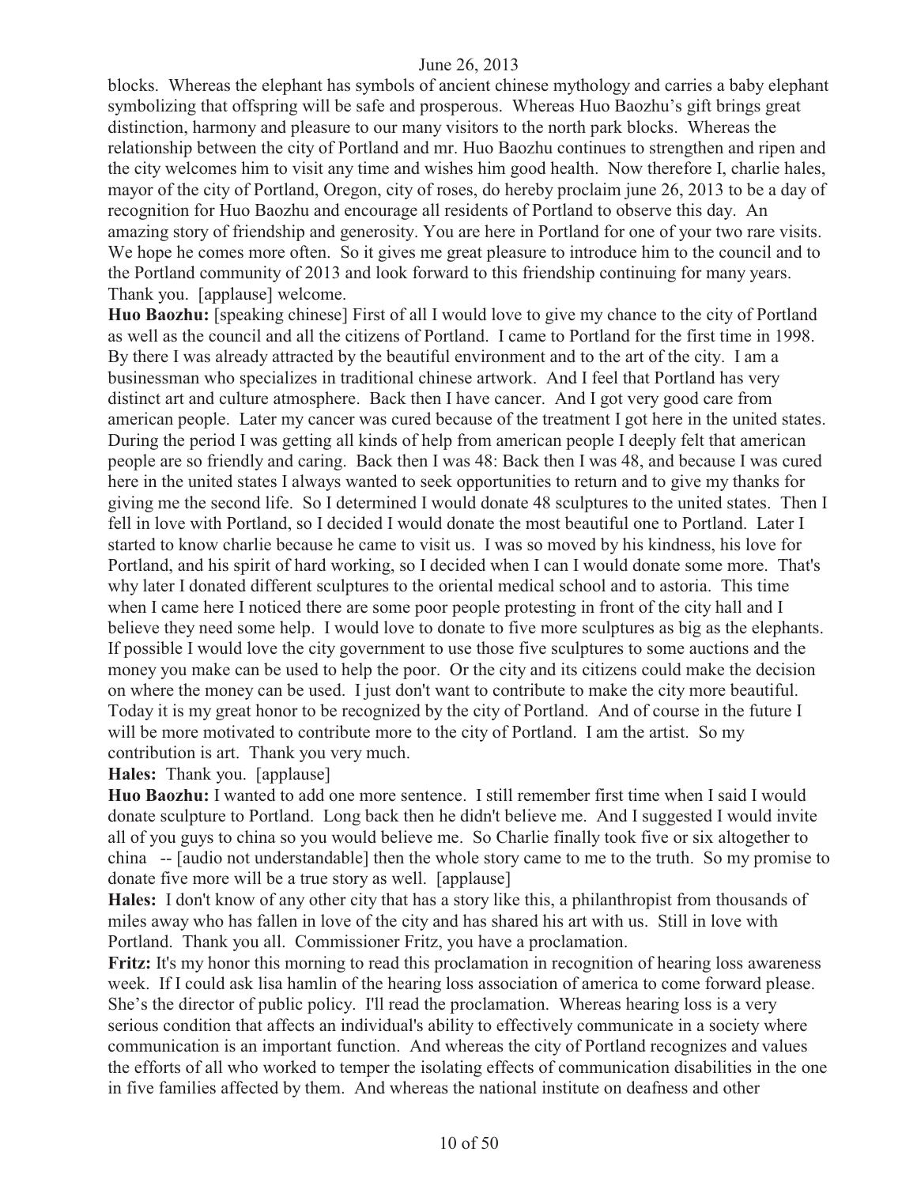blocks. Whereas the elephant has symbols of ancient chinese mythology and carries a baby elephant symbolizing that offspring will be safe and prosperous. Whereas Huo Baozhu's gift brings great distinction, harmony and pleasure to our many visitors to the north park blocks. Whereas the relationship between the city of Portland and mr. Huo Baozhu continues to strengthen and ripen and the city welcomes him to visit any time and wishes him good health. Now therefore I, charlie hales, mayor of the city of Portland, Oregon, city of roses, do hereby proclaim june 26, 2013 to be a day of recognition for Huo Baozhu and encourage all residents of Portland to observe this day. An amazing story of friendship and generosity. You are here in Portland for one of your two rare visits. We hope he comes more often. So it gives me great pleasure to introduce him to the council and to the Portland community of 2013 and look forward to this friendship continuing for many years. Thank you. [applause] welcome.

**Huo Baozhu:** [speaking chinese] First of all I would love to give my chance to the city of Portland as well as the council and all the citizens of Portland. I came to Portland for the first time in 1998. By there I was already attracted by the beautiful environment and to the art of the city. I am a businessman who specializes in traditional chinese artwork. And I feel that Portland has very distinct art and culture atmosphere. Back then I have cancer. And I got very good care from american people. Later my cancer was cured because of the treatment I got here in the united states. During the period I was getting all kinds of help from american people I deeply felt that american people are so friendly and caring. Back then I was 48: Back then I was 48, and because I was cured here in the united states I always wanted to seek opportunities to return and to give my thanks for giving me the second life. So I determined I would donate 48 sculptures to the united states. Then I fell in love with Portland, so I decided I would donate the most beautiful one to Portland. Later I started to know charlie because he came to visit us. I was so moved by his kindness, his love for Portland, and his spirit of hard working, so I decided when I can I would donate some more. That's why later I donated different sculptures to the oriental medical school and to astoria. This time when I came here I noticed there are some poor people protesting in front of the city hall and I believe they need some help. I would love to donate to five more sculptures as big as the elephants. If possible I would love the city government to use those five sculptures to some auctions and the money you make can be used to help the poor. Or the city and its citizens could make the decision on where the money can be used. I just don't want to contribute to make the city more beautiful. Today it is my great honor to be recognized by the city of Portland. And of course in the future I will be more motivated to contribute more to the city of Portland. I am the artist. So my contribution is art. Thank you very much.

**Hales:** Thank you. [applause]

**Huo Baozhu:** I wanted to add one more sentence. I still remember first time when I said I would donate sculpture to Portland. Long back then he didn't believe me. And I suggested I would invite all of you guys to china so you would believe me. So Charlie finally took five or six altogether to china -- [audio not understandable] then the whole story came to me to the truth. So my promise to donate five more will be a true story as well. [applause]

**Hales:** I don't know of any other city that has a story like this, a philanthropist from thousands of miles away who has fallen in love of the city and has shared his art with us. Still in love with Portland. Thank you all. Commissioner Fritz, you have a proclamation.

**Fritz:** It's my honor this morning to read this proclamation in recognition of hearing loss awareness week. If I could ask lisa hamlin of the hearing loss association of america to come forward please. She's the director of public policy. I'll read the proclamation. Whereas hearing loss is a very serious condition that affects an individual's ability to effectively communicate in a society where communication is an important function. And whereas the city of Portland recognizes and values the efforts of all who worked to temper the isolating effects of communication disabilities in the one in five families affected by them. And whereas the national institute on deafness and other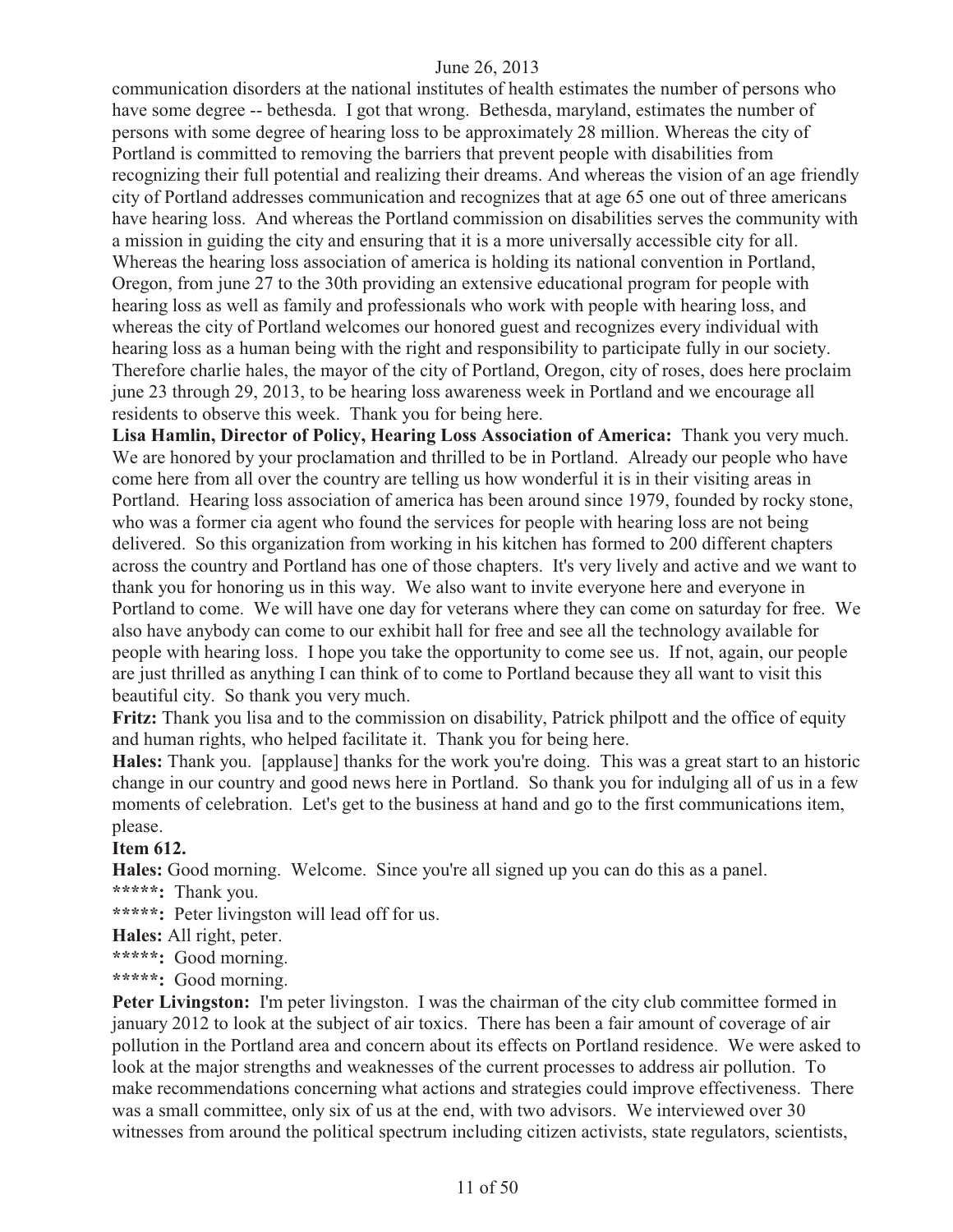communication disorders at the national institutes of health estimates the number of persons who have some degree -- bethesda. I got that wrong. Bethesda, maryland, estimates the number of persons with some degree of hearing loss to be approximately 28 million. Whereas the city of Portland is committed to removing the barriers that prevent people with disabilities from recognizing their full potential and realizing their dreams. And whereas the vision of an age friendly city of Portland addresses communication and recognizes that at age 65 one out of three americans have hearing loss. And whereas the Portland commission on disabilities serves the community with a mission in guiding the city and ensuring that it is a more universally accessible city for all. Whereas the hearing loss association of america is holding its national convention in Portland, Oregon, from june 27 to the 30th providing an extensive educational program for people with hearing loss as well as family and professionals who work with people with hearing loss, and whereas the city of Portland welcomes our honored guest and recognizes every individual with hearing loss as a human being with the right and responsibility to participate fully in our society. Therefore charlie hales, the mayor of the city of Portland, Oregon, city of roses, does here proclaim june 23 through 29, 2013, to be hearing loss awareness week in Portland and we encourage all residents to observe this week. Thank you for being here.

**Lisa Hamlin, Director of Policy, Hearing Loss Association of America:** Thank you very much. We are honored by your proclamation and thrilled to be in Portland. Already our people who have come here from all over the country are telling us how wonderful it is in their visiting areas in Portland. Hearing loss association of america has been around since 1979, founded by rocky stone, who was a former cia agent who found the services for people with hearing loss are not being delivered. So this organization from working in his kitchen has formed to 200 different chapters across the country and Portland has one of those chapters. It's very lively and active and we want to thank you for honoring us in this way. We also want to invite everyone here and everyone in Portland to come. We will have one day for veterans where they can come on saturday for free. We also have anybody can come to our exhibit hall for free and see all the technology available for people with hearing loss. I hope you take the opportunity to come see us. If not, again, our people are just thrilled as anything I can think of to come to Portland because they all want to visit this beautiful city. So thank you very much.

**Fritz:** Thank you lisa and to the commission on disability, Patrick philpott and the office of equity and human rights, who helped facilitate it. Thank you for being here.

**Hales:** Thank you. [applause] thanks for the work you're doing. This was a great start to an historic change in our country and good news here in Portland. So thank you for indulging all of us in a few moments of celebration. Let's get to the business at hand and go to the first communications item, please.

**Item 612.**

**Hales:** Good morning. Welcome. Since you're all signed up you can do this as a panel.

**\*\*\*\*\*:** Thank you.

**\*\*\*\*\*:** Peter livingston will lead off for us.

**Hales:** All right, peter.

**\*\*\*\*\*:** Good morning.

**\*\*\*\*\*:** Good morning.

**Peter Livingston:** I'm peter livingston. I was the chairman of the city club committee formed in january 2012 to look at the subject of air toxics. There has been a fair amount of coverage of air pollution in the Portland area and concern about its effects on Portland residence. We were asked to look at the major strengths and weaknesses of the current processes to address air pollution. To make recommendations concerning what actions and strategies could improve effectiveness. There was a small committee, only six of us at the end, with two advisors. We interviewed over 30 witnesses from around the political spectrum including citizen activists, state regulators, scientists,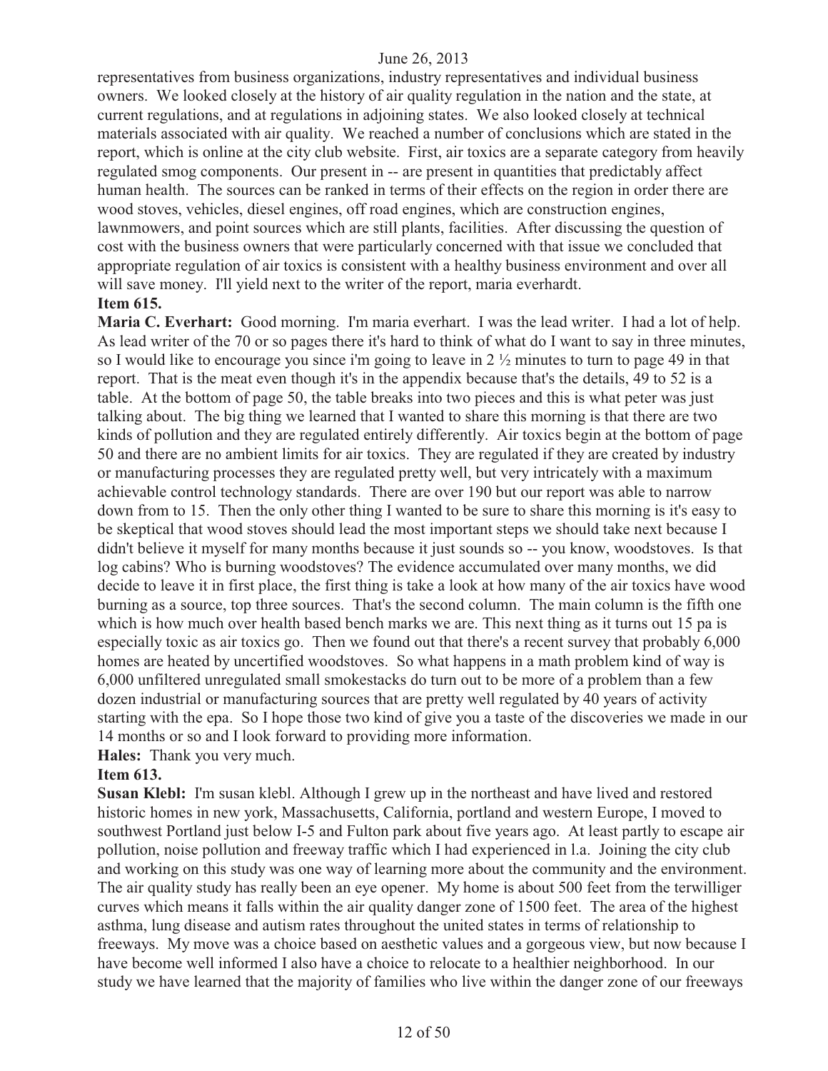representatives from business organizations, industry representatives and individual business owners. We looked closely at the history of air quality regulation in the nation and the state, at current regulations, and at regulations in adjoining states. We also looked closely at technical materials associated with air quality. We reached a number of conclusions which are stated in the report, which is online at the city club website. First, air toxics are a separate category from heavily regulated smog components. Our present in -- are present in quantities that predictably affect human health. The sources can be ranked in terms of their effects on the region in order there are wood stoves, vehicles, diesel engines, off road engines, which are construction engines, lawnmowers, and point sources which are still plants, facilities. After discussing the question of cost with the business owners that were particularly concerned with that issue we concluded that appropriate regulation of air toxics is consistent with a healthy business environment and over all will save money. I'll yield next to the writer of the report, maria everhardt.

**Item 615.**

**Maria C. Everhart:** Good morning. I'm maria everhart. I was the lead writer. I had a lot of help. As lead writer of the 70 or so pages there it's hard to think of what do I want to say in three minutes, so I would like to encourage you since i'm going to leave in 2 ½ minutes to turn to page 49 in that report. That is the meat even though it's in the appendix because that's the details, 49 to 52 is a table. At the bottom of page 50, the table breaks into two pieces and this is what peter was just talking about. The big thing we learned that I wanted to share this morning is that there are two kinds of pollution and they are regulated entirely differently. Air toxics begin at the bottom of page 50 and there are no ambient limits for air toxics. They are regulated if they are created by industry or manufacturing processes they are regulated pretty well, but very intricately with a maximum achievable control technology standards. There are over 190 but our report was able to narrow down from to 15. Then the only other thing I wanted to be sure to share this morning is it's easy to be skeptical that wood stoves should lead the most important steps we should take next because I didn't believe it myself for many months because it just sounds so -- you know, woodstoves. Is that log cabins? Who is burning woodstoves? The evidence accumulated over many months, we did decide to leave it in first place, the first thing is take a look at how many of the air toxics have wood burning as a source, top three sources. That's the second column. The main column is the fifth one which is how much over health based bench marks we are. This next thing as it turns out 15 pa is especially toxic as air toxics go. Then we found out that there's a recent survey that probably 6,000 homes are heated by uncertified woodstoves. So what happens in a math problem kind of way is 6,000 unfiltered unregulated small smokestacks do turn out to be more of a problem than a few dozen industrial or manufacturing sources that are pretty well regulated by 40 years of activity starting with the epa. So I hope those two kind of give you a taste of the discoveries we made in our 14 months or so and I look forward to providing more information.

**Hales:** Thank you very much.

**Item 613.**

**Susan Klebl:** I'm susan klebl. Although I grew up in the northeast and have lived and restored historic homes in new york, Massachusetts, California, portland and western Europe, I moved to southwest Portland just below I-5 and Fulton park about five years ago. At least partly to escape air pollution, noise pollution and freeway traffic which I had experienced in l.a. Joining the city club and working on this study was one way of learning more about the community and the environment. The air quality study has really been an eye opener. My home is about 500 feet from the terwilliger curves which means it falls within the air quality danger zone of 1500 feet. The area of the highest asthma, lung disease and autism rates throughout the united states in terms of relationship to freeways. My move was a choice based on aesthetic values and a gorgeous view, but now because I have become well informed I also have a choice to relocate to a healthier neighborhood. In our study we have learned that the majority of families who live within the danger zone of our freeways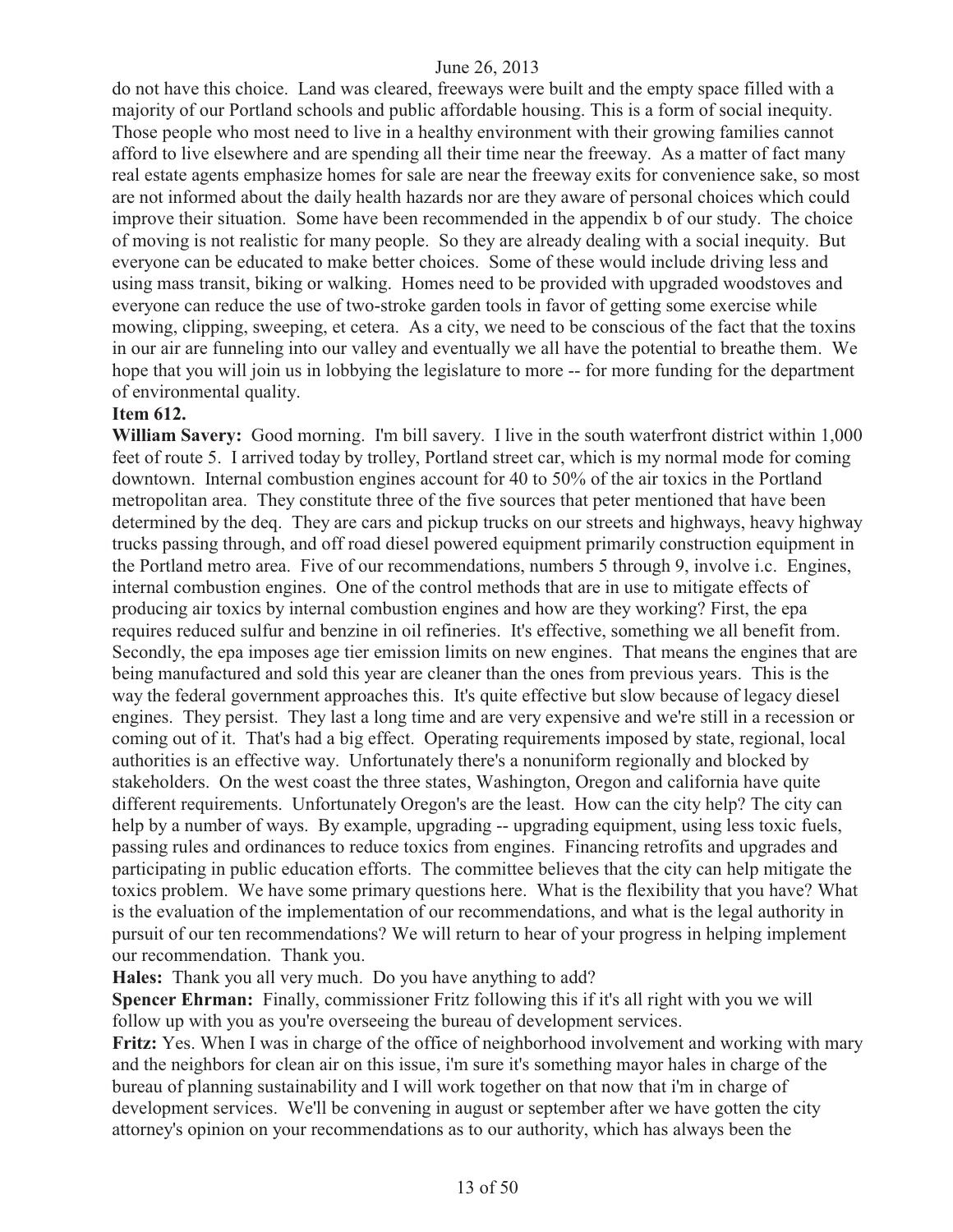do not have this choice. Land was cleared, freeways were built and the empty space filled with a majority of our Portland schools and public affordable housing. This is a form of social inequity. Those people who most need to live in a healthy environment with their growing families cannot afford to live elsewhere and are spending all their time near the freeway. As a matter of fact many real estate agents emphasize homes for sale are near the freeway exits for convenience sake, so most are not informed about the daily health hazards nor are they aware of personal choices which could improve their situation. Some have been recommended in the appendix b of our study. The choice of moving is not realistic for many people. So they are already dealing with a social inequity. But everyone can be educated to make better choices. Some of these would include driving less and using mass transit, biking or walking. Homes need to be provided with upgraded woodstoves and everyone can reduce the use of two-stroke garden tools in favor of getting some exercise while mowing, clipping, sweeping, et cetera. As a city, we need to be conscious of the fact that the toxins in our air are funneling into our valley and eventually we all have the potential to breathe them. We hope that you will join us in lobbying the legislature to more -- for more funding for the department of environmental quality.

**Item 612.**

**William Savery:** Good morning. I'm bill savery. I live in the south waterfront district within 1,000 feet of route 5. I arrived today by trolley, Portland street car, which is my normal mode for coming downtown. Internal combustion engines account for 40 to 50% of the air toxics in the Portland metropolitan area. They constitute three of the five sources that peter mentioned that have been determined by the deq. They are cars and pickup trucks on our streets and highways, heavy highway trucks passing through, and off road diesel powered equipment primarily construction equipment in the Portland metro area. Five of our recommendations, numbers 5 through 9, involve i.c. Engines, internal combustion engines. One of the control methods that are in use to mitigate effects of producing air toxics by internal combustion engines and how are they working? First, the epa requires reduced sulfur and benzine in oil refineries. It's effective, something we all benefit from. Secondly, the epa imposes age tier emission limits on new engines. That means the engines that are being manufactured and sold this year are cleaner than the ones from previous years. This is the way the federal government approaches this. It's quite effective but slow because of legacy diesel engines. They persist. They last a long time and are very expensive and we're still in a recession or coming out of it. That's had a big effect. Operating requirements imposed by state, regional, local authorities is an effective way. Unfortunately there's a nonuniform regionally and blocked by stakeholders. On the west coast the three states, Washington, Oregon and california have quite different requirements. Unfortunately Oregon's are the least. How can the city help? The city can help by a number of ways. By example, upgrading -- upgrading equipment, using less toxic fuels, passing rules and ordinances to reduce toxics from engines. Financing retrofits and upgrades and participating in public education efforts. The committee believes that the city can help mitigate the toxics problem. We have some primary questions here. What is the flexibility that you have? What is the evaluation of the implementation of our recommendations, and what is the legal authority in pursuit of our ten recommendations? We will return to hear of your progress in helping implement our recommendation. Thank you.

**Hales:** Thank you all very much. Do you have anything to add?

**Spencer Ehrman:** Finally, commissioner Fritz following this if it's all right with you we will follow up with you as you're overseeing the bureau of development services.

**Fritz:** Yes. When I was in charge of the office of neighborhood involvement and working with mary and the neighbors for clean air on this issue, i'm sure it's something mayor hales in charge of the bureau of planning sustainability and I will work together on that now that i'm in charge of development services. We'll be convening in august or september after we have gotten the city attorney's opinion on your recommendations as to our authority, which has always been the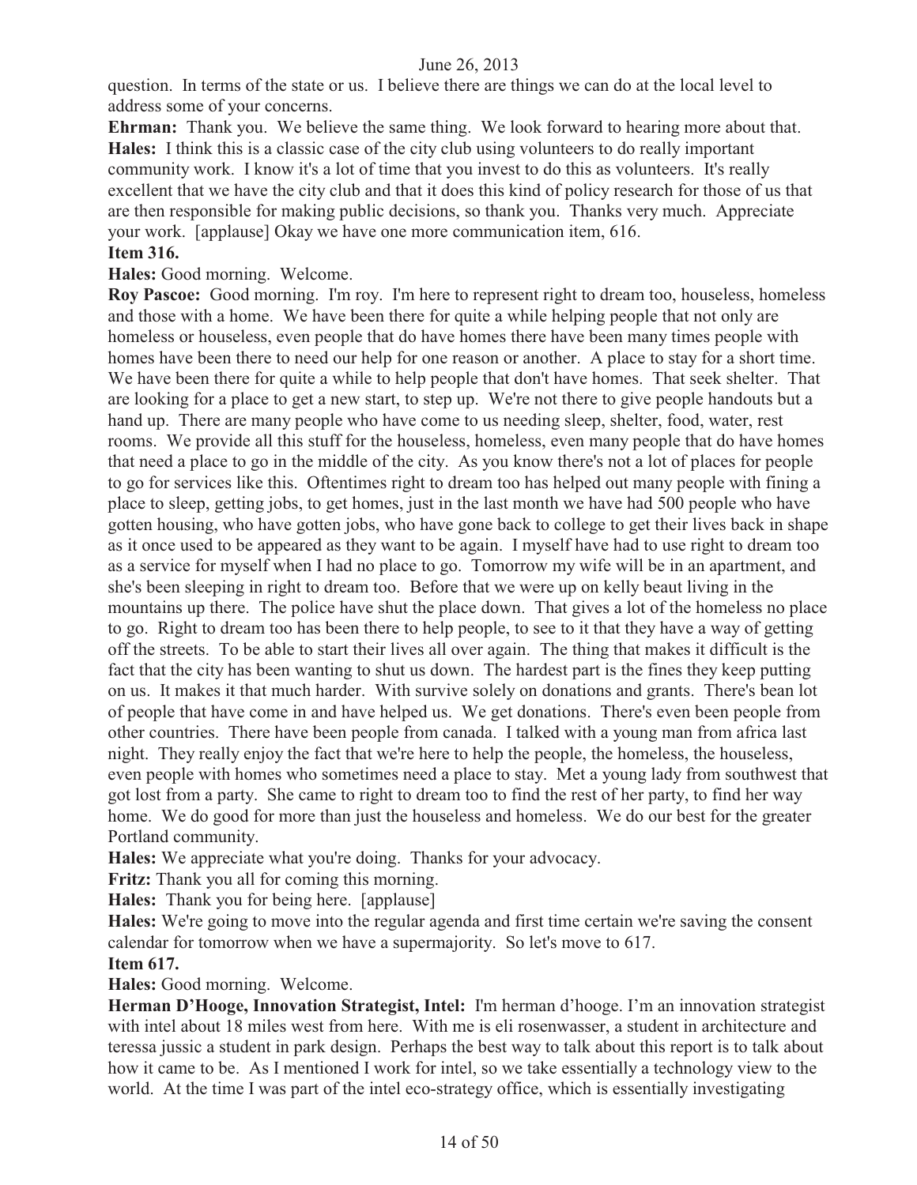question. In terms of the state or us. I believe there are things we can do at the local level to address some of your concerns.

**Ehrman:** Thank you. We believe the same thing. We look forward to hearing more about that.

**Hales:** I think this is a classic case of the city club using volunteers to do really important community work. I know it's a lot of time that you invest to do this as volunteers. It's really excellent that we have the city club and that it does this kind of policy research for those of us that are then responsible for making public decisions, so thank you. Thanks very much. Appreciate your work. [applause] Okay we have one more communication item, 616.

**Item 316.**

**Hales:** Good morning. Welcome.

**Roy Pascoe:** Good morning. I'm roy. I'm here to represent right to dream too, houseless, homeless and those with a home. We have been there for quite a while helping people that not only are homeless or houseless, even people that do have homes there have been many times people with homes have been there to need our help for one reason or another. A place to stay for a short time. We have been there for quite a while to help people that don't have homes. That seek shelter. That are looking for a place to get a new start, to step up. We're not there to give people handouts but a hand up. There are many people who have come to us needing sleep, shelter, food, water, rest rooms. We provide all this stuff for the houseless, homeless, even many people that do have homes that need a place to go in the middle of the city. As you know there's not a lot of places for people to go for services like this. Oftentimes right to dream too has helped out many people with fining a place to sleep, getting jobs, to get homes, just in the last month we have had 500 people who have gotten housing, who have gotten jobs, who have gone back to college to get their lives back in shape as it once used to be appeared as they want to be again. I myself have had to use right to dream too as a service for myself when I had no place to go. Tomorrow my wife will be in an apartment, and she's been sleeping in right to dream too. Before that we were up on kelly beaut living in the mountains up there. The police have shut the place down. That gives a lot of the homeless no place to go. Right to dream too has been there to help people, to see to it that they have a way of getting off the streets. To be able to start their lives all over again. The thing that makes it difficult is the fact that the city has been wanting to shut us down. The hardest part is the fines they keep putting on us. It makes it that much harder. With survive solely on donations and grants. There's bean lot of people that have come in and have helped us. We get donations. There's even been people from other countries. There have been people from canada. I talked with a young man from africa last night. They really enjoy the fact that we're here to help the people, the homeless, the houseless, even people with homes who sometimes need a place to stay. Met a young lady from southwest that got lost from a party. She came to right to dream too to find the rest of her party, to find her way home. We do good for more than just the houseless and homeless. We do our best for the greater Portland community.

**Hales:** We appreciate what you're doing. Thanks for your advocacy.

**Fritz:** Thank you all for coming this morning.

**Hales:** Thank you for being here. [applause]

**Hales:** We're going to move into the regular agenda and first time certain we're saving the consent calendar for tomorrow when we have a supermajority. So let's move to 617.

**Item 617.**

**Hales:** Good morning. Welcome.

**Herman D'Hooge, Innovation Strategist, Intel:** I'm herman d'hooge. I'm an innovation strategist with intel about 18 miles west from here. With me is eli rosenwasser, a student in architecture and teressa jussic a student in park design. Perhaps the best way to talk about this report is to talk about how it came to be. As I mentioned I work for intel, so we take essentially a technology view to the world. At the time I was part of the intel eco-strategy office, which is essentially investigating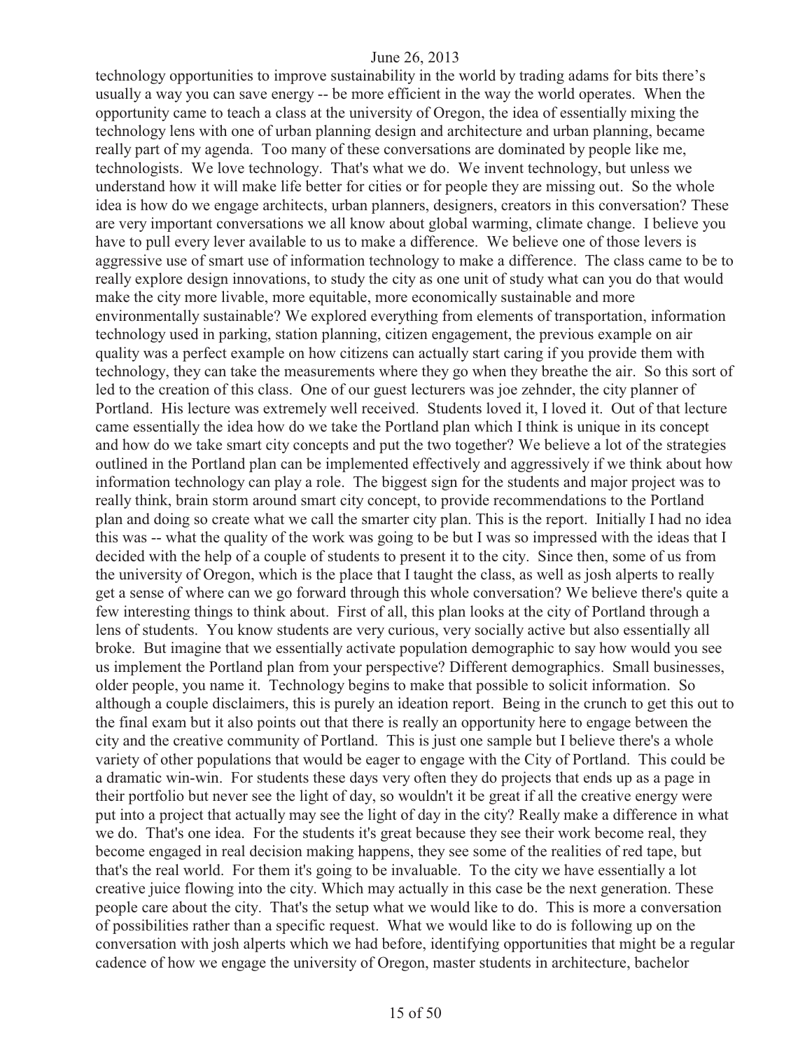technology opportunities to improve sustainability in the world by trading adams for bits there's usually a way you can save energy -- be more efficient in the way the world operates. When the opportunity came to teach a class at the university of Oregon, the idea of essentially mixing the technology lens with one of urban planning design and architecture and urban planning, became really part of my agenda. Too many of these conversations are dominated by people like me, technologists. We love technology. That's what we do. We invent technology, but unless we understand how it will make life better for cities or for people they are missing out. So the whole idea is how do we engage architects, urban planners, designers, creators in this conversation? These are very important conversations we all know about global warming, climate change. I believe you have to pull every lever available to us to make a difference. We believe one of those levers is aggressive use of smart use of information technology to make a difference. The class came to be to really explore design innovations, to study the city as one unit of study what can you do that would make the city more livable, more equitable, more economically sustainable and more environmentally sustainable? We explored everything from elements of transportation, information technology used in parking, station planning, citizen engagement, the previous example on air quality was a perfect example on how citizens can actually start caring if you provide them with technology, they can take the measurements where they go when they breathe the air. So this sort of led to the creation of this class. One of our guest lecturers was joe zehnder, the city planner of Portland. His lecture was extremely well received. Students loved it, I loved it. Out of that lecture came essentially the idea how do we take the Portland plan which I think is unique in its concept and how do we take smart city concepts and put the two together? We believe a lot of the strategies outlined in the Portland plan can be implemented effectively and aggressively if we think about how information technology can play a role. The biggest sign for the students and major project was to really think, brain storm around smart city concept, to provide recommendations to the Portland plan and doing so create what we call the smarter city plan. This is the report. Initially I had no idea this was -- what the quality of the work was going to be but I was so impressed with the ideas that I decided with the help of a couple of students to present it to the city. Since then, some of us from the university of Oregon, which is the place that I taught the class, as well as josh alperts to really get a sense of where can we go forward through this whole conversation? We believe there's quite a few interesting things to think about. First of all, this plan looks at the city of Portland through a lens of students. You know students are very curious, very socially active but also essentially all broke. But imagine that we essentially activate population demographic to say how would you see us implement the Portland plan from your perspective? Different demographics. Small businesses, older people, you name it. Technology begins to make that possible to solicit information. So although a couple disclaimers, this is purely an ideation report. Being in the crunch to get this out to the final exam but it also points out that there is really an opportunity here to engage between the city and the creative community of Portland. This is just one sample but I believe there's a whole variety of other populations that would be eager to engage with the City of Portland. This could be a dramatic win-win. For students these days very often they do projects that ends up as a page in their portfolio but never see the light of day, so wouldn't it be great if all the creative energy were put into a project that actually may see the light of day in the city? Really make a difference in what we do. That's one idea. For the students it's great because they see their work become real, they become engaged in real decision making happens, they see some of the realities of red tape, but that's the real world. For them it's going to be invaluable. To the city we have essentially a lot creative juice flowing into the city. Which may actually in this case be the next generation. These people care about the city. That's the setup what we would like to do. This is more a conversation of possibilities rather than a specific request. What we would like to do is following up on the conversation with josh alperts which we had before, identifying opportunities that might be a regular cadence of how we engage the university of Oregon, master students in architecture, bachelor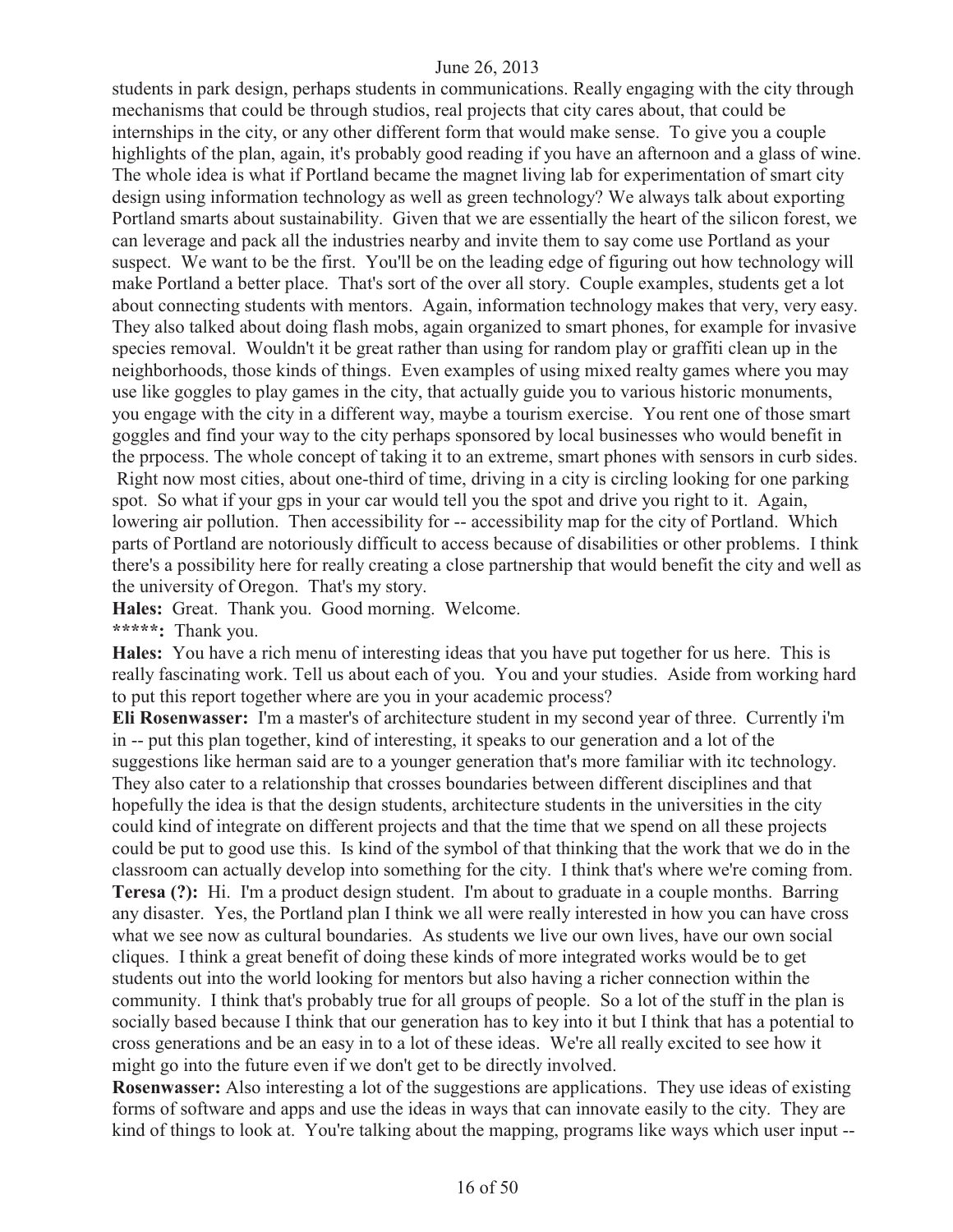students in park design, perhaps students in communications. Really engaging with the city through mechanisms that could be through studios, real projects that city cares about, that could be internships in the city, or any other different form that would make sense. To give you a couple highlights of the plan, again, it's probably good reading if you have an afternoon and a glass of wine. The whole idea is what if Portland became the magnet living lab for experimentation of smart city design using information technology as well as green technology? We always talk about exporting Portland smarts about sustainability. Given that we are essentially the heart of the silicon forest, we can leverage and pack all the industries nearby and invite them to say come use Portland as your suspect. We want to be the first. You'll be on the leading edge of figuring out how technology will make Portland a better place. That's sort of the over all story. Couple examples, students get a lot about connecting students with mentors. Again, information technology makes that very, very easy. They also talked about doing flash mobs, again organized to smart phones, for example for invasive species removal. Wouldn't it be great rather than using for random play or graffiti clean up in the neighborhoods, those kinds of things. Even examples of using mixed realty games where you may use like goggles to play games in the city, that actually guide you to various historic monuments, you engage with the city in a different way, maybe a tourism exercise. You rent one of those smart goggles and find your way to the city perhaps sponsored by local businesses who would benefit in the prpocess. The whole concept of taking it to an extreme, smart phones with sensors in curb sides. Right now most cities, about one-third of time, driving in a city is circling looking for one parking spot. So what if your gps in your car would tell you the spot and drive you right to it. Again, lowering air pollution. Then accessibility for -- accessibility map for the city of Portland. Which parts of Portland are notoriously difficult to access because of disabilities or other problems. I think there's a possibility here for really creating a close partnership that would benefit the city and well as the university of Oregon. That's my story.

**Hales:** Great. Thank you. Good morning. Welcome.

**\*\*\*\*\*:** Thank you.

**Hales:** You have a rich menu of interesting ideas that you have put together for us here. This is really fascinating work. Tell us about each of you. You and your studies. Aside from working hard to put this report together where are you in your academic process?

**Eli Rosenwasser:** I'm a master's of architecture student in my second year of three. Currently i'm in -- put this plan together, kind of interesting, it speaks to our generation and a lot of the suggestions like herman said are to a younger generation that's more familiar with itc technology. They also cater to a relationship that crosses boundaries between different disciplines and that hopefully the idea is that the design students, architecture students in the universities in the city could kind of integrate on different projects and that the time that we spend on all these projects could be put to good use this. Is kind of the symbol of that thinking that the work that we do in the classroom can actually develop into something for the city. I think that's where we're coming from.

**Teresa (?):** Hi. I'm a product design student. I'm about to graduate in a couple months. Barring any disaster. Yes, the Portland plan I think we all were really interested in how you can have cross what we see now as cultural boundaries. As students we live our own lives, have our own social cliques. I think a great benefit of doing these kinds of more integrated works would be to get students out into the world looking for mentors but also having a richer connection within the community. I think that's probably true for all groups of people. So a lot of the stuff in the plan is socially based because I think that our generation has to key into it but I think that has a potential to cross generations and be an easy in to a lot of these ideas. We're all really excited to see how it might go into the future even if we don't get to be directly involved.

**Rosenwasser:** Also interesting a lot of the suggestions are applications. They use ideas of existing forms of software and apps and use the ideas in ways that can innovate easily to the city. They are kind of things to look at. You're talking about the mapping, programs like ways which user input --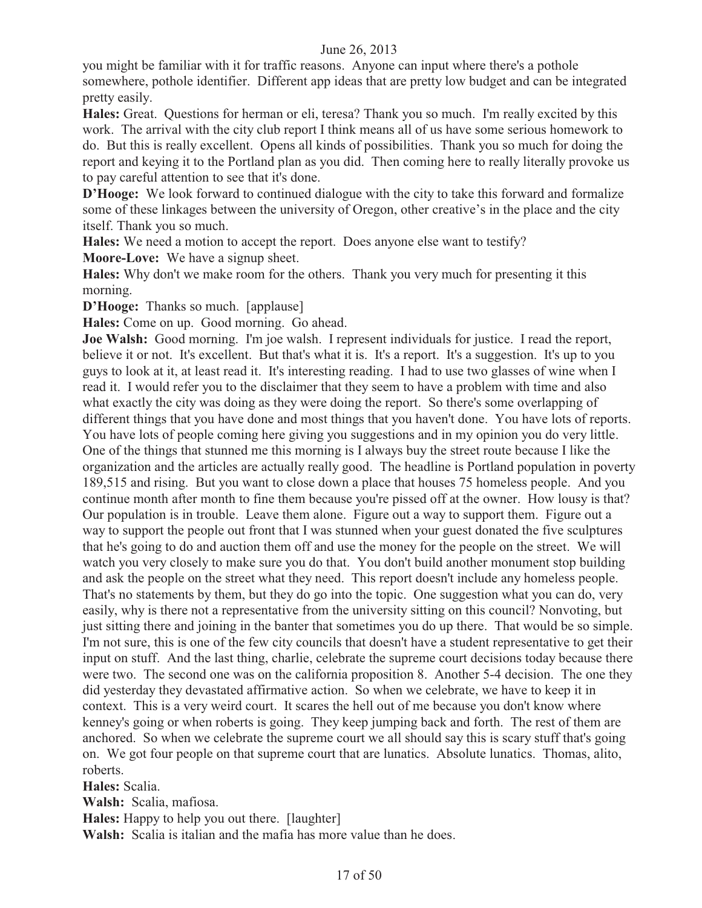you might be familiar with it for traffic reasons. Anyone can input where there's a pothole somewhere, pothole identifier. Different app ideas that are pretty low budget and can be integrated pretty easily.

**Hales:** Great. Questions for herman or eli, teresa? Thank you so much. I'm really excited by this work. The arrival with the city club report I think means all of us have some serious homework to do. But this is really excellent. Opens all kinds of possibilities. Thank you so much for doing the report and keying it to the Portland plan as you did. Then coming here to really literally provoke us to pay careful attention to see that it's done.

**D'Hooge:** We look forward to continued dialogue with the city to take this forward and formalize some of these linkages between the university of Oregon, other creative's in the place and the city itself. Thank you so much.

**Hales:** We need a motion to accept the report. Does anyone else want to testify?

**Moore-Love:** We have a signup sheet.

**Hales:** Why don't we make room for the others. Thank you very much for presenting it this morning.

**D'Hooge:** Thanks so much. [applause]

**Hales:** Come on up. Good morning. Go ahead.

**Joe Walsh:** Good morning. I'm joe walsh. I represent individuals for justice. I read the report, believe it or not. It's excellent. But that's what it is. It's a report. It's a suggestion. It's up to you guys to look at it, at least read it. It's interesting reading. I had to use two glasses of wine when I read it. I would refer you to the disclaimer that they seem to have a problem with time and also what exactly the city was doing as they were doing the report. So there's some overlapping of different things that you have done and most things that you haven't done. You have lots of reports. You have lots of people coming here giving you suggestions and in my opinion you do very little. One of the things that stunned me this morning is I always buy the street route because I like the organization and the articles are actually really good. The headline is Portland population in poverty 189,515 and rising. But you want to close down a place that houses 75 homeless people. And you continue month after month to fine them because you're pissed off at the owner. How lousy is that? Our population is in trouble. Leave them alone. Figure out a way to support them. Figure out a way to support the people out front that I was stunned when your guest donated the five sculptures that he's going to do and auction them off and use the money for the people on the street. We will watch you very closely to make sure you do that. You don't build another monument stop building and ask the people on the street what they need. This report doesn't include any homeless people. That's no statements by them, but they do go into the topic. One suggestion what you can do, very easily, why is there not a representative from the university sitting on this council? Nonvoting, but just sitting there and joining in the banter that sometimes you do up there. That would be so simple. I'm not sure, this is one of the few city councils that doesn't have a student representative to get their input on stuff. And the last thing, charlie, celebrate the supreme court decisions today because there were two. The second one was on the california proposition 8. Another 5-4 decision. The one they did yesterday they devastated affirmative action. So when we celebrate, we have to keep it in context. This is a very weird court. It scares the hell out of me because you don't know where kenney's going or when roberts is going. They keep jumping back and forth. The rest of them are anchored. So when we celebrate the supreme court we all should say this is scary stuff that's going on. We got four people on that supreme court that are lunatics. Absolute lunatics. Thomas, alito, roberts.

**Hales:** Scalia.

**Walsh:** Scalia, mafiosa.

**Hales:** Happy to help you out there. [laughter]

**Walsh:** Scalia is italian and the mafia has more value than he does.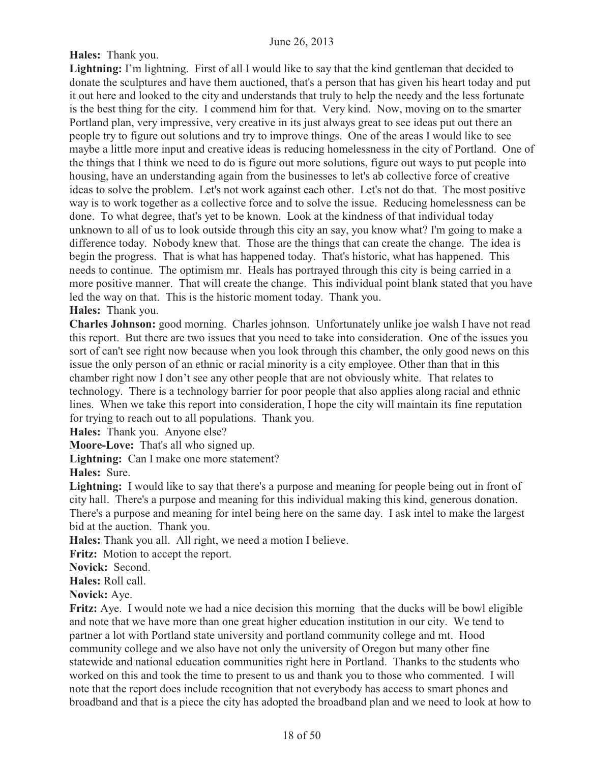**Hales:** Thank you.

**Lightning:** I'm lightning. First of all I would like to say that the kind gentleman that decided to donate the sculptures and have them auctioned, that's a person that has given his heart today and put it out here and looked to the city and understands that truly to help the needy and the less fortunate is the best thing for the city. I commend him for that. Very kind. Now, moving on to the smarter Portland plan, very impressive, very creative in its just always great to see ideas put out there an people try to figure out solutions and try to improve things. One of the areas I would like to see maybe a little more input and creative ideas is reducing homelessness in the city of Portland. One of the things that I think we need to do is figure out more solutions, figure out ways to put people into housing, have an understanding again from the businesses to let's ab collective force of creative ideas to solve the problem. Let's not work against each other. Let's not do that. The most positive way is to work together as a collective force and to solve the issue. Reducing homelessness can be done. To what degree, that's yet to be known. Look at the kindness of that individual today unknown to all of us to look outside through this city an say, you know what? I'm going to make a difference today. Nobody knew that. Those are the things that can create the change. The idea is begin the progress. That is what has happened today. That's historic, what has happened. This needs to continue. The optimism mr. Heals has portrayed through this city is being carried in a more positive manner. That will create the change. This individual point blank stated that you have led the way on that. This is the historic moment today. Thank you.

**Hales:** Thank you.

**Charles Johnson:** good morning. Charles johnson. Unfortunately unlike joe walsh I have not read this report. But there are two issues that you need to take into consideration. One of the issues you sort of can't see right now because when you look through this chamber, the only good news on this issue the only person of an ethnic or racial minority is a city employee. Other than that in this chamber right now I don't see any other people that are not obviously white. That relates to technology. There is a technology barrier for poor people that also applies along racial and ethnic lines. When we take this report into consideration, I hope the city will maintain its fine reputation for trying to reach out to all populations. Thank you.

**Hales:** Thank you. Anyone else?

**Moore-Love:** That's all who signed up.

**Lightning:** Can I make one more statement?

**Hales:** Sure.

**Lightning:** I would like to say that there's a purpose and meaning for people being out in front of city hall. There's a purpose and meaning for this individual making this kind, generous donation. There's a purpose and meaning for intel being here on the same day. I ask intel to make the largest bid at the auction. Thank you.

**Hales:** Thank you all. All right, we need a motion I believe.

**Fritz:** Motion to accept the report.

**Novick:** Second.

**Hales:** Roll call.

**Novick:** Aye.

**Fritz:** Aye. I would note we had a nice decision this morning that the ducks will be bowl eligible and note that we have more than one great higher education institution in our city. We tend to partner a lot with Portland state university and portland community college and mt. Hood community college and we also have not only the university of Oregon but many other fine statewide and national education communities right here in Portland. Thanks to the students who worked on this and took the time to present to us and thank you to those who commented. I will note that the report does include recognition that not everybody has access to smart phones and broadband and that is a piece the city has adopted the broadband plan and we need to look at how to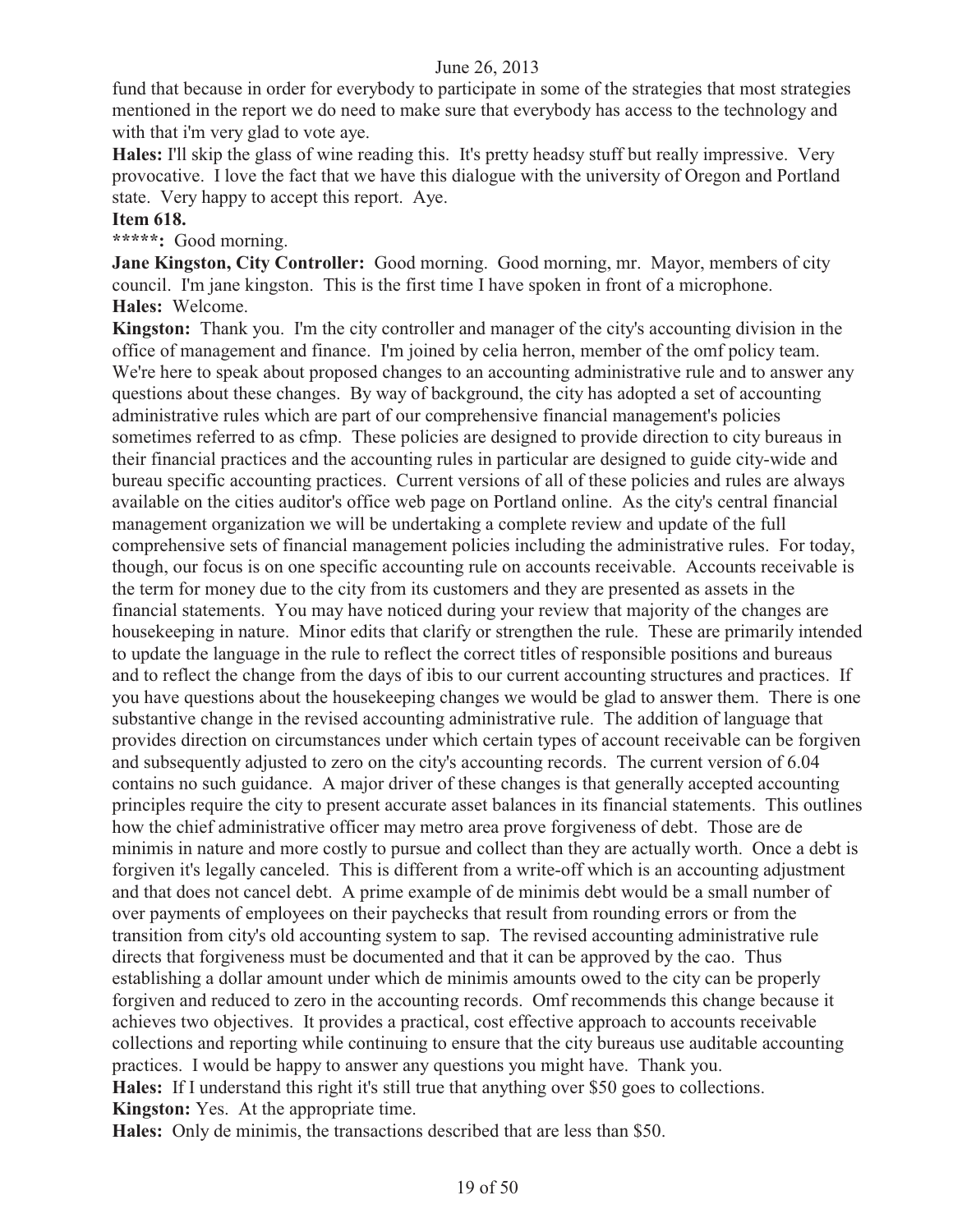fund that because in order for everybody to participate in some of the strategies that most strategies mentioned in the report we do need to make sure that everybody has access to the technology and with that i'm very glad to vote aye.

**Hales:** I'll skip the glass of wine reading this. It's pretty headsy stuff but really impressive. Very provocative. I love the fact that we have this dialogue with the university of Oregon and Portland state. Very happy to accept this report. Aye.

**Item 618.**

*****: Good morning.

**Jane Kingston, City Controller:** Good morning. Good morning, mr. Mayor, members of city council. I'm jane kingston. This is the first time I have spoken in front of a microphone.

**Hales:** Welcome.

**Kingston:** Thank you. I'm the city controller and manager of the city's accounting division in the office of management and finance. I'm joined by celia herron, member of the omf policy team. We're here to speak about proposed changes to an accounting administrative rule and to answer any questions about these changes. By way of background, the city has adopted a set of accounting administrative rules which are part of our comprehensive financial management's policies sometimes referred to as cfmp. These policies are designed to provide direction to city bureaus in their financial practices and the accounting rules in particular are designed to guide city-wide and bureau specific accounting practices. Current versions of all of these policies and rules are always available on the cities auditor's office web page on Portland online. As the city's central financial management organization we will be undertaking a complete review and update of the full comprehensive sets of financial management policies including the administrative rules. For today, though, our focus is on one specific accounting rule on accounts receivable. Accounts receivable is the term for money due to the city from its customers and they are presented as assets in the financial statements. You may have noticed during your review that majority of the changes are housekeeping in nature. Minor edits that clarify or strengthen the rule. These are primarily intended to update the language in the rule to reflect the correct titles of responsible positions and bureaus and to reflect the change from the days of ibis to our current accounting structures and practices. If you have questions about the housekeeping changes we would be glad to answer them. There is one substantive change in the revised accounting administrative rule. The addition of language that provides direction on circumstances under which certain types of account receivable can be forgiven and subsequently adjusted to zero on the city's accounting records. The current version of 6.04 contains no such guidance. A major driver of these changes is that generally accepted accounting principles require the city to present accurate asset balances in its financial statements. This outlines how the chief administrative officer may metro area prove forgiveness of debt. Those are de minimis in nature and more costly to pursue and collect than they are actually worth. Once a debt is forgiven it's legally canceled. This is different from a write-off which is an accounting adjustment and that does not cancel debt. A prime example of de minimis debt would be a small number of over payments of employees on their paychecks that result from rounding errors or from the transition from city's old accounting system to sap. The revised accounting administrative rule directs that forgiveness must be documented and that it can be approved by the cao. Thus establishing a dollar amount under which de minimis amounts owed to the city can be properly forgiven and reduced to zero in the accounting records. Omf recommends this change because it achieves two objectives. It provides a practical, cost effective approach to accounts receivable collections and reporting while continuing to ensure that the city bureaus use auditable accounting practices. I would be happy to answer any questions you might have. Thank you.

**Hales:** If I understand this right it's still true that anything over $50 goes to collections.

**Kingston:** Yes. At the appropriate time.

**Hales:** Only de minimis, the transactions described that are less than $50.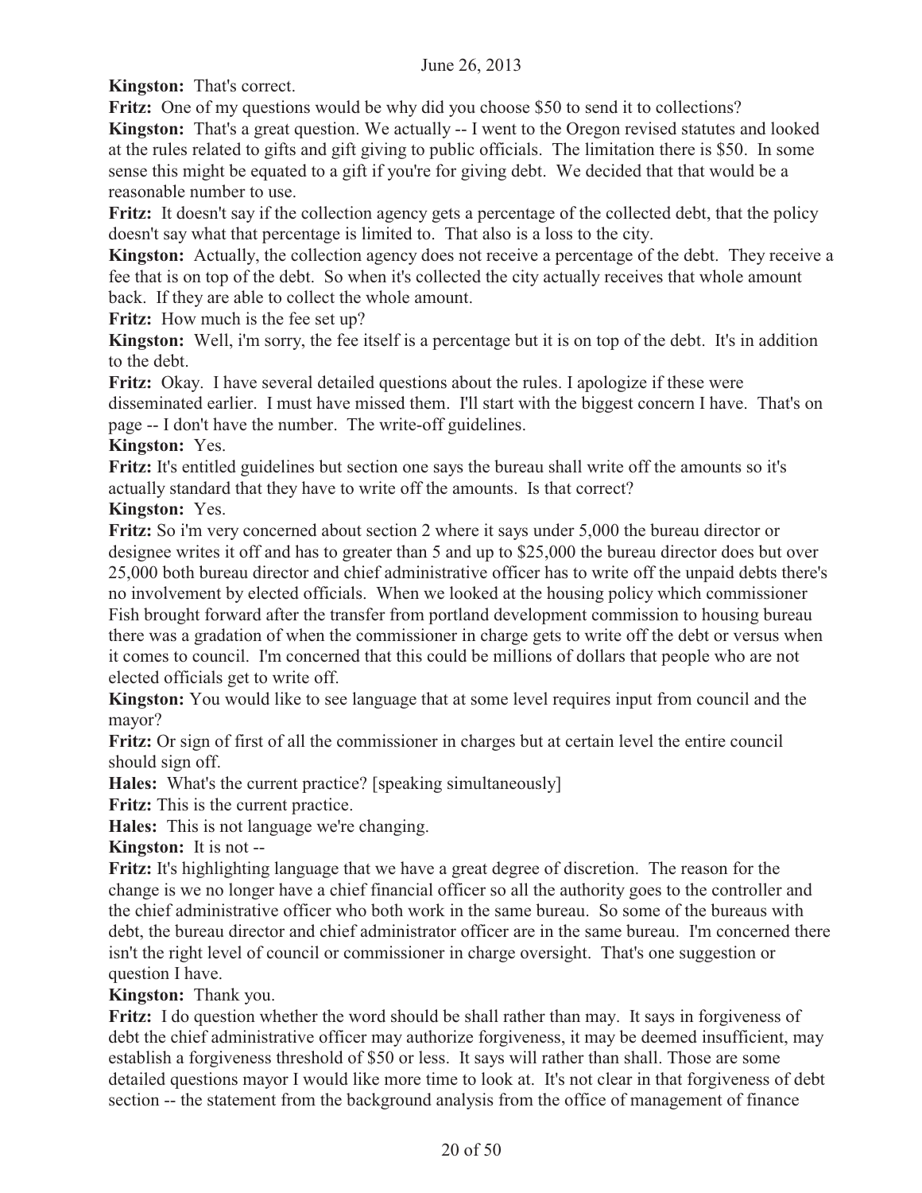**Kingston:** That's correct.

**Fritz:** One of my questions would be why did you choose $50 to send it to collections?

**Kingston:** That's a great question. We actually -- I went to the Oregon revised statutes and looked at the rules related to gifts and gift giving to public officials. The limitation there is $50. In some sense this might be equated to a gift if you're for giving debt. We decided that that would be a reasonable number to use.

**Fritz:** It doesn't say if the collection agency gets a percentage of the collected debt, that the policy doesn't say what that percentage is limited to. That also is a loss to the city.

**Kingston:** Actually, the collection agency does not receive a percentage of the debt. They receive a fee that is on top of the debt. So when it's collected the city actually receives that whole amount back. If they are able to collect the whole amount.

**Fritz:** How much is the fee set up?

**Kingston:** Well, i'm sorry, the fee itself is a percentage but it is on top of the debt. It's in addition to the debt.

**Fritz:** Okay. I have several detailed questions about the rules. I apologize if these were disseminated earlier. I must have missed them. I'll start with the biggest concern I have. That's on page -- I don't have the number. The write-off guidelines.

**Kingston:** Yes.

**Fritz:** It's entitled guidelines but section one says the bureau shall write off the amounts so it's actually standard that they have to write off the amounts. Is that correct?

**Kingston:** Yes.

**Fritz:** So i'm very concerned about section 2 where it says under 5,000 the bureau director or designee writes it off and has to greater than 5 and up to $25,000 the bureau director does but over 25,000 both bureau director and chief administrative officer has to write off the unpaid debts there's no involvement by elected officials. When we looked at the housing policy which commissioner Fish brought forward after the transfer from portland development commission to housing bureau there was a gradation of when the commissioner in charge gets to write off the debt or versus when it comes to council. I'm concerned that this could be millions of dollars that people who are not elected officials get to write off.

**Kingston:** You would like to see language that at some level requires input from council and the mayor?

**Fritz:** Or sign of first of all the commissioner in charges but at certain level the entire council should sign off.

**Hales:** What's the current practice? [speaking simultaneously]

**Fritz:** This is the current practice.

**Hales:** This is not language we're changing.

**Kingston:** It is not --

**Fritz:** It's highlighting language that we have a great degree of discretion. The reason for the change is we no longer have a chief financial officer so all the authority goes to the controller and the chief administrative officer who both work in the same bureau. So some of the bureaus with debt, the bureau director and chief administrator officer are in the same bureau. I'm concerned there isn't the right level of council or commissioner in charge oversight. That's one suggestion or question I have.

**Kingston:** Thank you.

**Fritz:** I do question whether the word should be shall rather than may. It says in forgiveness of debt the chief administrative officer may authorize forgiveness, it may be deemed insufficient, may establish a forgiveness threshold of $50 or less. It says will rather than shall. Those are some detailed questions mayor I would like more time to look at. It's not clear in that forgiveness of debt section -- the statement from the background analysis from the office of management of finance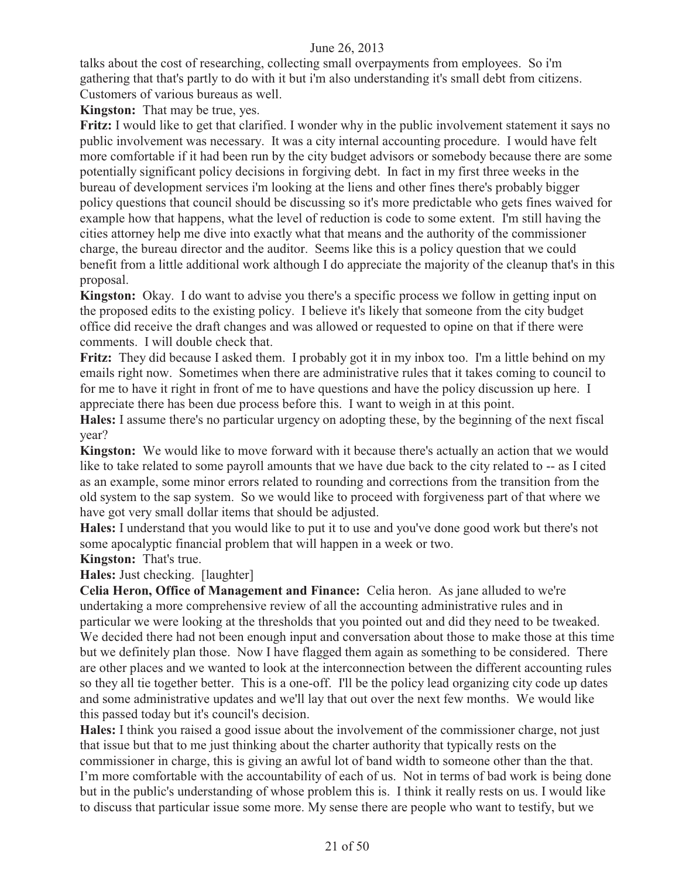talks about the cost of researching, collecting small overpayments from employees. So i'm gathering that that's partly to do with it but i'm also understanding it's small debt from citizens. Customers of various bureaus as well.

**Kingston:** That may be true, yes.

**Fritz:** I would like to get that clarified. I wonder why in the public involvement statement it says no public involvement was necessary. It was a city internal accounting procedure. I would have felt more comfortable if it had been run by the city budget advisors or somebody because there are some potentially significant policy decisions in forgiving debt. In fact in my first three weeks in the bureau of development services i'm looking at the liens and other fines there's probably bigger policy questions that council should be discussing so it's more predictable who gets fines waived for example how that happens, what the level of reduction is code to some extent. I'm still having the cities attorney help me dive into exactly what that means and the authority of the commissioner charge, the bureau director and the auditor. Seems like this is a policy question that we could benefit from a little additional work although I do appreciate the majority of the cleanup that's in this proposal.

**Kingston:** Okay. I do want to advise you there's a specific process we follow in getting input on the proposed edits to the existing policy. I believe it's likely that someone from the city budget office did receive the draft changes and was allowed or requested to opine on that if there were comments. I will double check that.

**Fritz:** They did because I asked them. I probably got it in my inbox too. I'm a little behind on my emails right now. Sometimes when there are administrative rules that it takes coming to council to for me to have it right in front of me to have questions and have the policy discussion up here. I appreciate there has been due process before this. I want to weigh in at this point.

**Hales:** I assume there's no particular urgency on adopting these, by the beginning of the next fiscal year?

**Kingston:** We would like to move forward with it because there's actually an action that we would like to take related to some payroll amounts that we have due back to the city related to -- as I cited as an example, some minor errors related to rounding and corrections from the transition from the old system to the sap system. So we would like to proceed with forgiveness part of that where we have got very small dollar items that should be adjusted.

**Hales:** I understand that you would like to put it to use and you've done good work but there's not some apocalyptic financial problem that will happen in a week or two.

**Kingston:** That's true.

**Hales:** Just checking. [laughter]

**Celia Heron, Office of Management and Finance:** Celia heron. As jane alluded to we're undertaking a more comprehensive review of all the accounting administrative rules and in particular we were looking at the thresholds that you pointed out and did they need to be tweaked. We decided there had not been enough input and conversation about those to make those at this time but we definitely plan those. Now I have flagged them again as something to be considered. There are other places and we wanted to look at the interconnection between the different accounting rules so they all tie together better. This is a one-off. I'll be the policy lead organizing city code up dates and some administrative updates and we'll lay that out over the next few months. We would like this passed today but it's council's decision.

**Hales:** I think you raised a good issue about the involvement of the commissioner charge, not just that issue but that to me just thinking about the charter authority that typically rests on the commissioner in charge, this is giving an awful lot of band width to someone other than the that. I'm more comfortable with the accountability of each of us. Not in terms of bad work is being done but in the public's understanding of whose problem this is. I think it really rests on us. I would like to discuss that particular issue some more. My sense there are people who want to testify, but we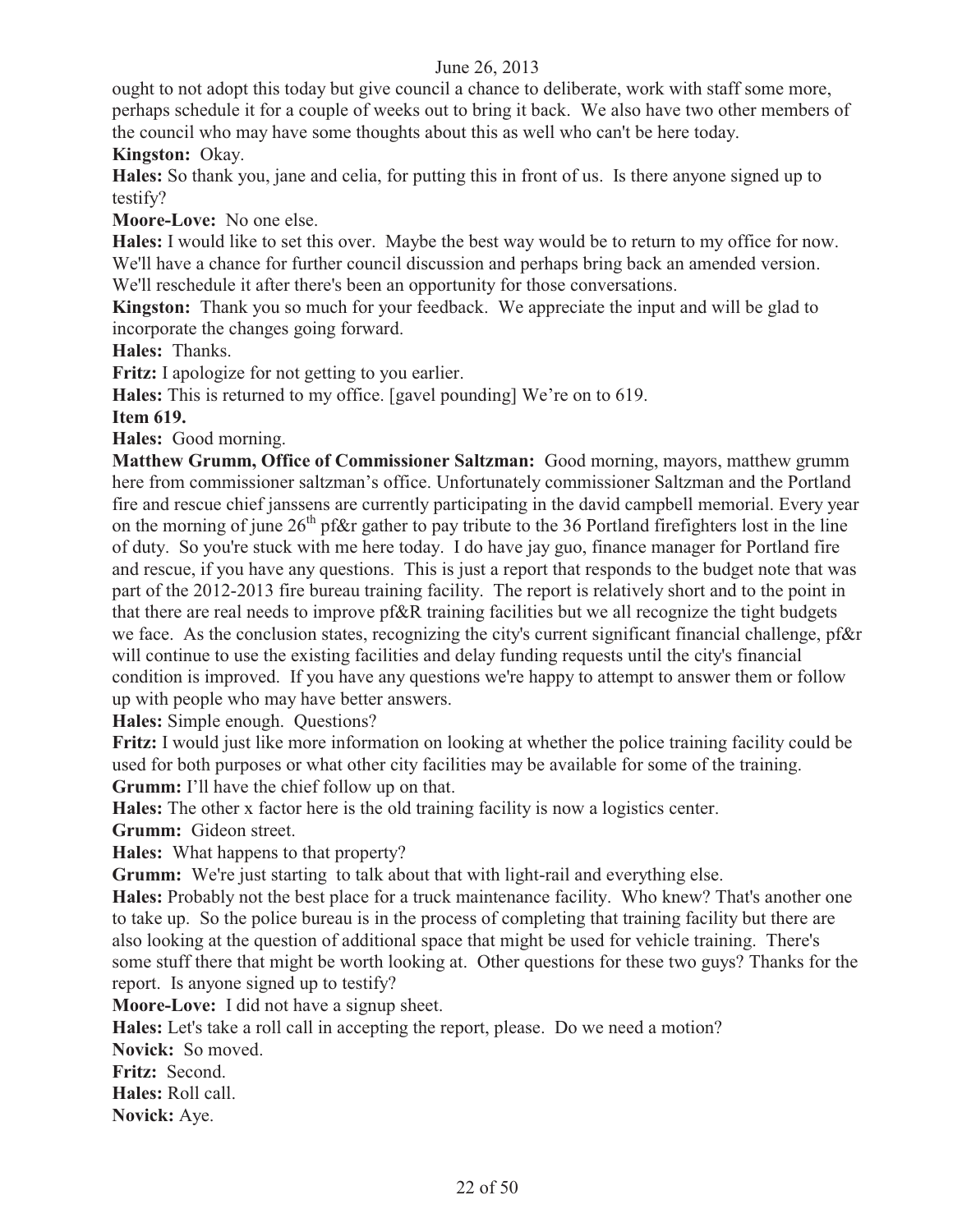ought to not adopt this today but give council a chance to deliberate, work with staff some more, perhaps schedule it for a couple of weeks out to bring it back. We also have two other members of the council who may have some thoughts about this as well who can't be here today.

**Kingston:** Okay.

**Hales:** So thank you, jane and celia, for putting this in front of us. Is there anyone signed up to testify?

**Moore-Love:** No one else.

**Hales:** I would like to set this over. Maybe the best way would be to return to my office for now. We'll have a chance for further council discussion and perhaps bring back an amended version. We'll reschedule it after there's been an opportunity for those conversations.

**Kingston:** Thank you so much for your feedback. We appreciate the input and will be glad to incorporate the changes going forward.

**Hales:** Thanks.

**Fritz:** I apologize for not getting to you earlier.

**Hales:** This is returned to my office. [gavel pounding] We're on to 619.

**Item 619.**

**Hales:** Good morning.

**Matthew Grumm, Office of Commissioner Saltzman:** Good morning, mayors, matthew grumm here from commissioner saltzman's office. Unfortunately commissioner Saltzman and the Portland fire and rescue chief janssens are currently participating in the david campbell memorial. Every year on the morning of june 26th pf&r gather to pay tribute to the 36 Portland firefighters lost in the line of duty. So you're stuck with me here today. I do have jay guo, finance manager for Portland fire and rescue, if you have any questions. This is just a report that responds to the budget note that was part of the 2012-2013 fire bureau training facility. The report is relatively short and to the point in that there are real needs to improve pf&R training facilities but we all recognize the tight budgets we face. As the conclusion states, recognizing the city's current significant financial challenge, pf&r will continue to use the existing facilities and delay funding requests until the city's financial condition is improved. If you have any questions we're happy to attempt to answer them or follow up with people who may have better answers.

**Hales:** Simple enough. Questions?

**Fritz:** I would just like more information on looking at whether the police training facility could be used for both purposes or what other city facilities may be available for some of the training.

**Grumm:** I'll have the chief follow up on that.

**Hales:** The other x factor here is the old training facility is now a logistics center.

**Grumm:** Gideon street.

**Hales:** What happens to that property?

**Grumm:** We're just starting to talk about that with light-rail and everything else.

**Hales:** Probably not the best place for a truck maintenance facility. Who knew? That's another one to take up. So the police bureau is in the process of completing that training facility but there are also looking at the question of additional space that might be used for vehicle training. There's some stuff there that might be worth looking at. Other questions for these two guys? Thanks for the report. Is anyone signed up to testify?

**Moore-Love:** I did not have a signup sheet.

**Hales:** Let's take a roll call in accepting the report, please. Do we need a motion?

**Novick:** So moved.

**Fritz:** Second.

**Hales:** Roll call.

**Novick:** Aye.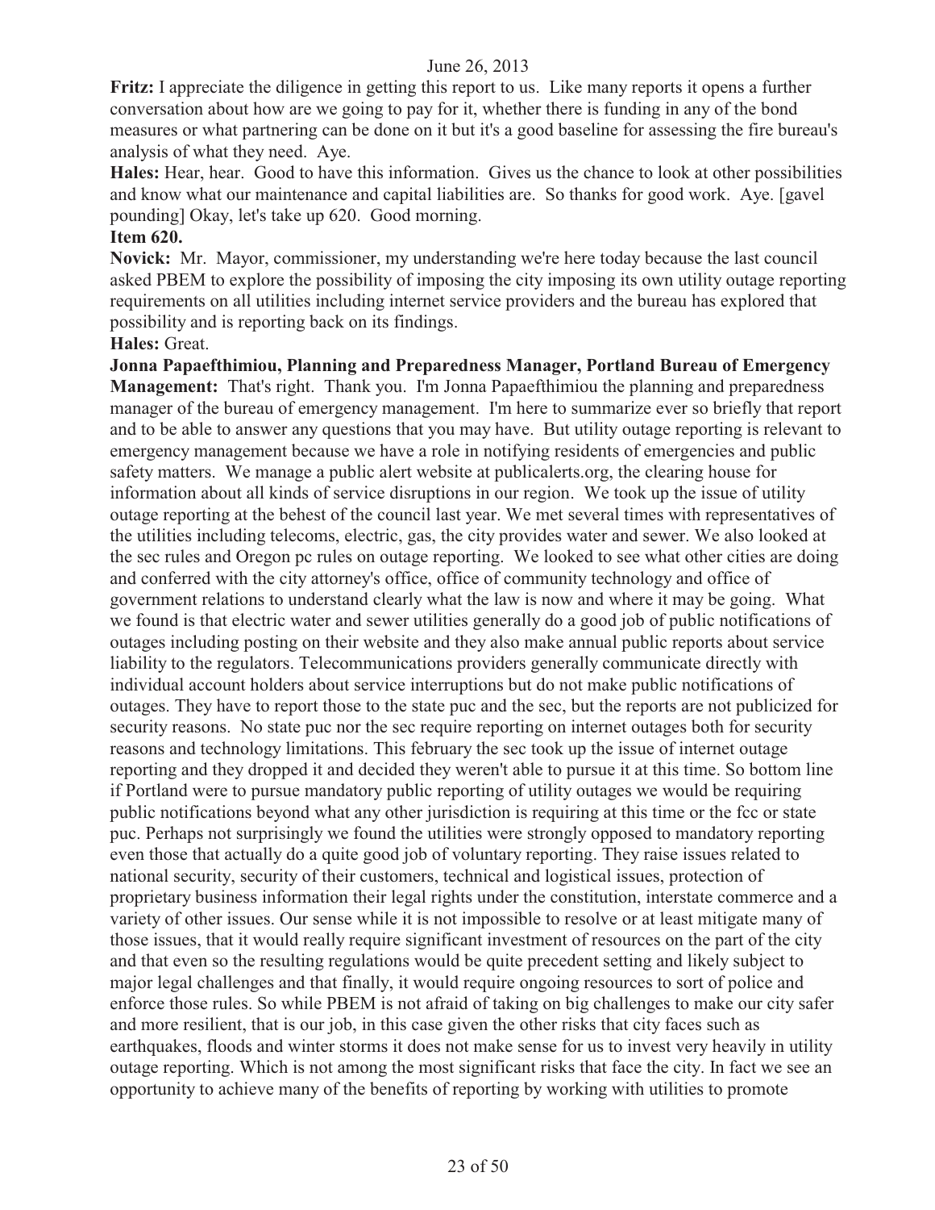**Fritz:** I appreciate the diligence in getting this report to us. Like many reports it opens a further conversation about how are we going to pay for it, whether there is funding in any of the bond measures or what partnering can be done on it but it's a good baseline for assessing the fire bureau's analysis of what they need. Aye.

**Hales:** Hear, hear. Good to have this information. Gives us the chance to look at other possibilities and know what our maintenance and capital liabilities are. So thanks for good work. Aye. [gavel pounding] Okay, let's take up 620. Good morning.

**Item 620.**

**Novick:** Mr. Mayor, commissioner, my understanding we're here today because the last council asked PBEM to explore the possibility of imposing the city imposing its own utility outage reporting requirements on all utilities including internet service providers and the bureau has explored that possibility and is reporting back on its findings.

**Hales:** Great.

**Jonna Papaefthimiou, Planning and Preparedness Manager, Portland Bureau of Emergency Management:** That's right. Thank you. I'm Jonna Papaefthimiou the planning and preparedness manager of the bureau of emergency management. I'm here to summarize ever so briefly that report and to be able to answer any questions that you may have. But utility outage reporting is relevant to emergency management because we have a role in notifying residents of emergencies and public safety matters. We manage a public alert website at publicalerts.org, the clearing house for information about all kinds of service disruptions in our region. We took up the issue of utility outage reporting at the behest of the council last year. We met several times with representatives of the utilities including telecoms, electric, gas, the city provides water and sewer. We also looked at the sec rules and Oregon pc rules on outage reporting. We looked to see what other cities are doing and conferred with the city attorney's office, office of community technology and office of government relations to understand clearly what the law is now and where it may be going. What we found is that electric water and sewer utilities generally do a good job of public notifications of outages including posting on their website and they also make annual public reports about service liability to the regulators. Telecommunications providers generally communicate directly with individual account holders about service interruptions but do not make public notifications of outages. They have to report those to the state puc and the sec, but the reports are not publicized for security reasons. No state puc nor the sec require reporting on internet outages both for security reasons and technology limitations. This february the sec took up the issue of internet outage reporting and they dropped it and decided they weren't able to pursue it at this time. So bottom line if Portland were to pursue mandatory public reporting of utility outages we would be requiring public notifications beyond what any other jurisdiction is requiring at this time or the fcc or state puc. Perhaps not surprisingly we found the utilities were strongly opposed to mandatory reporting even those that actually do a quite good job of voluntary reporting. They raise issues related to national security, security of their customers, technical and logistical issues, protection of proprietary business information their legal rights under the constitution, interstate commerce and a variety of other issues. Our sense while it is not impossible to resolve or at least mitigate many of those issues, that it would really require significant investment of resources on the part of the city and that even so the resulting regulations would be quite precedent setting and likely subject to major legal challenges and that finally, it would require ongoing resources to sort of police and enforce those rules. So while PBEM is not afraid of taking on big challenges to make our city safer and more resilient, that is our job, in this case given the other risks that city faces such as earthquakes, floods and winter storms it does not make sense for us to invest very heavily in utility outage reporting. Which is not among the most significant risks that face the city. In fact we see an opportunity to achieve many of the benefits of reporting by working with utilities to promote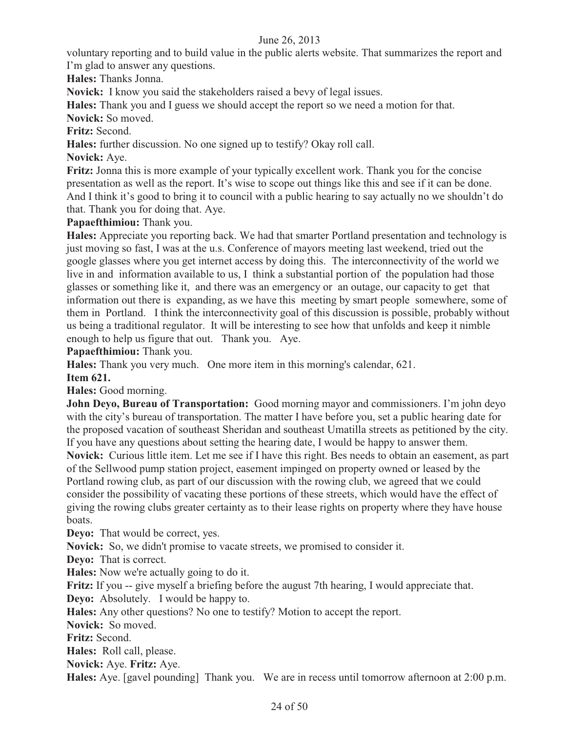voluntary reporting and to build value in the public alerts website. That summarizes the report and I'm glad to answer any questions.

**Hales:** Thanks Jonna.

**Novick:** I know you said the stakeholders raised a bevy of legal issues.

**Hales:** Thank you and I guess we should accept the report so we need a motion for that.

**Novick:** So moved.

**Fritz:** Second.

**Hales:** further discussion. No one signed up to testify? Okay roll call.

**Novick:** Aye.

**Fritz:** Jonna this is more example of your typically excellent work. Thank you for the concise presentation as well as the report. It's wise to scope out things like this and see if it can be done. And I think it's good to bring it to council with a public hearing to say actually no we shouldn't do that. Thank you for doing that. Aye.

**Papaefthimiou:** Thank you.

**Hales:** Appreciate you reporting back. We had that smarter Portland presentation and technology is just moving so fast, I was at the u.s. Conference of mayors meeting last weekend, tried out the google glasses where you get internet access by doing this. The interconnectivity of the world we live in and information available to us, I think a substantial portion of the population had those glasses or something like it, and there was an emergency or an outage, our capacity to get that information out there is expanding, as we have this meeting by smart people somewhere, some of them in Portland. I think the interconnectivity goal of this discussion is possible, probably without us being a traditional regulator. It will be interesting to see how that unfolds and keep it nimble enough to help us figure that out. Thank you. Aye.

**Papaefthimiou:** Thank you.

**Hales:** Thank you very much. One more item in this morning's calendar, 621.

**Item 621.**

**Hales:** Good morning.

**John Deyo, Bureau of Transportation:** Good morning mayor and commissioners. I'm john deyo with the city's bureau of transportation. The matter I have before you, set a public hearing date for the proposed vacation of southeast Sheridan and southeast Umatilla streets as petitioned by the city. If you have any questions about setting the hearing date, I would be happy to answer them.

**Novick:** Curious little item. Let me see if I have this right. Bes needs to obtain an easement, as part of the Sellwood pump station project, easement impinged on property owned or leased by the Portland rowing club, as part of our discussion with the rowing club, we agreed that we could consider the possibility of vacating these portions of these streets, which would have the effect of giving the rowing clubs greater certainty as to their lease rights on property where they have house boats.

**Deyo:** That would be correct, yes.

**Novick:** So, we didn't promise to vacate streets, we promised to consider it.

**Deyo:** That is correct.

**Hales:** Now we're actually going to do it.

**Fritz:** If you -- give myself a briefing before the august 7th hearing, I would appreciate that.

**Deyo:** Absolutely. I would be happy to.

**Hales:** Any other questions? No one to testify? Motion to accept the report.

**Novick:** So moved.

**Fritz:** Second.

**Hales:** Roll call, please.

**Novick:** Aye. **Fritz:** Aye.

**Hales:** Aye. [gavel pounding] Thank you. We are in recess until tomorrow afternoon at 2:00 p.m.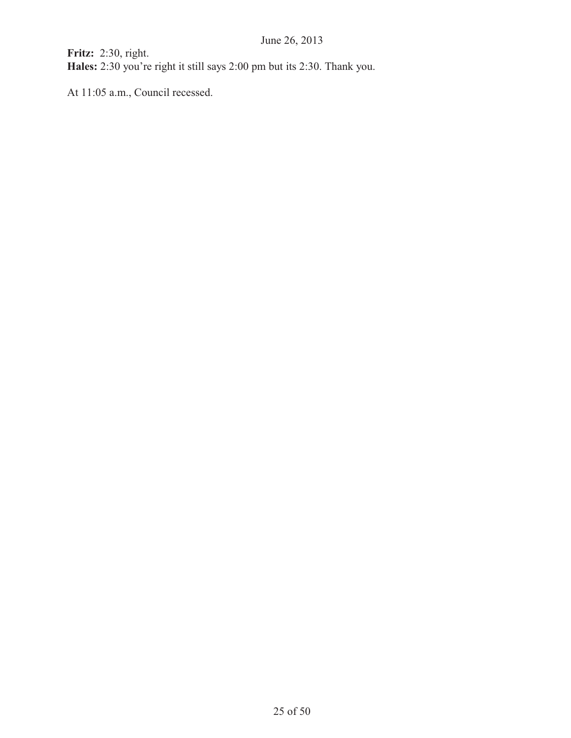**Fritz:** 2:30, right.
**Hales:** 2:30 you're right it still says 2:00 pm but its 2:30. Thank you.

At 11:05 a.m., Council recessed.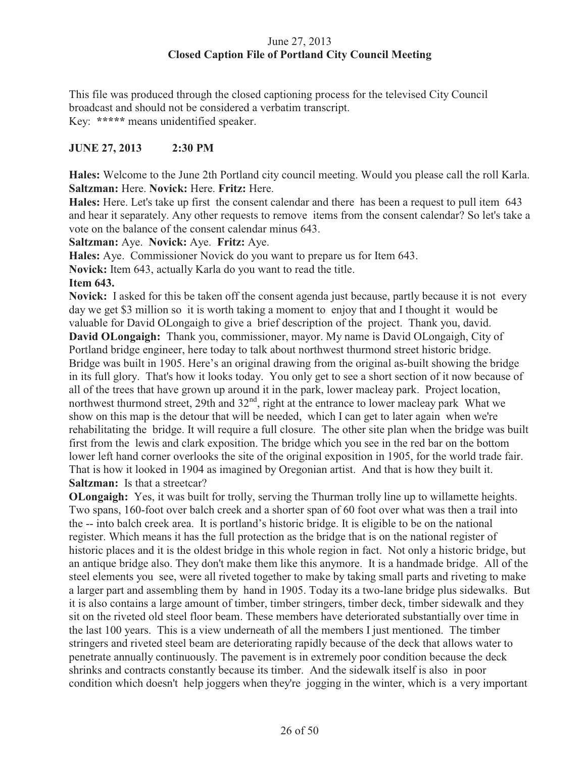June 27, 2013
**Closed Caption File of Portland City Council Meeting**

This file was produced through the closed captioning process for the televised City Council broadcast and should not be considered a verbatim transcript.
Key: ***** means unidentified speaker.

**JUNE 27, 2013 2:30 PM**

**Hales:** Welcome to the June 2th Portland city council meeting. Would you please call the roll Karla.
**Saltzman:** Here. **Novick:** Here. **Fritz:** Here.
**Hales:** Here. Let's take up first the consent calendar and there has been a request to pull item 643 and hear it separately. Any other requests to remove items from the consent calendar? So let's take a vote on the balance of the consent calendar minus 643.
**Saltzman:** Aye. **Novick:** Aye. **Fritz:** Aye.
**Hales:** Aye. Commissioner Novick do you want to prepare us for Item 643.
**Novick:** Item 643, actually Karla do you want to read the title.
**Item 643.**
**Novick:** I asked for this be taken off the consent agenda just because, partly because it is not every day we get $3 million so it is worth taking a moment to enjoy that and I thought it would be valuable for David OLongaigh to give a brief description of the project. Thank you, david.
**David OLongaigh:** Thank you, commissioner, mayor. My name is David OLongaigh, City of Portland bridge engineer, here today to talk about northwest thurmond street historic bridge. Bridge was built in 1905. Here's an original drawing from the original as-built showing the bridge in its full glory. That's how it looks today. You only get to see a short section of it now because of all of the trees that have grown up around it in the park, lower macleay park. Project location, northwest thurmond street, 29th and 32nd, right at the entrance to lower macleay park What we show on this map is the detour that will be needed, which I can get to later again when we're rehabilitating the bridge. It will require a full closure. The other site plan when the bridge was built first from the lewis and clark exposition. The bridge which you see in the red bar on the bottom lower left hand corner overlooks the site of the original exposition in 1905, for the world trade fair. That is how it looked in 1904 as imagined by Oregonian artist. And that is how they built it.
**Saltzman:** Is that a streetcar?
**OLongaigh:** Yes, it was built for trolly, serving the Thurman trolly line up to willamette heights. Two spans, 160-foot over balch creek and a shorter span of 60 foot over what was then a trail into the -- into balch creek area. It is portland's historic bridge. It is eligible to be on the national register. Which means it has the full protection as the bridge that is on the national register of historic places and it is the oldest bridge in this whole region in fact. Not only a historic bridge, but an antique bridge also. They don't make them like this anymore. It is a handmade bridge. All of the steel elements you see, were all riveted together to make by taking small parts and riveting to make a larger part and assembling them by hand in 1905. Today its a two-lane bridge plus sidewalks. But it is also contains a large amount of timber, timber stringers, timber deck, timber sidewalk and they sit on the riveted old steel floor beam. These members have deteriorated substantially over time in the last 100 years. This is a view underneath of all the members I just mentioned. The timber stringers and riveted steel beam are deteriorating rapidly because of the deck that allows water to penetrate annually continuously. The pavement is in extremely poor condition because the deck shrinks and contracts constantly because its timber. And the sidewalk itself is also in poor condition which doesn't help joggers when they're jogging in the winter, which is a very important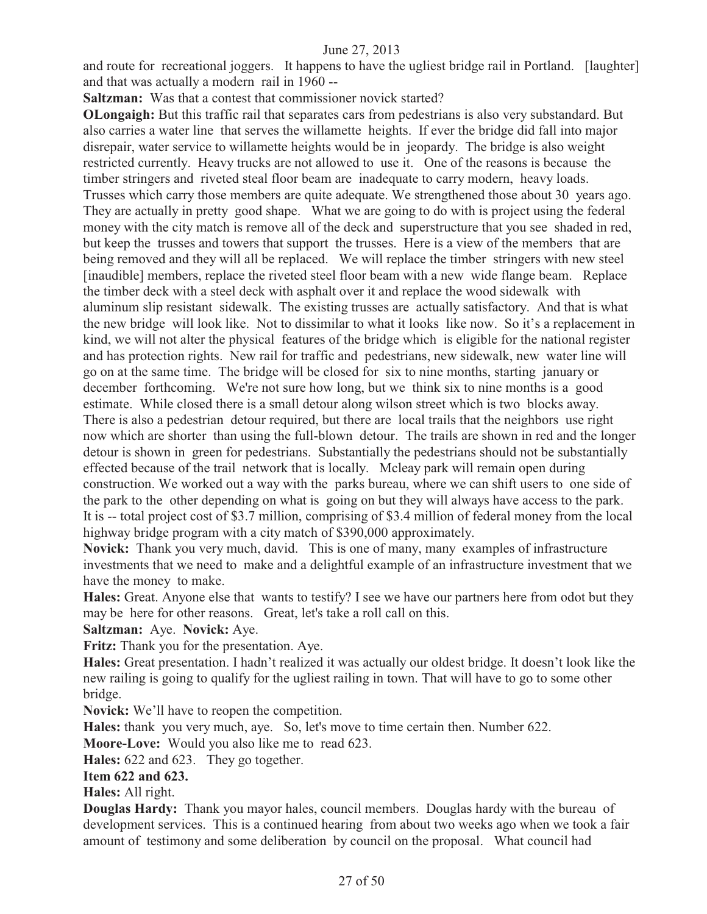and route for recreational joggers. It happens to have the ugliest bridge rail in Portland. [laughter] and that was actually a modern rail in 1960 --

**Saltzman:** Was that a contest that commissioner novick started?

**OLongaigh:** But this traffic rail that separates cars from pedestrians is also very substandard. But also carries a water line that serves the willamette heights. If ever the bridge did fall into major disrepair, water service to willamette heights would be in jeopardy. The bridge is also weight restricted currently. Heavy trucks are not allowed to use it. One of the reasons is because the timber stringers and riveted steal floor beam are inadequate to carry modern, heavy loads. Trusses which carry those members are quite adequate. We strengthened those about 30 years ago. They are actually in pretty good shape. What we are going to do with is project using the federal money with the city match is remove all of the deck and superstructure that you see shaded in red, but keep the trusses and towers that support the trusses. Here is a view of the members that are being removed and they will all be replaced. We will replace the timber stringers with new steel [inaudible] members, replace the riveted steel floor beam with a new wide flange beam. Replace the timber deck with a steel deck with asphalt over it and replace the wood sidewalk with aluminum slip resistant sidewalk. The existing trusses are actually satisfactory. And that is what the new bridge will look like. Not to dissimilar to what it looks like now. So it's a replacement in kind, we will not alter the physical features of the bridge which is eligible for the national register and has protection rights. New rail for traffic and pedestrians, new sidewalk, new water line will go on at the same time. The bridge will be closed for six to nine months, starting january or december forthcoming. We're not sure how long, but we think six to nine months is a good estimate. While closed there is a small detour along wilson street which is two blocks away. There is also a pedestrian detour required, but there are local trails that the neighbors use right now which are shorter than using the full-blown detour. The trails are shown in red and the longer detour is shown in green for pedestrians. Substantially the pedestrians should not be substantially effected because of the trail network that is locally. Mcleay park will remain open during construction. We worked out a way with the parks bureau, where we can shift users to one side of the park to the other depending on what is going on but they will always have access to the park. It is -- total project cost of $3.7 million, comprising of $3.4 million of federal money from the local highway bridge program with a city match of $390,000 approximately.

**Novick:** Thank you very much, david. This is one of many, many examples of infrastructure investments that we need to make and a delightful example of an infrastructure investment that we have the money to make.

**Hales:** Great. Anyone else that wants to testify? I see we have our partners here from odot but they may be here for other reasons. Great, let's take a roll call on this.

**Saltzman:** Aye. **Novick:** Aye.

**Fritz:** Thank you for the presentation. Aye.

**Hales:** Great presentation. I hadn't realized it was actually our oldest bridge. It doesn't look like the new railing is going to qualify for the ugliest railing in town. That will have to go to some other bridge.

**Novick:** We'll have to reopen the competition.

**Hales:** thank you very much, aye. So, let's move to time certain then. Number 622.

**Moore-Love:** Would you also like me to read 623.

**Hales:** 622 and 623. They go together.

**Item 622 and 623.**

**Hales:** All right.

**Douglas Hardy:** Thank you mayor hales, council members. Douglas hardy with the bureau of development services. This is a continued hearing from about two weeks ago when we took a fair amount of testimony and some deliberation by council on the proposal. What council had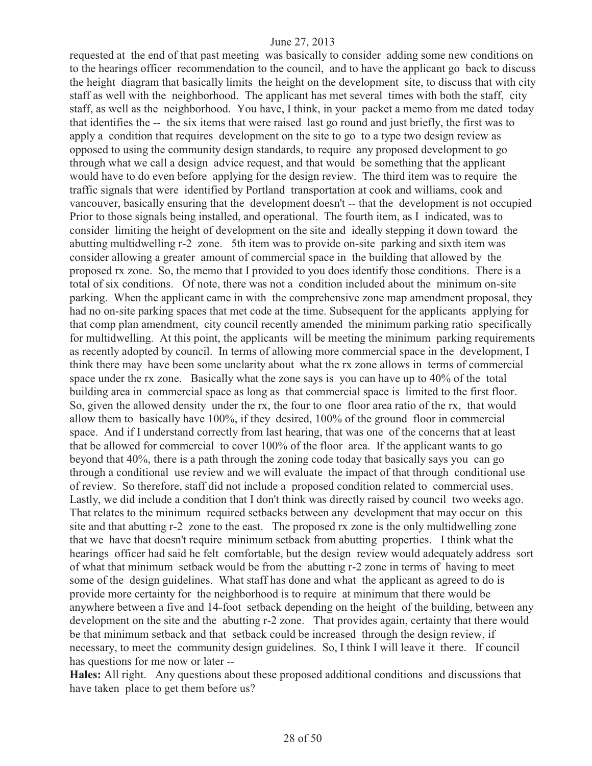requested at the end of that past meeting was basically to consider adding some new conditions on to the hearings officer recommendation to the council, and to have the applicant go back to discuss the height diagram that basically limits the height on the development site, to discuss that with city staff as well with the neighborhood. The applicant has met several times with both the staff, city staff, as well as the neighborhood. You have, I think, in your packet a memo from me dated today that identifies the -- the six items that were raised last go round and just briefly, the first was to apply a condition that requires development on the site to go to a type two design review as opposed to using the community design standards, to require any proposed development to go through what we call a design advice request, and that would be something that the applicant would have to do even before applying for the design review. The third item was to require the traffic signals that were identified by Portland transportation at cook and williams, cook and vancouver, basically ensuring that the development doesn't -- that the development is not occupied Prior to those signals being installed, and operational. The fourth item, as I indicated, was to consider limiting the height of development on the site and ideally stepping it down toward the abutting multidwelling r-2 zone. 5th item was to provide on-site parking and sixth item was consider allowing a greater amount of commercial space in the building that allowed by the proposed rx zone. So, the memo that I provided to you does identify those conditions. There is a total of six conditions. Of note, there was not a condition included about the minimum on-site parking. When the applicant came in with the comprehensive zone map amendment proposal, they had no on-site parking spaces that met code at the time. Subsequent for the applicants applying for that comp plan amendment, city council recently amended the minimum parking ratio specifically for multidwelling. At this point, the applicants will be meeting the minimum parking requirements as recently adopted by council. In terms of allowing more commercial space in the development, I think there may have been some unclarity about what the rx zone allows in terms of commercial space under the rx zone. Basically what the zone says is you can have up to 40% of the total building area in commercial space as long as that commercial space is limited to the first floor. So, given the allowed density under the rx, the four to one floor area ratio of the rx, that would allow them to basically have 100%, if they desired, 100% of the ground floor in commercial space. And if I understand correctly from last hearing, that was one of the concerns that at least that be allowed for commercial to cover 100% of the floor area. If the applicant wants to go beyond that 40%, there is a path through the zoning code today that basically says you can go through a conditional use review and we will evaluate the impact of that through conditional use of review. So therefore, staff did not include a proposed condition related to commercial uses. Lastly, we did include a condition that I don't think was directly raised by council two weeks ago. That relates to the minimum required setbacks between any development that may occur on this site and that abutting r-2 zone to the east. The proposed rx zone is the only multidwelling zone that we have that doesn't require minimum setback from abutting properties. I think what the hearings officer had said he felt comfortable, but the design review would adequately address sort of what that minimum setback would be from the abutting r-2 zone in terms of having to meet some of the design guidelines. What staff has done and what the applicant as agreed to do is provide more certainty for the neighborhood is to require at minimum that there would be anywhere between a five and 14-foot setback depending on the height of the building, between any development on the site and the abutting r-2 zone. That provides again, certainty that there would be that minimum setback and that setback could be increased through the design review, if necessary, to meet the community design guidelines. So, I think I will leave it there. If council has questions for me now or later --

**Hales:** All right. Any questions about these proposed additional conditions and discussions that have taken place to get them before us?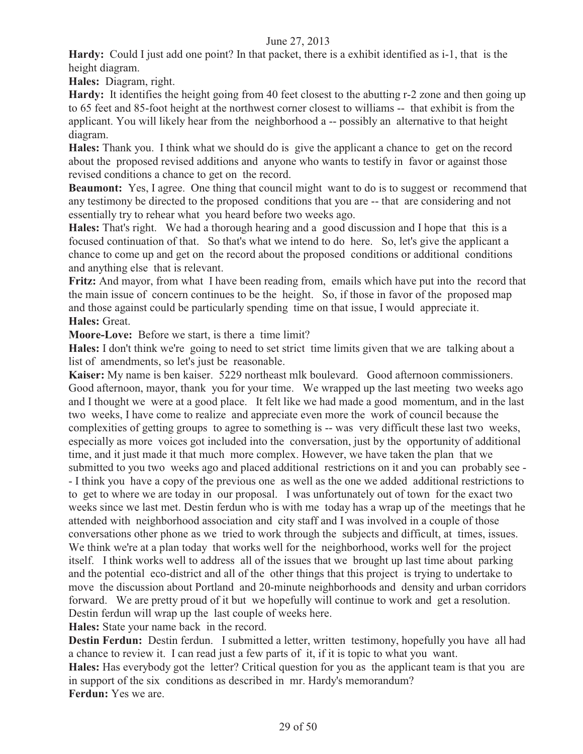**Hardy:** Could I just add one point? In that packet, there is a exhibit identified as i-1, that is the height diagram.

**Hales:** Diagram, right.

**Hardy:** It identifies the height going from 40 feet closest to the abutting r-2 zone and then going up to 65 feet and 85-foot height at the northwest corner closest to williams -- that exhibit is from the applicant. You will likely hear from the neighborhood a -- possibly an alternative to that height diagram.

**Hales:** Thank you. I think what we should do is give the applicant a chance to get on the record about the proposed revised additions and anyone who wants to testify in favor or against those revised conditions a chance to get on the record.

**Beaumont:** Yes, I agree. One thing that council might want to do is to suggest or recommend that any testimony be directed to the proposed conditions that you are -- that are considering and not essentially try to rehear what you heard before two weeks ago.

**Hales:** That's right. We had a thorough hearing and a good discussion and I hope that this is a focused continuation of that. So that's what we intend to do here. So, let's give the applicant a chance to come up and get on the record about the proposed conditions or additional conditions and anything else that is relevant.

**Fritz:** And mayor, from what I have been reading from, emails which have put into the record that the main issue of concern continues to be the height. So, if those in favor of the proposed map and those against could be particularly spending time on that issue, I would appreciate it.

**Hales:** Great.

**Moore-Love:** Before we start, is there a time limit?

**Hales:** I don't think we're going to need to set strict time limits given that we are talking about a list of amendments, so let's just be reasonable.

**Kaiser:** My name is ben kaiser. 5229 northeast mlk boulevard. Good afternoon commissioners. Good afternoon, mayor, thank you for your time. We wrapped up the last meeting two weeks ago and I thought we were at a good place. It felt like we had made a good momentum, and in the last two weeks, I have come to realize and appreciate even more the work of council because the complexities of getting groups to agree to something is -- was very difficult these last two weeks, especially as more voices got included into the conversation, just by the opportunity of additional time, and it just made it that much more complex. However, we have taken the plan that we submitted to you two weeks ago and placed additional restrictions on it and you can probably see -- I think you have a copy of the previous one as well as the one we added additional restrictions to to get to where we are today in our proposal. I was unfortunately out of town for the exact two weeks since we last met. Destin ferdun who is with me today has a wrap up of the meetings that he attended with neighborhood association and city staff and I was involved in a couple of those conversations other phone as we tried to work through the subjects and difficult, at times, issues. We think we're at a plan today that works well for the neighborhood, works well for the project itself. I think works well to address all of the issues that we brought up last time about parking and the potential eco-district and all of the other things that this project is trying to undertake to move the discussion about Portland and 20-minute neighborhoods and density and urban corridors forward. We are pretty proud of it but we hopefully will continue to work and get a resolution. Destin ferdun will wrap up the last couple of weeks here.

**Hales:** State your name back in the record.

**Destin Ferdun:** Destin ferdun. I submitted a letter, written testimony, hopefully you have all had a chance to review it. I can read just a few parts of it, if it is topic to what you want.

**Hales:** Has everybody got the letter? Critical question for you as the applicant team is that you are in support of the six conditions as described in mr. Hardy's memorandum?

**Ferdun:** Yes we are.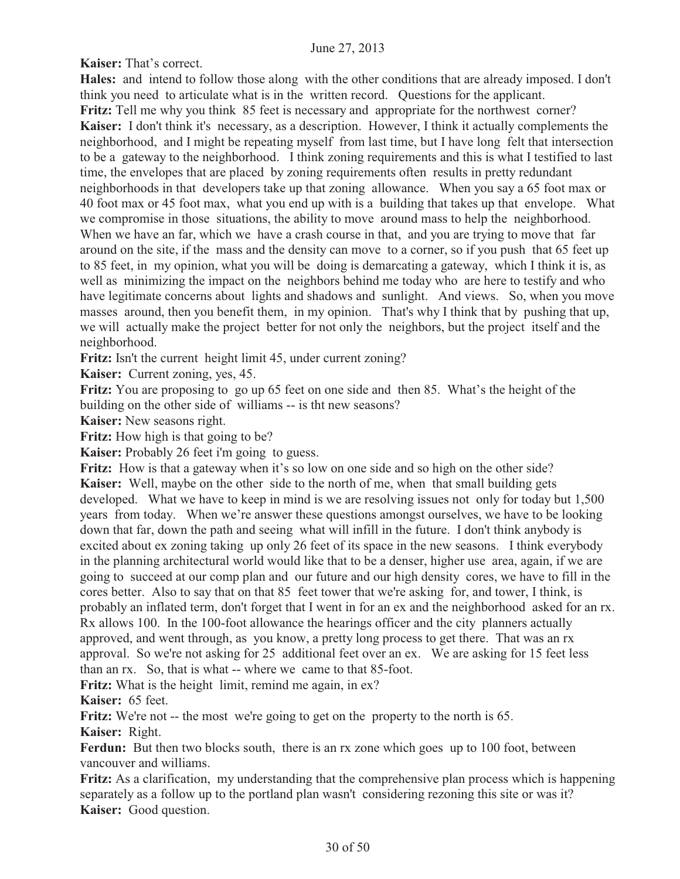**Kaiser:** That's correct.

**Hales:** and intend to follow those along with the other conditions that are already imposed. I don't think you need to articulate what is in the written record. Questions for the applicant.

**Fritz:** Tell me why you think 85 feet is necessary and appropriate for the northwest corner?

**Kaiser:** I don't think it's necessary, as a description. However, I think it actually complements the neighborhood, and I might be repeating myself from last time, but I have long felt that intersection to be a gateway to the neighborhood. I think zoning requirements and this is what I testified to last time, the envelopes that are placed by zoning requirements often results in pretty redundant neighborhoods in that developers take up that zoning allowance. When you say a 65 foot max or 40 foot max or 45 foot max, what you end up with is a building that takes up that envelope. What we compromise in those situations, the ability to move around mass to help the neighborhood. When we have an far, which we have a crash course in that, and you are trying to move that far around on the site, if the mass and the density can move to a corner, so if you push that 65 feet up to 85 feet, in my opinion, what you will be doing is demarcating a gateway, which I think it is, as well as minimizing the impact on the neighbors behind me today who are here to testify and who have legitimate concerns about lights and shadows and sunlight. And views. So, when you move masses around, then you benefit them, in my opinion. That's why I think that by pushing that up, we will actually make the project better for not only the neighbors, but the project itself and the neighborhood.

**Fritz:** Isn't the current height limit 45, under current zoning?

**Kaiser:** Current zoning, yes, 45.

**Fritz:** You are proposing to go up 65 feet on one side and then 85. What's the height of the building on the other side of williams -- is tht new seasons?

**Kaiser:** New seasons right.

**Fritz:** How high is that going to be?

**Kaiser:** Probably 26 feet i'm going to guess.

**Fritz:** How is that a gateway when it's so low on one side and so high on the other side?

**Kaiser:** Well, maybe on the other side to the north of me, when that small building gets developed. What we have to keep in mind is we are resolving issues not only for today but 1,500 years from today. When we're answer these questions amongst ourselves, we have to be looking down that far, down the path and seeing what will infill in the future. I don't think anybody is excited about ex zoning taking up only 26 feet of its space in the new seasons. I think everybody in the planning architectural world would like that to be a denser, higher use area, again, if we are going to succeed at our comp plan and our future and our high density cores, we have to fill in the cores better. Also to say that on that 85 feet tower that we're asking for, and tower, I think, is probably an inflated term, don't forget that I went in for an ex and the neighborhood asked for an rx. Rx allows 100. In the 100-foot allowance the hearings officer and the city planners actually approved, and went through, as you know, a pretty long process to get there. That was an rx approval. So we're not asking for 25 additional feet over an ex. We are asking for 15 feet less than an rx. So, that is what -- where we came to that 85-foot.

**Fritz:** What is the height limit, remind me again, in ex?

**Kaiser:** 65 feet.

**Fritz:** We're not -- the most we're going to get on the property to the north is 65.

**Kaiser:** Right.

**Ferdun:** But then two blocks south, there is an rx zone which goes up to 100 foot, between vancouver and williams.

**Fritz:** As a clarification, my understanding that the comprehensive plan process which is happening separately as a follow up to the portland plan wasn't considering rezoning this site or was it?

**Kaiser:** Good question.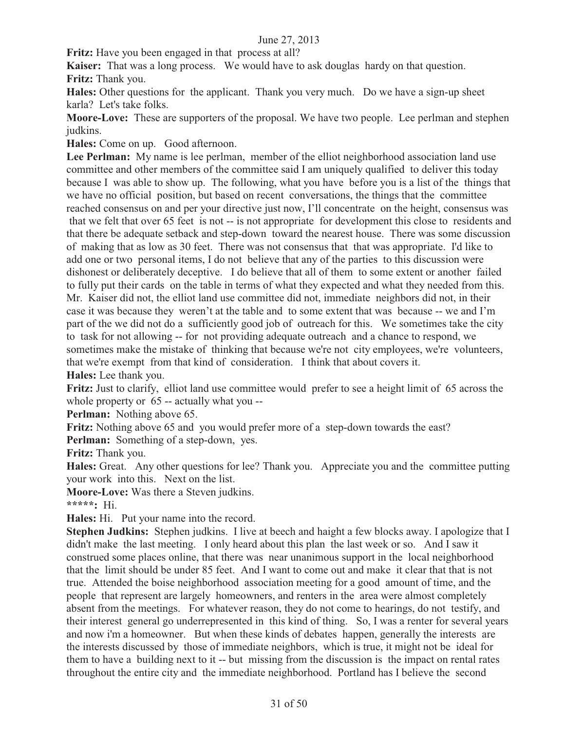**Fritz:** Have you been engaged in that process at all?

**Kaiser:** That was a long process. We would have to ask douglas hardy on that question.

**Fritz:** Thank you.

**Hales:** Other questions for the applicant. Thank you very much. Do we have a sign-up sheet karla? Let's take folks.

**Moore-Love:** These are supporters of the proposal. We have two people. Lee perlman and stephen judkins.

**Hales:** Come on up. Good afternoon.

**Lee Perlman:** My name is lee perlman, member of the elliot neighborhood association land use committee and other members of the committee said I am uniquely qualified to deliver this today because I was able to show up. The following, what you have before you is a list of the things that we have no official position, but based on recent conversations, the things that the committee reached consensus on and per your directive just now, I'll concentrate on the height, consensus was that we felt that over 65 feet is not -- is not appropriate for development this close to residents and that there be adequate setback and step-down toward the nearest house. There was some discussion of making that as low as 30 feet. There was not consensus that that was appropriate. I'd like to add one or two personal items, I do not believe that any of the parties to this discussion were dishonest or deliberately deceptive. I do believe that all of them to some extent or another failed to fully put their cards on the table in terms of what they expected and what they needed from this. Mr. Kaiser did not, the elliot land use committee did not, immediate neighbors did not, in their case it was because they weren't at the table and to some extent that was because -- we and I'm part of the we did not do a sufficiently good job of outreach for this. We sometimes take the city to task for not allowing -- for not providing adequate outreach and a chance to respond, we sometimes make the mistake of thinking that because we're not city employees, we're volunteers, that we're exempt from that kind of consideration. I think that about covers it.

**Hales:** Lee thank you.

**Fritz:** Just to clarify, elliot land use committee would prefer to see a height limit of 65 across the whole property or 65 -- actually what you --

**Perlman:** Nothing above 65.

**Fritz:** Nothing above 65 and you would prefer more of a step-down towards the east?

**Perlman:** Something of a step-down, yes.

**Fritz:** Thank you.

**Hales:** Great. Any other questions for lee? Thank you. Appreciate you and the committee putting your work into this. Next on the list.

**Moore-Love:** Was there a Steven judkins.

**\*\*\*\*\*:** Hi.

**Hales:** Hi. Put your name into the record.

**Stephen Judkins:** Stephen judkins. I live at beech and haight a few blocks away. I apologize that I didn't make the last meeting. I only heard about this plan the last week or so. And I saw it construed some places online, that there was near unanimous support in the local neighborhood that the limit should be under 85 feet. And I want to come out and make it clear that that is not true. Attended the boise neighborhood association meeting for a good amount of time, and the people that represent are largely homeowners, and renters in the area were almost completely absent from the meetings. For whatever reason, they do not come to hearings, do not testify, and their interest general go underrepresented in this kind of thing. So, I was a renter for several years and now i'm a homeowner. But when these kinds of debates happen, generally the interests are the interests discussed by those of immediate neighbors, which is true, it might not be ideal for them to have a building next to it -- but missing from the discussion is the impact on rental rates throughout the entire city and the immediate neighborhood. Portland has I believe the second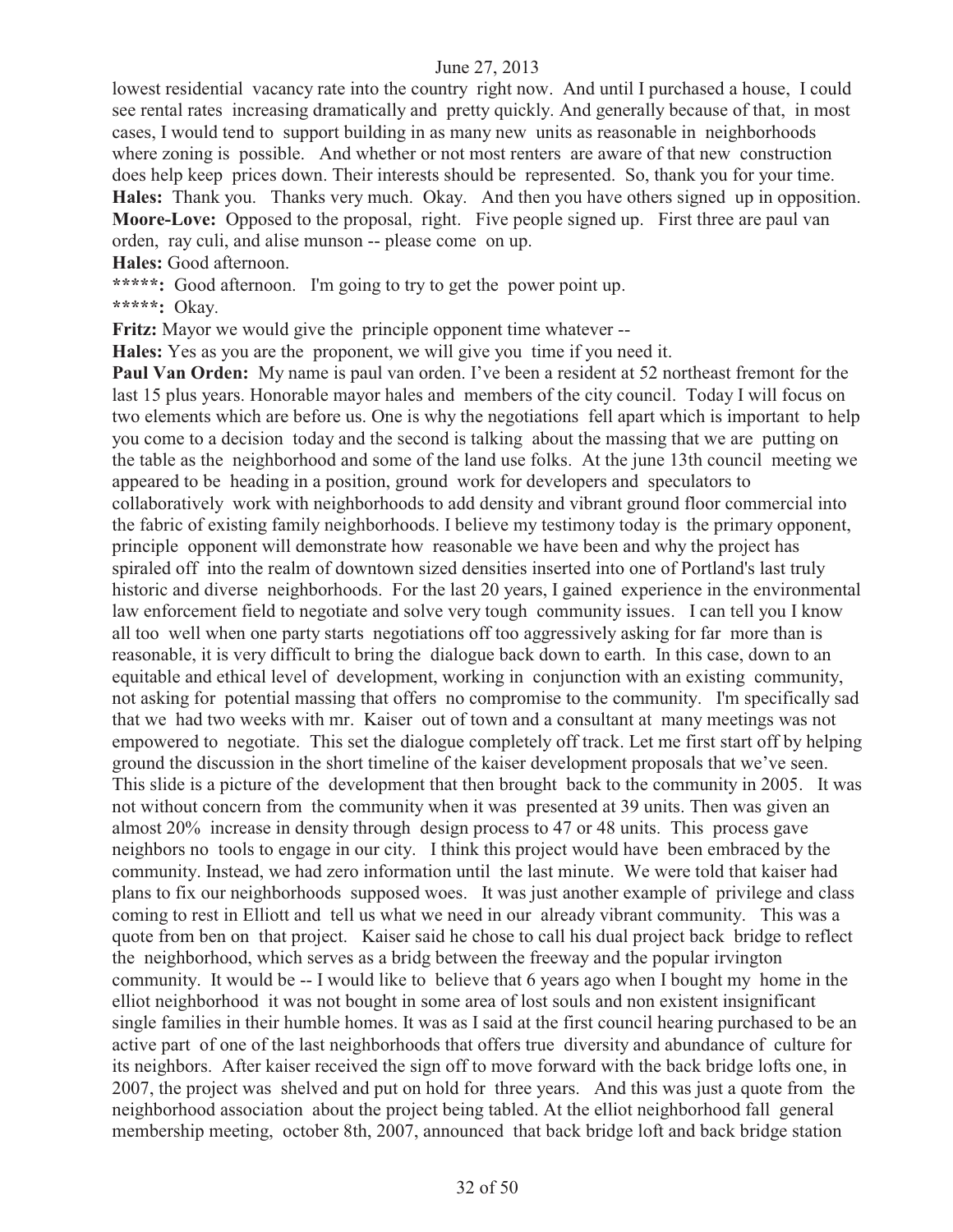lowest residential vacancy rate into the country right now. And until I purchased a house, I could see rental rates increasing dramatically and pretty quickly. And generally because of that, in most cases, I would tend to support building in as many new units as reasonable in neighborhoods where zoning is possible. And whether or not most renters are aware of that new construction does help keep prices down. Their interests should be represented. So, thank you for your time.

**Hales:** Thank you. Thanks very much. Okay. And then you have others signed up in opposition.

**Moore-Love:** Opposed to the proposal, right. Five people signed up. First three are paul van orden, ray culi, and alise munson -- please come on up.

**Hales:** Good afternoon.

**\*\*\*\*\*:** Good afternoon. I'm going to try to get the power point up.

**\*\*\*\*\*:** Okay.

**Fritz:** Mayor we would give the principle opponent time whatever --

**Hales:** Yes as you are the proponent, we will give you time if you need it.

**Paul Van Orden:** My name is paul van orden. I've been a resident at 52 northeast fremont for the last 15 plus years. Honorable mayor hales and members of the city council. Today I will focus on two elements which are before us. One is why the negotiations fell apart which is important to help you come to a decision today and the second is talking about the massing that we are putting on the table as the neighborhood and some of the land use folks. At the june 13th council meeting we appeared to be heading in a position, ground work for developers and speculators to collaboratively work with neighborhoods to add density and vibrant ground floor commercial into the fabric of existing family neighborhoods. I believe my testimony today is the primary opponent, principle opponent will demonstrate how reasonable we have been and why the project has spiraled off into the realm of downtown sized densities inserted into one of Portland's last truly historic and diverse neighborhoods. For the last 20 years, I gained experience in the environmental law enforcement field to negotiate and solve very tough community issues. I can tell you I know all too well when one party starts negotiations off too aggressively asking for far more than is reasonable, it is very difficult to bring the dialogue back down to earth. In this case, down to an equitable and ethical level of development, working in conjunction with an existing community, not asking for potential massing that offers no compromise to the community. I'm specifically sad that we had two weeks with mr. Kaiser out of town and a consultant at many meetings was not empowered to negotiate. This set the dialogue completely off track. Let me first start off by helping ground the discussion in the short timeline of the kaiser development proposals that we've seen. This slide is a picture of the development that then brought back to the community in 2005. It was not without concern from the community when it was presented at 39 units. Then was given an almost 20% increase in density through design process to 47 or 48 units. This process gave neighbors no tools to engage in our city. I think this project would have been embraced by the community. Instead, we had zero information until the last minute. We were told that kaiser had plans to fix our neighborhoods supposed woes. It was just another example of privilege and class coming to rest in Elliott and tell us what we need in our already vibrant community. This was a quote from ben on that project. Kaiser said he chose to call his dual project back bridge to reflect the neighborhood, which serves as a bridg between the freeway and the popular irvington community. It would be -- I would like to believe that 6 years ago when I bought my home in the elliot neighborhood it was not bought in some area of lost souls and non existent insignificant single families in their humble homes. It was as I said at the first council hearing purchased to be an active part of one of the last neighborhoods that offers true diversity and abundance of culture for its neighbors. After kaiser received the sign off to move forward with the back bridge lofts one, in 2007, the project was shelved and put on hold for three years. And this was just a quote from the neighborhood association about the project being tabled. At the elliot neighborhood fall general membership meeting, october 8th, 2007, announced that back bridge loft and back bridge station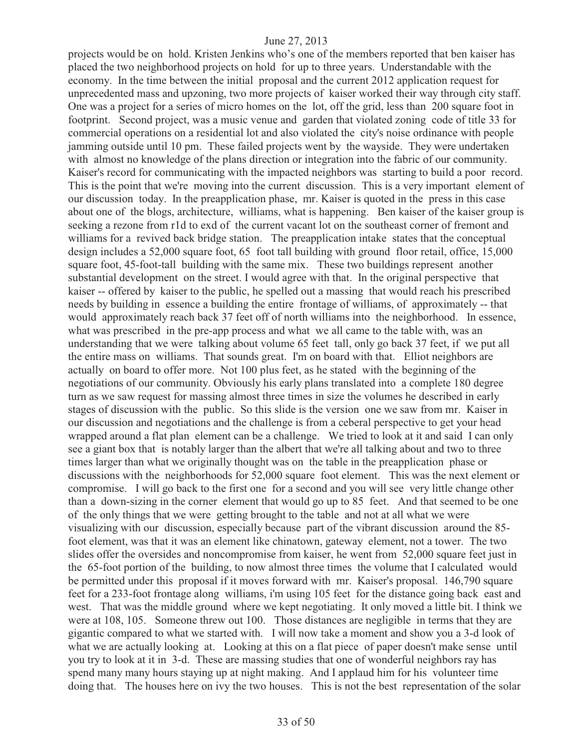projects would be on hold. Kristen Jenkins who's one of the members reported that ben kaiser has placed the two neighborhood projects on hold for up to three years. Understandable with the economy. In the time between the initial proposal and the current 2012 application request for unprecedented mass and upzoning, two more projects of kaiser worked their way through city staff. One was a project for a series of micro homes on the lot, off the grid, less than 200 square foot in footprint. Second project, was a music venue and garden that violated zoning code of title 33 for commercial operations on a residential lot and also violated the city's noise ordinance with people jamming outside until 10 pm. These failed projects went by the wayside. They were undertaken with almost no knowledge of the plans direction or integration into the fabric of our community. Kaiser's record for communicating with the impacted neighbors was starting to build a poor record. This is the point that we're moving into the current discussion. This is a very important element of our discussion today. In the preapplication phase, mr. Kaiser is quoted in the press in this case about one of the blogs, architecture, williams, what is happening. Ben kaiser of the kaiser group is seeking a rezone from r1d to exd of the current vacant lot on the southeast corner of fremont and williams for a revived back bridge station. The preapplication intake states that the conceptual design includes a 52,000 square foot, 65 foot tall building with ground floor retail, office, 15,000 square foot, 45-foot-tall building with the same mix. These two buildings represent another substantial development on the street. I would agree with that. In the original perspective that kaiser -- offered by kaiser to the public, he spelled out a massing that would reach his prescribed needs by building in essence a building the entire frontage of williams, of approximately -- that would approximately reach back 37 feet off of north williams into the neighborhood. In essence, what was prescribed in the pre-app process and what we all came to the table with, was an understanding that we were talking about volume 65 feet tall, only go back 37 feet, if we put all the entire mass on williams. That sounds great. I'm on board with that. Elliot neighbors are actually on board to offer more. Not 100 plus feet, as he stated with the beginning of the negotiations of our community. Obviously his early plans translated into a complete 180 degree turn as we saw request for massing almost three times in size the volumes he described in early stages of discussion with the public. So this slide is the version one we saw from mr. Kaiser in our discussion and negotiations and the challenge is from a ceberal perspective to get your head wrapped around a flat plan element can be a challenge. We tried to look at it and said I can only see a giant box that is notably larger than the albert that we're all talking about and two to three times larger than what we originally thought was on the table in the preapplication phase or discussions with the neighborhoods for 52,000 square foot element. This was the next element or compromise. I will go back to the first one for a second and you will see very little change other than a down-sizing in the corner element that would go up to 85 feet. And that seemed to be one of the only things that we were getting brought to the table and not at all what we were visualizing with our discussion, especially because part of the vibrant discussion around the 85-foot element, was that it was an element like chinatown, gateway element, not a tower. The two slides offer the oversides and noncompromise from kaiser, he went from 52,000 square feet just in the 65-foot portion of the building, to now almost three times the volume that I calculated would be permitted under this proposal if it moves forward with mr. Kaiser's proposal. 146,790 square feet for a 233-foot frontage along williams, i'm using 105 feet for the distance going back east and west. That was the middle ground where we kept negotiating. It only moved a little bit. I think we were at 108, 105. Someone threw out 100. Those distances are negligible in terms that they are gigantic compared to what we started with. I will now take a moment and show you a 3-d look of what we are actually looking at. Looking at this on a flat piece of paper doesn't make sense until you try to look at it in 3-d. These are massing studies that one of wonderful neighbors ray has spend many many hours staying up at night making. And I applaud him for his volunteer time doing that. The houses here on ivy the two houses. This is not the best representation of the solar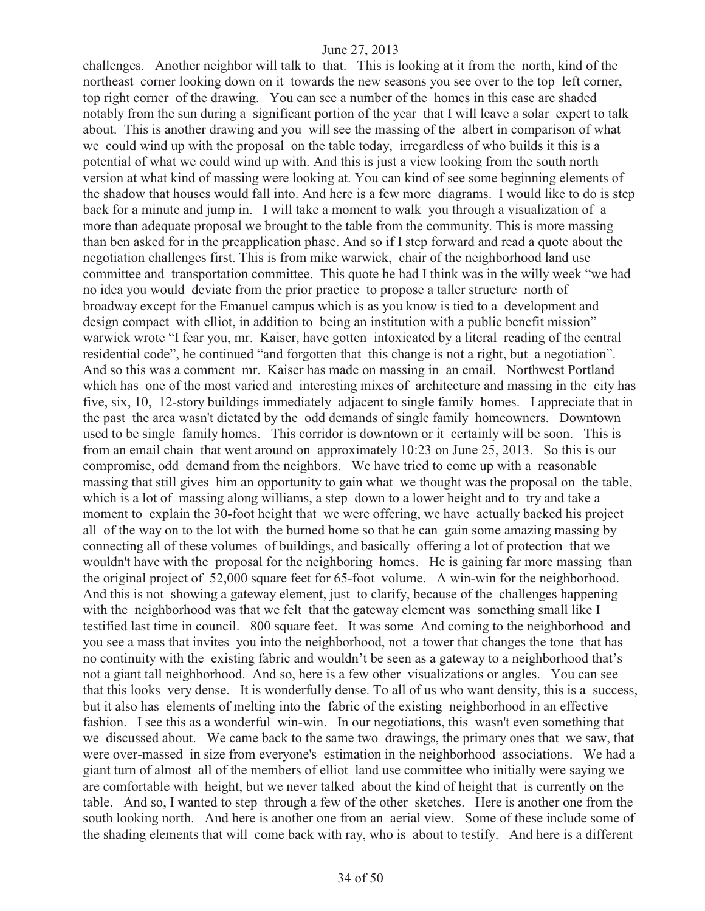challenges. Another neighbor will talk to that. This is looking at it from the north, kind of the northeast corner looking down on it towards the new seasons you see over to the top left corner, top right corner of the drawing. You can see a number of the homes in this case are shaded notably from the sun during a significant portion of the year that I will leave a solar expert to talk about. This is another drawing and you will see the massing of the albert in comparison of what we could wind up with the proposal on the table today, irregardless of who builds it this is a potential of what we could wind up with. And this is just a view looking from the south north version at what kind of massing were looking at. You can kind of see some beginning elements of the shadow that houses would fall into. And here is a few more diagrams. I would like to do is step back for a minute and jump in. I will take a moment to walk you through a visualization of a more than adequate proposal we brought to the table from the community. This is more massing than ben asked for in the preapplication phase. And so if I step forward and read a quote about the negotiation challenges first. This is from mike warwick, chair of the neighborhood land use committee and transportation committee. This quote he had I think was in the willy week "we had no idea you would deviate from the prior practice to propose a taller structure north of broadway except for the Emanuel campus which is as you know is tied to a development and design compact with elliot, in addition to being an institution with a public benefit mission" warwick wrote "I fear you, mr. Kaiser, have gotten intoxicated by a literal reading of the central residential code", he continued "and forgotten that this change is not a right, but a negotiation". And so this was a comment mr. Kaiser has made on massing in an email. Northwest Portland which has one of the most varied and interesting mixes of architecture and massing in the city has five, six, 10, 12-story buildings immediately adjacent to single family homes. I appreciate that in the past the area wasn't dictated by the odd demands of single family homeowners. Downtown used to be single family homes. This corridor is downtown or it certainly will be soon. This is from an email chain that went around on approximately 10:23 on June 25, 2013. So this is our compromise, odd demand from the neighbors. We have tried to come up with a reasonable massing that still gives him an opportunity to gain what we thought was the proposal on the table, which is a lot of massing along williams, a step down to a lower height and to try and take a moment to explain the 30-foot height that we were offering, we have actually backed his project all of the way on to the lot with the burned home so that he can gain some amazing massing by connecting all of these volumes of buildings, and basically offering a lot of protection that we wouldn't have with the proposal for the neighboring homes. He is gaining far more massing than the original project of 52,000 square feet for 65-foot volume. A win-win for the neighborhood. And this is not showing a gateway element, just to clarify, because of the challenges happening with the neighborhood was that we felt that the gateway element was something small like I testified last time in council. 800 square feet. It was some And coming to the neighborhood and you see a mass that invites you into the neighborhood, not a tower that changes the tone that has no continuity with the existing fabric and wouldn't be seen as a gateway to a neighborhood that's not a giant tall neighborhood. And so, here is a few other visualizations or angles. You can see that this looks very dense. It is wonderfully dense. To all of us who want density, this is a success, but it also has elements of melting into the fabric of the existing neighborhood in an effective fashion. I see this as a wonderful win-win. In our negotiations, this wasn't even something that we discussed about. We came back to the same two drawings, the primary ones that we saw, that were over-massed in size from everyone's estimation in the neighborhood associations. We had a giant turn of almost all of the members of elliot land use committee who initially were saying we are comfortable with height, but we never talked about the kind of height that is currently on the table. And so, I wanted to step through a few of the other sketches. Here is another one from the south looking north. And here is another one from an aerial view. Some of these include some of the shading elements that will come back with ray, who is about to testify. And here is a different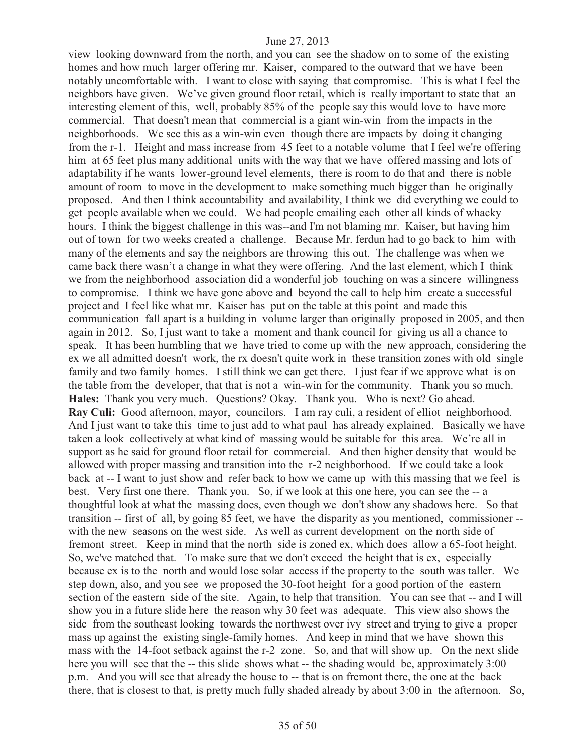view looking downward from the north, and you can see the shadow on to some of the existing homes and how much larger offering mr. Kaiser, compared to the outward that we have been notably uncomfortable with. I want to close with saying that compromise. This is what I feel the neighbors have given. We've given ground floor retail, which is really important to state that an interesting element of this, well, probably 85% of the people say this would love to have more commercial. That doesn't mean that commercial is a giant win-win from the impacts in the neighborhoods. We see this as a win-win even though there are impacts by doing it changing from the r-1. Height and mass increase from 45 feet to a notable volume that I feel we're offering him at 65 feet plus many additional units with the way that we have offered massing and lots of adaptability if he wants lower-ground level elements, there is room to do that and there is noble amount of room to move in the development to make something much bigger than he originally proposed. And then I think accountability and availability, I think we did everything we could to get people available when we could. We had people emailing each other all kinds of whacky hours. I think the biggest challenge in this was--and I'm not blaming mr. Kaiser, but having him out of town for two weeks created a challenge. Because Mr. ferdun had to go back to him with many of the elements and say the neighbors are throwing this out. The challenge was when we came back there wasn't a change in what they were offering. And the last element, which I think we from the neighborhood association did a wonderful job touching on was a sincere willingness to compromise. I think we have gone above and beyond the call to help him create a successful project and I feel like what mr. Kaiser has put on the table at this point and made this communication fall apart is a building in volume larger than originally proposed in 2005, and then again in 2012. So, I just want to take a moment and thank council for giving us all a chance to speak. It has been humbling that we have tried to come up with the new approach, considering the ex we all admitted doesn't work, the rx doesn't quite work in these transition zones with old single family and two family homes. I still think we can get there. I just fear if we approve what is on the table from the developer, that that is not a win-win for the community. Thank you so much.

**Hales:** Thank you very much. Questions? Okay. Thank you. Who is next? Go ahead.

**Ray Culi:** Good afternoon, mayor, councilors. I am ray culi, a resident of elliot neighborhood. And I just want to take this time to just add to what paul has already explained. Basically we have taken a look collectively at what kind of massing would be suitable for this area. We're all in support as he said for ground floor retail for commercial. And then higher density that would be allowed with proper massing and transition into the r-2 neighborhood. If we could take a look back at -- I want to just show and refer back to how we came up with this massing that we feel is best. Very first one there. Thank you. So, if we look at this one here, you can see the -- a thoughtful look at what the massing does, even though we don't show any shadows here. So that transition -- first of all, by going 85 feet, we have the disparity as you mentioned, commissioner -- with the new seasons on the west side. As well as current development on the north side of fremont street. Keep in mind that the north side is zoned ex, which does allow a 65-foot height. So, we've matched that. To make sure that we don't exceed the height that is ex, especially because ex is to the north and would lose solar access if the property to the south was taller. We step down, also, and you see we proposed the 30-foot height for a good portion of the eastern section of the eastern side of the site. Again, to help that transition. You can see that -- and I will show you in a future slide here the reason why 30 feet was adequate. This view also shows the side from the southeast looking towards the northwest over ivy street and trying to give a proper mass up against the existing single-family homes. And keep in mind that we have shown this mass with the 14-foot setback against the r-2 zone. So, and that will show up. On the next slide here you will see that the -- this slide shows what -- the shading would be, approximately 3:00 p.m. And you will see that already the house to -- that is on fremont there, the one at the back there, that is closest to that, is pretty much fully shaded already by about 3:00 in the afternoon. So,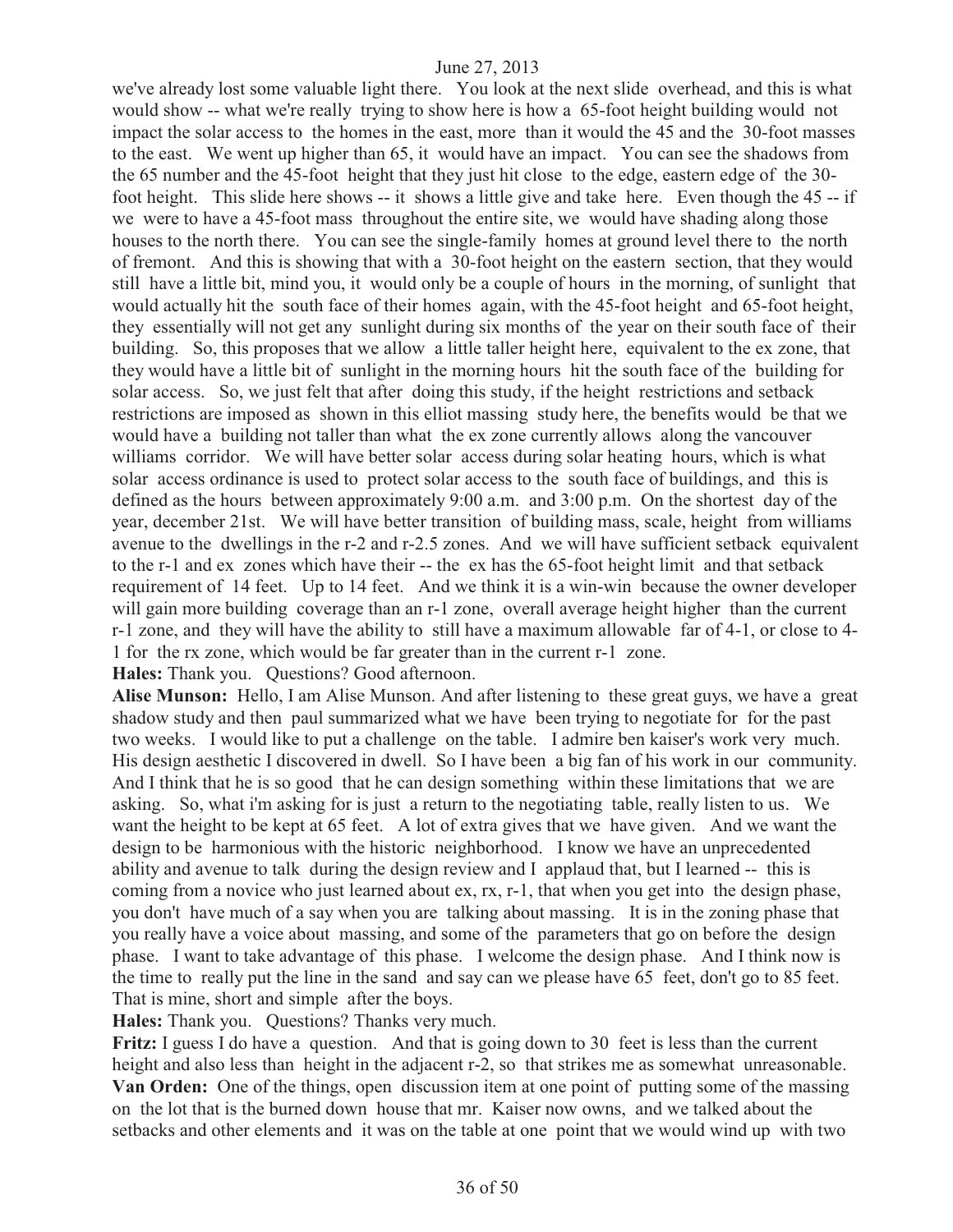we've already lost some valuable light there. You look at the next slide overhead, and this is what would show -- what we're really trying to show here is how a 65-foot height building would not impact the solar access to the homes in the east, more than it would the 45 and the 30-foot masses to the east. We went up higher than 65, it would have an impact. You can see the shadows from the 65 number and the 45-foot height that they just hit close to the edge, eastern edge of the 30-foot height. This slide here shows -- it shows a little give and take here. Even though the 45 -- if we were to have a 45-foot mass throughout the entire site, we would have shading along those houses to the north there. You can see the single-family homes at ground level there to the north of fremont. And this is showing that with a 30-foot height on the eastern section, that they would still have a little bit, mind you, it would only be a couple of hours in the morning, of sunlight that would actually hit the south face of their homes again, with the 45-foot height and 65-foot height, they essentially will not get any sunlight during six months of the year on their south face of their building. So, this proposes that we allow a little taller height here, equivalent to the ex zone, that they would have a little bit of sunlight in the morning hours hit the south face of the building for solar access. So, we just felt that after doing this study, if the height restrictions and setback restrictions are imposed as shown in this elliot massing study here, the benefits would be that we would have a building not taller than what the ex zone currently allows along the vancouver williams corridor. We will have better solar access during solar heating hours, which is what solar access ordinance is used to protect solar access to the south face of buildings, and this is defined as the hours between approximately 9:00 a.m. and 3:00 p.m. On the shortest day of the year, december 21st. We will have better transition of building mass, scale, height from williams avenue to the dwellings in the r-2 and r-2.5 zones. And we will have sufficient setback equivalent to the r-1 and ex zones which have their -- the ex has the 65-foot height limit and that setback requirement of 14 feet. Up to 14 feet. And we think it is a win-win because the owner developer will gain more building coverage than an r-1 zone, overall average height higher than the current r-1 zone, and they will have the ability to still have a maximum allowable far of 4-1, or close to 4-1 for the rx zone, which would be far greater than in the current r-1 zone.

**Hales:** Thank you. Questions? Good afternoon.

**Alise Munson:** Hello, I am Alise Munson. And after listening to these great guys, we have a great shadow study and then paul summarized what we have been trying to negotiate for for the past two weeks. I would like to put a challenge on the table. I admire ben kaiser's work very much. His design aesthetic I discovered in dwell. So I have been a big fan of his work in our community. And I think that he is so good that he can design something within these limitations that we are asking. So, what i'm asking for is just a return to the negotiating table, really listen to us. We want the height to be kept at 65 feet. A lot of extra gives that we have given. And we want the design to be harmonious with the historic neighborhood. I know we have an unprecedented ability and avenue to talk during the design review and I applaud that, but I learned -- this is coming from a novice who just learned about ex, rx, r-1, that when you get into the design phase, you don't have much of a say when you are talking about massing. It is in the zoning phase that you really have a voice about massing, and some of the parameters that go on before the design phase. I want to take advantage of this phase. I welcome the design phase. And I think now is the time to really put the line in the sand and say can we please have 65 feet, don't go to 85 feet. That is mine, short and simple after the boys.

**Hales:** Thank you. Questions? Thanks very much.

**Fritz:** I guess I do have a question. And that is going down to 30 feet is less than the current height and also less than height in the adjacent r-2, so that strikes me as somewhat unreasonable.

**Van Orden:** One of the things, open discussion item at one point of putting some of the massing on the lot that is the burned down house that mr. Kaiser now owns, and we talked about the setbacks and other elements and it was on the table at one point that we would wind up with two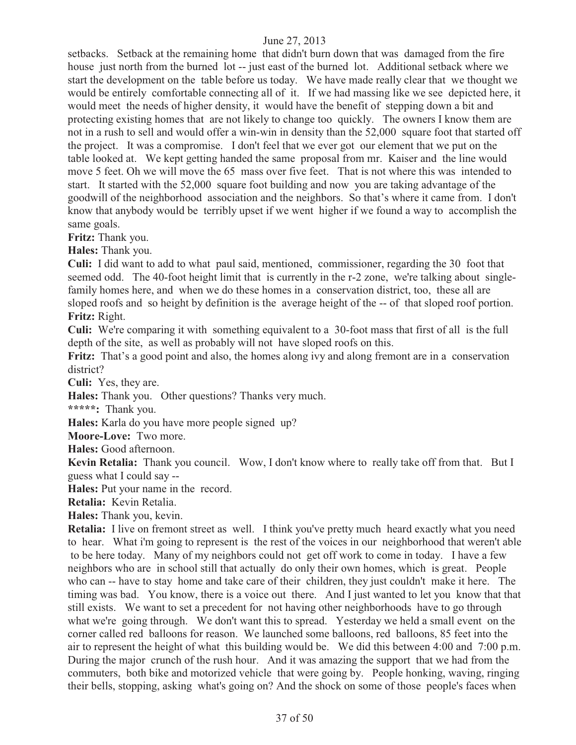setbacks. Setback at the remaining home that didn't burn down that was damaged from the fire house just north from the burned lot -- just east of the burned lot. Additional setback where we start the development on the table before us today. We have made really clear that we thought we would be entirely comfortable connecting all of it. If we had massing like we see depicted here, it would meet the needs of higher density, it would have the benefit of stepping down a bit and protecting existing homes that are not likely to change too quickly. The owners I know them are not in a rush to sell and would offer a win-win in density than the 52,000 square foot that started off the project. It was a compromise. I don't feel that we ever got our element that we put on the table looked at. We kept getting handed the same proposal from mr. Kaiser and the line would move 5 feet. Oh we will move the 65 mass over five feet. That is not where this was intended to start. It started with the 52,000 square foot building and now you are taking advantage of the goodwill of the neighborhood association and the neighbors. So that's where it came from. I don't know that anybody would be terribly upset if we went higher if we found a way to accomplish the same goals.

**Fritz:** Thank you.

**Hales:** Thank you.

**Culi:** I did want to add to what paul said, mentioned, commissioner, regarding the 30 foot that seemed odd. The 40-foot height limit that is currently in the r-2 zone, we're talking about single-family homes here, and when we do these homes in a conservation district, too, these all are sloped roofs and so height by definition is the average height of the -- of that sloped roof portion.

**Fritz:** Right.

**Culi:** We're comparing it with something equivalent to a 30-foot mass that first of all is the full depth of the site, as well as probably will not have sloped roofs on this.

**Fritz:** That's a good point and also, the homes along ivy and along fremont are in a conservation district?

**Culi:** Yes, they are.

**Hales:** Thank you. Other questions? Thanks very much.

**\*\*\*\*\*:** Thank you.

**Hales:** Karla do you have more people signed up?

**Moore-Love:** Two more.

**Hales:** Good afternoon.

**Kevin Retalia:** Thank you council. Wow, I don't know where to really take off from that. But I guess what I could say --

**Hales:** Put your name in the record.

**Retalia:** Kevin Retalia.

**Hales:** Thank you, kevin.

**Retalia:** I live on fremont street as well. I think you've pretty much heard exactly what you need to hear. What i'm going to represent is the rest of the voices in our neighborhood that weren't able to be here today. Many of my neighbors could not get off work to come in today. I have a few neighbors who are in school still that actually do only their own homes, which is great. People who can -- have to stay home and take care of their children, they just couldn't make it here. The timing was bad. You know, there is a voice out there. And I just wanted to let you know that that still exists. We want to set a precedent for not having other neighborhoods have to go through what we're going through. We don't want this to spread. Yesterday we held a small event on the corner called red balloons for reason. We launched some balloons, red balloons, 85 feet into the air to represent the height of what this building would be. We did this between 4:00 and 7:00 p.m. During the major crunch of the rush hour. And it was amazing the support that we had from the commuters, both bike and motorized vehicle that were going by. People honking, waving, ringing their bells, stopping, asking what's going on? And the shock on some of those people's faces when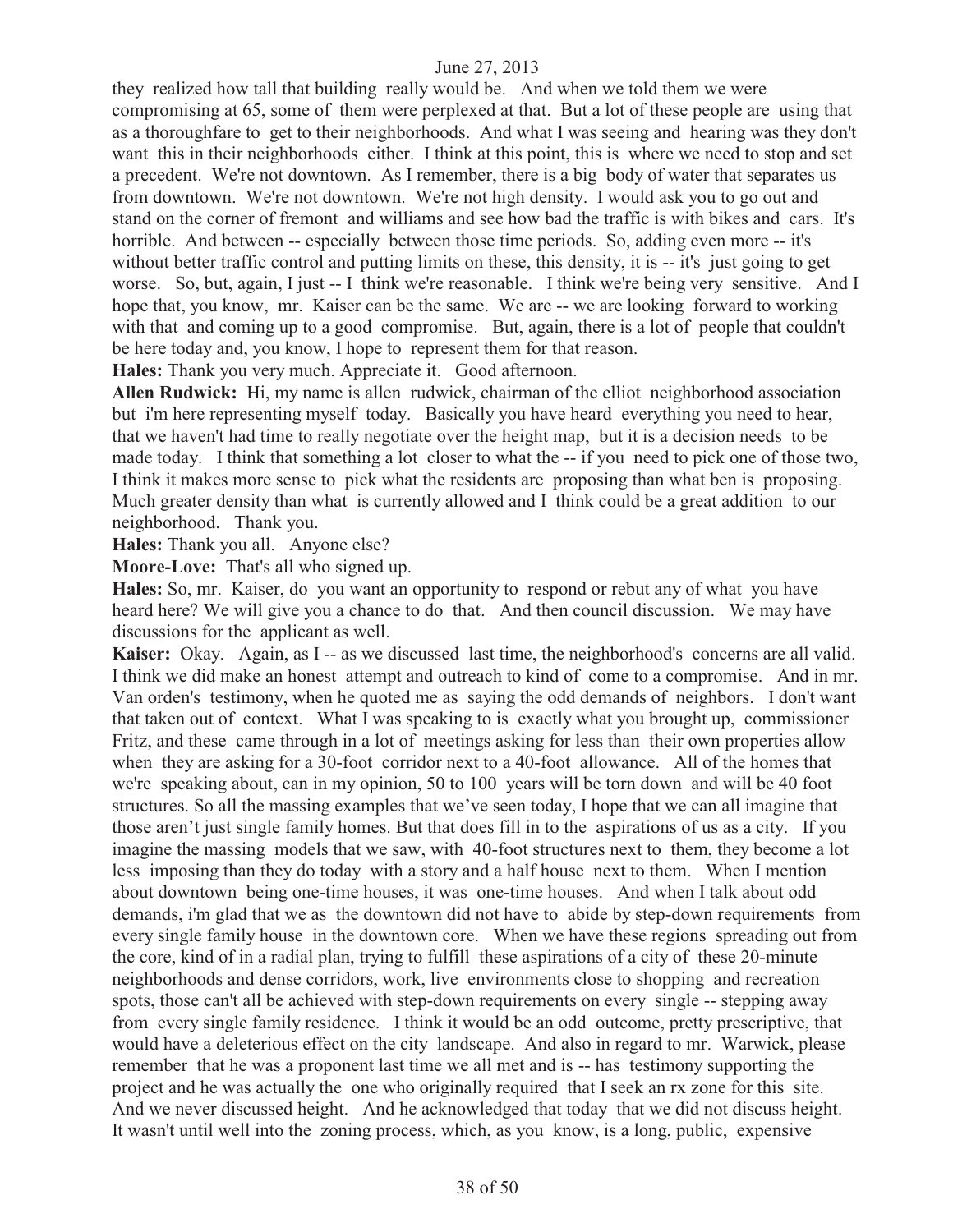they realized how tall that building really would be. And when we told them we were compromising at 65, some of them were perplexed at that. But a lot of these people are using that as a thoroughfare to get to their neighborhoods. And what I was seeing and hearing was they don't want this in their neighborhoods either. I think at this point, this is where we need to stop and set a precedent. We're not downtown. As I remember, there is a big body of water that separates us from downtown. We're not downtown. We're not high density. I would ask you to go out and stand on the corner of fremont and williams and see how bad the traffic is with bikes and cars. It's horrible. And between -- especially between those time periods. So, adding even more -- it's without better traffic control and putting limits on these, this density, it is -- it's just going to get worse. So, but, again, I just -- I think we're reasonable. I think we're being very sensitive. And I hope that, you know, mr. Kaiser can be the same. We are -- we are looking forward to working with that and coming up to a good compromise. But, again, there is a lot of people that couldn't be here today and, you know, I hope to represent them for that reason.

**Hales:** Thank you very much. Appreciate it. Good afternoon.

**Allen Rudwick:** Hi, my name is allen rudwick, chairman of the elliot neighborhood association but i'm here representing myself today. Basically you have heard everything you need to hear, that we haven't had time to really negotiate over the height map, but it is a decision needs to be made today. I think that something a lot closer to what the -- if you need to pick one of those two, I think it makes more sense to pick what the residents are proposing than what ben is proposing. Much greater density than what is currently allowed and I think could be a great addition to our neighborhood. Thank you.

**Hales:** Thank you all. Anyone else?

**Moore-Love:** That's all who signed up.

**Hales:** So, mr. Kaiser, do you want an opportunity to respond or rebut any of what you have heard here? We will give you a chance to do that. And then council discussion. We may have discussions for the applicant as well.

**Kaiser:** Okay. Again, as I -- as we discussed last time, the neighborhood's concerns are all valid. I think we did make an honest attempt and outreach to kind of come to a compromise. And in mr. Van orden's testimony, when he quoted me as saying the odd demands of neighbors. I don't want that taken out of context. What I was speaking to is exactly what you brought up, commissioner Fritz, and these came through in a lot of meetings asking for less than their own properties allow when they are asking for a 30-foot corridor next to a 40-foot allowance. All of the homes that we're speaking about, can in my opinion, 50 to 100 years will be torn down and will be 40 foot structures. So all the massing examples that we've seen today, I hope that we can all imagine that those aren't just single family homes. But that does fill in to the aspirations of us as a city. If you imagine the massing models that we saw, with 40-foot structures next to them, they become a lot less imposing than they do today with a story and a half house next to them. When I mention about downtown being one-time houses, it was one-time houses. And when I talk about odd demands, i'm glad that we as the downtown did not have to abide by step-down requirements from every single family house in the downtown core. When we have these regions spreading out from the core, kind of in a radial plan, trying to fulfill these aspirations of a city of these 20-minute neighborhoods and dense corridors, work, live environments close to shopping and recreation spots, those can't all be achieved with step-down requirements on every single -- stepping away from every single family residence. I think it would be an odd outcome, pretty prescriptive, that would have a deleterious effect on the city landscape. And also in regard to mr. Warwick, please remember that he was a proponent last time we all met and is -- has testimony supporting the project and he was actually the one who originally required that I seek an rx zone for this site. And we never discussed height. And he acknowledged that today that we did not discuss height. It wasn't until well into the zoning process, which, as you know, is a long, public, expensive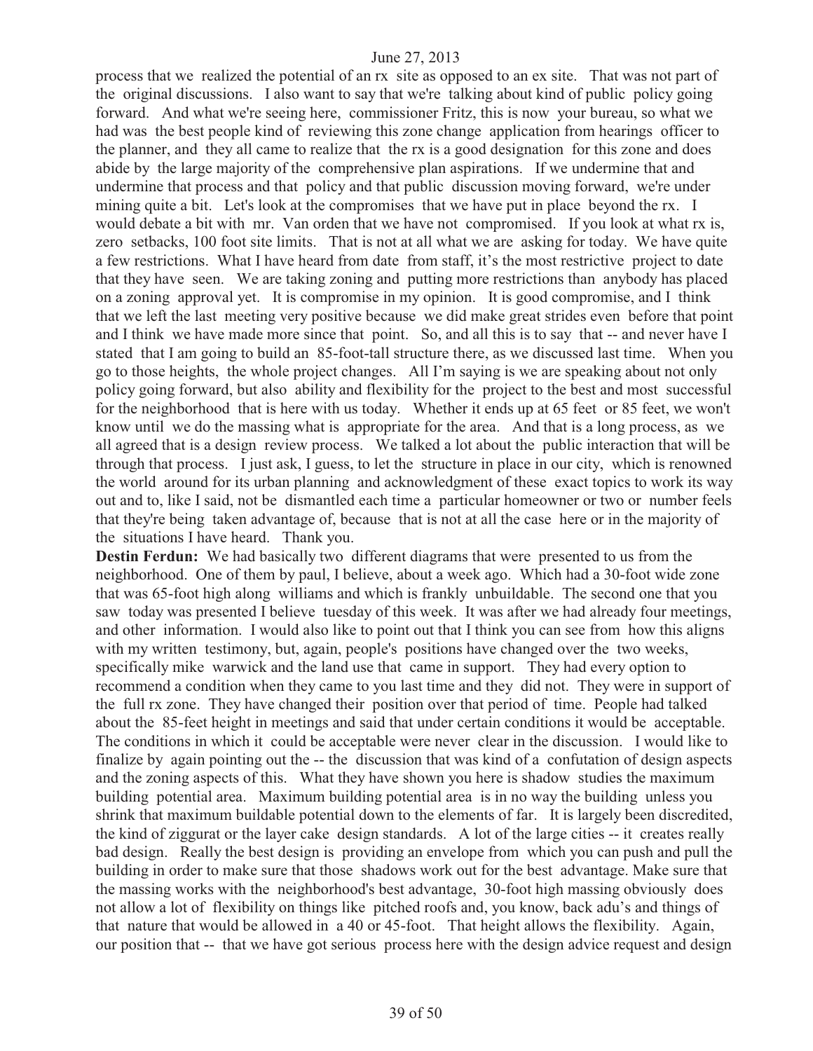process that we realized the potential of an rx site as opposed to an ex site. That was not part of the original discussions. I also want to say that we're talking about kind of public policy going forward. And what we're seeing here, commissioner Fritz, this is now your bureau, so what we had was the best people kind of reviewing this zone change application from hearings officer to the planner, and they all came to realize that the rx is a good designation for this zone and does abide by the large majority of the comprehensive plan aspirations. If we undermine that and undermine that process and that policy and that public discussion moving forward, we're under mining quite a bit. Let's look at the compromises that we have put in place beyond the rx. I would debate a bit with mr. Van orden that we have not compromised. If you look at what rx is, zero setbacks, 100 foot site limits. That is not at all what we are asking for today. We have quite a few restrictions. What I have heard from date from staff, it's the most restrictive project to date that they have seen. We are taking zoning and putting more restrictions than anybody has placed on a zoning approval yet. It is compromise in my opinion. It is good compromise, and I think that we left the last meeting very positive because we did make great strides even before that point and I think we have made more since that point. So, and all this is to say that -- and never have I stated that I am going to build an 85-foot-tall structure there, as we discussed last time. When you go to those heights, the whole project changes. All I'm saying is we are speaking about not only policy going forward, but also ability and flexibility for the project to the best and most successful for the neighborhood that is here with us today. Whether it ends up at 65 feet or 85 feet, we won't know until we do the massing what is appropriate for the area. And that is a long process, as we all agreed that is a design review process. We talked a lot about the public interaction that will be through that process. I just ask, I guess, to let the structure in place in our city, which is renowned the world around for its urban planning and acknowledgment of these exact topics to work its way out and to, like I said, not be dismantled each time a particular homeowner or two or number feels that they're being taken advantage of, because that is not at all the case here or in the majority of the situations I have heard. Thank you.

**Destin Ferdun:** We had basically two different diagrams that were presented to us from the neighborhood. One of them by paul, I believe, about a week ago. Which had a 30-foot wide zone that was 65-foot high along williams and which is frankly unbuildable. The second one that you saw today was presented I believe tuesday of this week. It was after we had already four meetings, and other information. I would also like to point out that I think you can see from how this aligns with my written testimony, but, again, people's positions have changed over the two weeks, specifically mike warwick and the land use that came in support. They had every option to recommend a condition when they came to you last time and they did not. They were in support of the full rx zone. They have changed their position over that period of time. People had talked about the 85-feet height in meetings and said that under certain conditions it would be acceptable. The conditions in which it could be acceptable were never clear in the discussion. I would like to finalize by again pointing out the -- the discussion that was kind of a confutation of design aspects and the zoning aspects of this. What they have shown you here is shadow studies the maximum building potential area. Maximum building potential area is in no way the building unless you shrink that maximum buildable potential down to the elements of far. It is largely been discredited, the kind of ziggurat or the layer cake design standards. A lot of the large cities -- it creates really bad design. Really the best design is providing an envelope from which you can push and pull the building in order to make sure that those shadows work out for the best advantage. Make sure that the massing works with the neighborhood's best advantage, 30-foot high massing obviously does not allow a lot of flexibility on things like pitched roofs and, you know, back adu's and things of that nature that would be allowed in a 40 or 45-foot. That height allows the flexibility. Again, our position that -- that we have got serious process here with the design advice request and design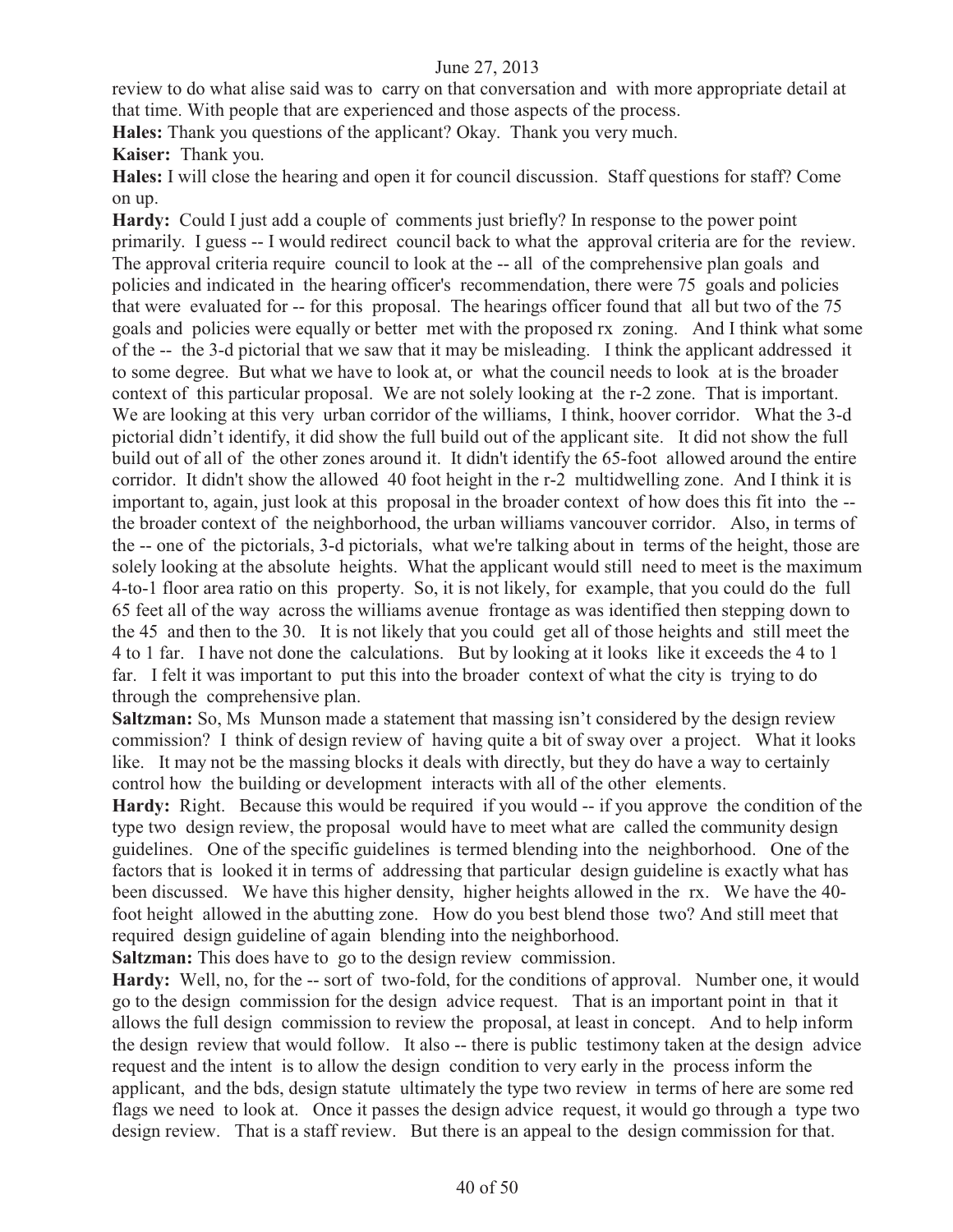review to do what alise said was to carry on that conversation and with more appropriate detail at that time. With people that are experienced and those aspects of the process.

**Hales:** Thank you questions of the applicant? Okay. Thank you very much.

**Kaiser:** Thank you.

**Hales:** I will close the hearing and open it for council discussion. Staff questions for staff? Come on up.

**Hardy:** Could I just add a couple of comments just briefly? In response to the power point primarily. I guess -- I would redirect council back to what the approval criteria are for the review. The approval criteria require council to look at the -- all of the comprehensive plan goals and policies and indicated in the hearing officer's recommendation, there were 75 goals and policies that were evaluated for -- for this proposal. The hearings officer found that all but two of the 75 goals and policies were equally or better met with the proposed rx zoning. And I think what some of the -- the 3-d pictorial that we saw that it may be misleading. I think the applicant addressed it to some degree. But what we have to look at, or what the council needs to look at is the broader context of this particular proposal. We are not solely looking at the r-2 zone. That is important. We are looking at this very urban corridor of the williams, I think, hoover corridor. What the 3-d pictorial didn't identify, it did show the full build out of the applicant site. It did not show the full build out of all of the other zones around it. It didn't identify the 65-foot allowed around the entire corridor. It didn't show the allowed 40 foot height in the r-2 multidwelling zone. And I think it is important to, again, just look at this proposal in the broader context of how does this fit into the -- the broader context of the neighborhood, the urban williams vancouver corridor. Also, in terms of the -- one of the pictorials, 3-d pictorials, what we're talking about in terms of the height, those are solely looking at the absolute heights. What the applicant would still need to meet is the maximum 4-to-1 floor area ratio on this property. So, it is not likely, for example, that you could do the full 65 feet all of the way across the williams avenue frontage as was identified then stepping down to the 45 and then to the 30. It is not likely that you could get all of those heights and still meet the 4 to 1 far. I have not done the calculations. But by looking at it looks like it exceeds the 4 to 1 far. I felt it was important to put this into the broader context of what the city is trying to do through the comprehensive plan.

**Saltzman:** So, Ms Munson made a statement that massing isn't considered by the design review commission? I think of design review of having quite a bit of sway over a project. What it looks like. It may not be the massing blocks it deals with directly, but they do have a way to certainly control how the building or development interacts with all of the other elements.

**Hardy:** Right. Because this would be required if you would -- if you approve the condition of the type two design review, the proposal would have to meet what are called the community design guidelines. One of the specific guidelines is termed blending into the neighborhood. One of the factors that is looked it in terms of addressing that particular design guideline is exactly what has been discussed. We have this higher density, higher heights allowed in the rx. We have the 40-foot height allowed in the abutting zone. How do you best blend those two? And still meet that required design guideline of again blending into the neighborhood.

**Saltzman:** This does have to go to the design review commission.

**Hardy:** Well, no, for the -- sort of two-fold, for the conditions of approval. Number one, it would go to the design commission for the design advice request. That is an important point in that it allows the full design commission to review the proposal, at least in concept. And to help inform the design review that would follow. It also -- there is public testimony taken at the design advice request and the intent is to allow the design condition to very early in the process inform the applicant, and the bds, design statute ultimately the type two review in terms of here are some red flags we need to look at. Once it passes the design advice request, it would go through a type two design review. That is a staff review. But there is an appeal to the design commission for that.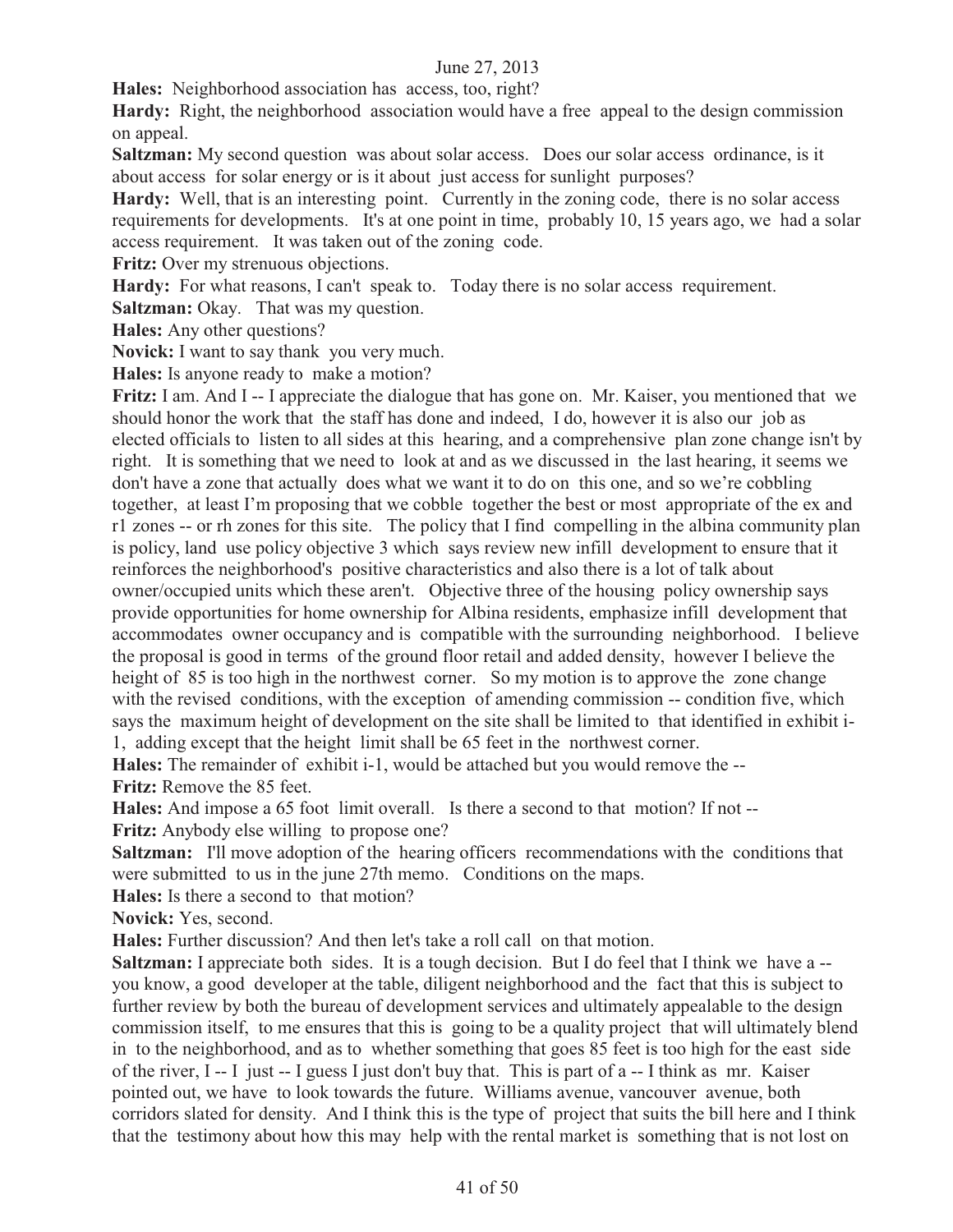**Hales:** Neighborhood association has access, too, right?

**Hardy:** Right, the neighborhood association would have a free appeal to the design commission on appeal.

**Saltzman:** My second question was about solar access. Does our solar access ordinance, is it about access for solar energy or is it about just access for sunlight purposes?

**Hardy:** Well, that is an interesting point. Currently in the zoning code, there is no solar access requirements for developments. It's at one point in time, probably 10, 15 years ago, we had a solar access requirement. It was taken out of the zoning code.

**Fritz:** Over my strenuous objections.

**Hardy:** For what reasons, I can't speak to. Today there is no solar access requirement.

**Saltzman:** Okay. That was my question.

**Hales:** Any other questions?

**Novick:** I want to say thank you very much.

**Hales:** Is anyone ready to make a motion?

**Fritz:** I am. And I -- I appreciate the dialogue that has gone on. Mr. Kaiser, you mentioned that we should honor the work that the staff has done and indeed, I do, however it is also our job as elected officials to listen to all sides at this hearing, and a comprehensive plan zone change isn't by right. It is something that we need to look at and as we discussed in the last hearing, it seems we don't have a zone that actually does what we want it to do on this one, and so we're cobbling together, at least I'm proposing that we cobble together the best or most appropriate of the ex and r1 zones -- or rh zones for this site. The policy that I find compelling in the albina community plan is policy, land use policy objective 3 which says review new infill development to ensure that it reinforces the neighborhood's positive characteristics and also there is a lot of talk about owner/occupied units which these aren't. Objective three of the housing policy ownership says provide opportunities for home ownership for Albina residents, emphasize infill development that accommodates owner occupancy and is compatible with the surrounding neighborhood. I believe the proposal is good in terms of the ground floor retail and added density, however I believe the height of 85 is too high in the northwest corner. So my motion is to approve the zone change with the revised conditions, with the exception of amending commission -- condition five, which says the maximum height of development on the site shall be limited to that identified in exhibit i-1, adding except that the height limit shall be 65 feet in the northwest corner.

**Hales:** The remainder of exhibit i-1, would be attached but you would remove the --

**Fritz:** Remove the 85 feet.

**Hales:** And impose a 65 foot limit overall. Is there a second to that motion? If not --

**Fritz:** Anybody else willing to propose one?

**Saltzman:** I'll move adoption of the hearing officers recommendations with the conditions that were submitted to us in the june 27th memo. Conditions on the maps.

**Hales:** Is there a second to that motion?

**Novick:** Yes, second.

**Hales:** Further discussion? And then let's take a roll call on that motion.

**Saltzman:** I appreciate both sides. It is a tough decision. But I do feel that I think we have a -- you know, a good developer at the table, diligent neighborhood and the fact that this is subject to further review by both the bureau of development services and ultimately appealable to the design commission itself, to me ensures that this is going to be a quality project that will ultimately blend in to the neighborhood, and as to whether something that goes 85 feet is too high for the east side of the river, I -- I just -- I guess I just don't buy that. This is part of a -- I think as mr. Kaiser pointed out, we have to look towards the future. Williams avenue, vancouver avenue, both corridors slated for density. And I think this is the type of project that suits the bill here and I think that the testimony about how this may help with the rental market is something that is not lost on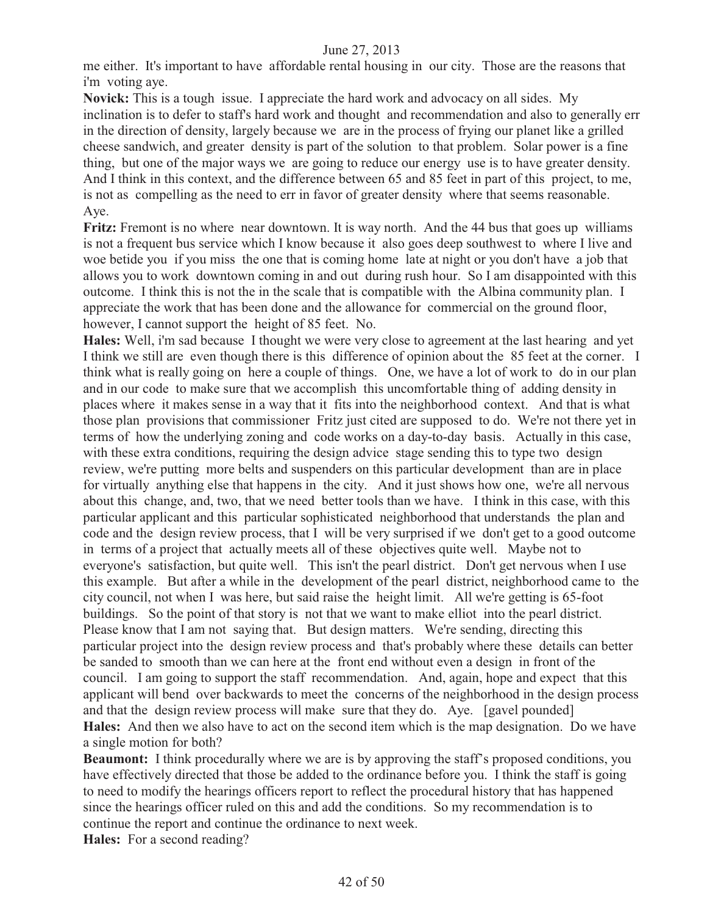me either. It's important to have affordable rental housing in our city. Those are the reasons that i'm voting aye.

**Novick:** This is a tough issue. I appreciate the hard work and advocacy on all sides. My inclination is to defer to staff's hard work and thought and recommendation and also to generally err in the direction of density, largely because we are in the process of frying our planet like a grilled cheese sandwich, and greater density is part of the solution to that problem. Solar power is a fine thing, but one of the major ways we are going to reduce our energy use is to have greater density. And I think in this context, and the difference between 65 and 85 feet in part of this project, to me, is not as compelling as the need to err in favor of greater density where that seems reasonable. Aye.

**Fritz:** Fremont is no where near downtown. It is way north. And the 44 bus that goes up williams is not a frequent bus service which I know because it also goes deep southwest to where I live and woe betide you if you miss the one that is coming home late at night or you don't have a job that allows you to work downtown coming in and out during rush hour. So I am disappointed with this outcome. I think this is not the in the scale that is compatible with the Albina community plan. I appreciate the work that has been done and the allowance for commercial on the ground floor, however, I cannot support the height of 85 feet. No.

**Hales:** Well, i'm sad because I thought we were very close to agreement at the last hearing and yet I think we still are even though there is this difference of opinion about the 85 feet at the corner. I think what is really going on here a couple of things. One, we have a lot of work to do in our plan and in our code to make sure that we accomplish this uncomfortable thing of adding density in places where it makes sense in a way that it fits into the neighborhood context. And that is what those plan provisions that commissioner Fritz just cited are supposed to do. We're not there yet in terms of how the underlying zoning and code works on a day-to-day basis. Actually in this case, with these extra conditions, requiring the design advice stage sending this to type two design review, we're putting more belts and suspenders on this particular development than are in place for virtually anything else that happens in the city. And it just shows how one, we're all nervous about this change, and, two, that we need better tools than we have. I think in this case, with this particular applicant and this particular sophisticated neighborhood that understands the plan and code and the design review process, that I will be very surprised if we don't get to a good outcome in terms of a project that actually meets all of these objectives quite well. Maybe not to everyone's satisfaction, but quite well. This isn't the pearl district. Don't get nervous when I use this example. But after a while in the development of the pearl district, neighborhood came to the city council, not when I was here, but said raise the height limit. All we're getting is 65-foot buildings. So the point of that story is not that we want to make elliot into the pearl district. Please know that I am not saying that. But design matters. We're sending, directing this particular project into the design review process and that's probably where these details can better be sanded to smooth than we can here at the front end without even a design in front of the council. I am going to support the staff recommendation. And, again, hope and expect that this applicant will bend over backwards to meet the concerns of the neighborhood in the design process and that the design review process will make sure that they do. Aye. [gavel pounded]

**Hales:** And then we also have to act on the second item which is the map designation. Do we have a single motion for both?

**Beaumont:** I think procedurally where we are is by approving the staff's proposed conditions, you have effectively directed that those be added to the ordinance before you. I think the staff is going to need to modify the hearings officers report to reflect the procedural history that has happened since the hearings officer ruled on this and add the conditions. So my recommendation is to continue the report and continue the ordinance to next week.

**Hales:** For a second reading?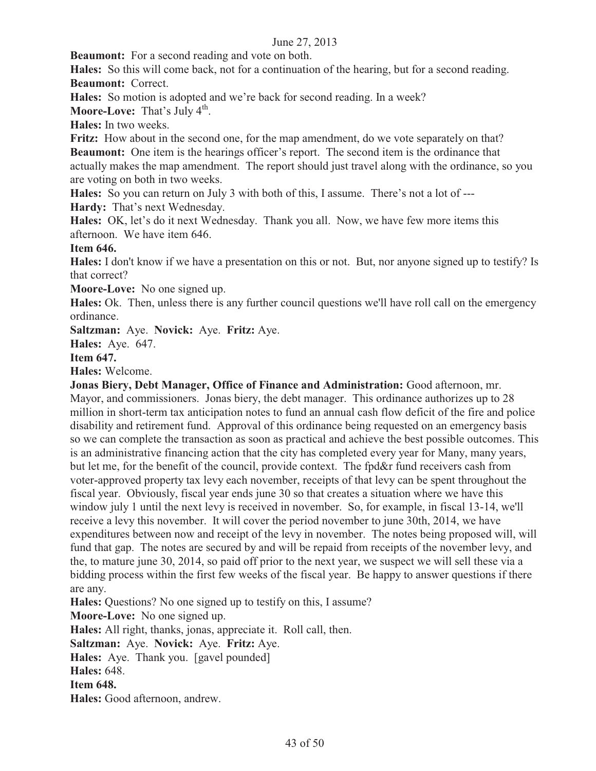**Beaumont:** For a second reading and vote on both.

**Hales:** So this will come back, not for a continuation of the hearing, but for a second reading.

**Beaumont:** Correct.

**Hales:** So motion is adopted and we're back for second reading. In a week?

**Moore-Love:** That's July 4th.

**Hales:** In two weeks.

**Fritz:** How about in the second one, for the map amendment, do we vote separately on that?

**Beaumont:** One item is the hearings officer's report. The second item is the ordinance that actually makes the map amendment. The report should just travel along with the ordinance, so you are voting on both in two weeks.

**Hales:** So you can return on July 3 with both of this, I assume. There's not a lot of ---

**Hardy:** That's next Wednesday.

**Hales:** OK, let's do it next Wednesday. Thank you all. Now, we have few more items this afternoon. We have item 646.

**Item 646.**

**Hales:** I don't know if we have a presentation on this or not. But, nor anyone signed up to testify? Is that correct?

**Moore-Love:** No one signed up.

**Hales:** Ok. Then, unless there is any further council questions we'll have roll call on the emergency ordinance.

**Saltzman:** Aye. **Novick:** Aye. **Fritz:** Aye.

**Hales:** Aye. 647.

**Item 647.**

**Hales:** Welcome.

**Jonas Biery, Debt Manager, Office of Finance and Administration:** Good afternoon, mr. Mayor, and commissioners. Jonas biery, the debt manager. This ordinance authorizes up to 28 million in short-term tax anticipation notes to fund an annual cash flow deficit of the fire and police disability and retirement fund. Approval of this ordinance being requested on an emergency basis so we can complete the transaction as soon as practical and achieve the best possible outcomes. This is an administrative financing action that the city has completed every year for Many, many years, but let me, for the benefit of the council, provide context. The fpd&r fund receivers cash from voter-approved property tax levy each november, receipts of that levy can be spent throughout the fiscal year. Obviously, fiscal year ends june 30 so that creates a situation where we have this window july 1 until the next levy is received in november. So, for example, in fiscal 13-14, we'll receive a levy this november. It will cover the period november to june 30th, 2014, we have expenditures between now and receipt of the levy in november. The notes being proposed will, will fund that gap. The notes are secured by and will be repaid from receipts of the november levy, and the, to mature june 30, 2014, so paid off prior to the next year, we suspect we will sell these via a bidding process within the first few weeks of the fiscal year. Be happy to answer questions if there are any.

**Hales:** Questions? No one signed up to testify on this, I assume?

**Moore-Love:** No one signed up.

**Hales:** All right, thanks, jonas, appreciate it. Roll call, then.

**Saltzman:** Aye. **Novick:** Aye. **Fritz:** Aye.

**Hales:** Aye. Thank you. [gavel pounded]

**Hales:** 648.

**Item 648.**

**Hales:** Good afternoon, andrew.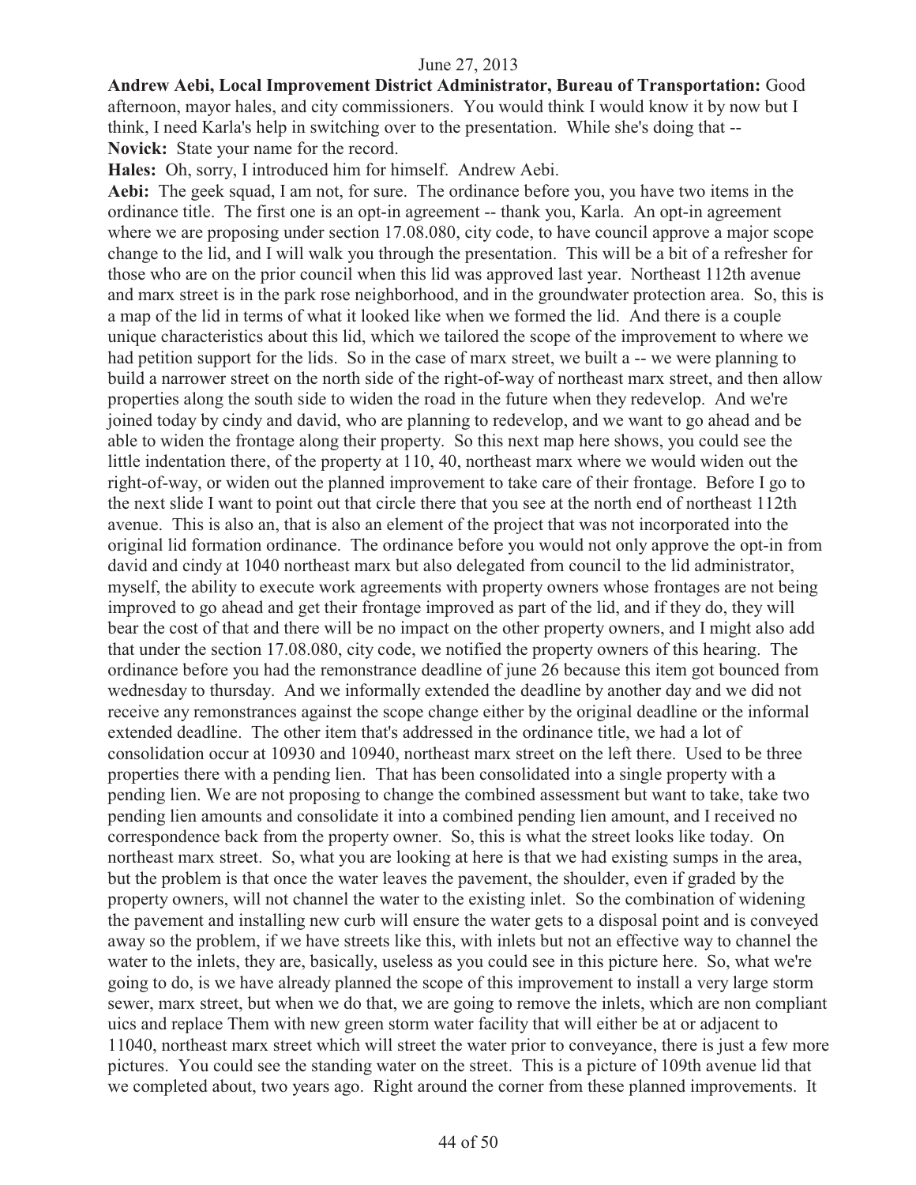June 27, 2013

**Andrew Aebi, Local Improvement District Administrator, Bureau of Transportation:** Good afternoon, mayor hales, and city commissioners. You would think I would know it by now but I think, I need Karla's help in switching over to the presentation. While she's doing that --

**Novick:** State your name for the record.

**Hales:** Oh, sorry, I introduced him for himself. Andrew Aebi.

**Aebi:** The geek squad, I am not, for sure. The ordinance before you, you have two items in the ordinance title. The first one is an opt-in agreement -- thank you, Karla. An opt-in agreement where we are proposing under section 17.08.080, city code, to have council approve a major scope change to the lid, and I will walk you through the presentation. This will be a bit of a refresher for those who are on the prior council when this lid was approved last year. Northeast 112th avenue and marx street is in the park rose neighborhood, and in the groundwater protection area. So, this is a map of the lid in terms of what it looked like when we formed the lid. And there is a couple unique characteristics about this lid, which we tailored the scope of the improvement to where we had petition support for the lids. So in the case of marx street, we built a -- we were planning to build a narrower street on the north side of the right-of-way of northeast marx street, and then allow properties along the south side to widen the road in the future when they redevelop. And we're joined today by cindy and david, who are planning to redevelop, and we want to go ahead and be able to widen the frontage along their property. So this next map here shows, you could see the little indentation there, of the property at 110, 40, northeast marx where we would widen out the right-of-way, or widen out the planned improvement to take care of their frontage. Before I go to the next slide I want to point out that circle there that you see at the north end of northeast 112th avenue. This is also an, that is also an element of the project that was not incorporated into the original lid formation ordinance. The ordinance before you would not only approve the opt-in from david and cindy at 1040 northeast marx but also delegated from council to the lid administrator, myself, the ability to execute work agreements with property owners whose frontages are not being improved to go ahead and get their frontage improved as part of the lid, and if they do, they will bear the cost of that and there will be no impact on the other property owners, and I might also add that under the section 17.08.080, city code, we notified the property owners of this hearing. The ordinance before you had the remonstrance deadline of june 26 because this item got bounced from wednesday to thursday. And we informally extended the deadline by another day and we did not receive any remonstrances against the scope change either by the original deadline or the informal extended deadline. The other item that's addressed in the ordinance title, we had a lot of consolidation occur at 10930 and 10940, northeast marx street on the left there. Used to be three properties there with a pending lien. That has been consolidated into a single property with a pending lien. We are not proposing to change the combined assessment but want to take, take two pending lien amounts and consolidate it into a combined pending lien amount, and I received no correspondence back from the property owner. So, this is what the street looks like today. On northeast marx street. So, what you are looking at here is that we had existing sumps in the area, but the problem is that once the water leaves the pavement, the shoulder, even if graded by the property owners, will not channel the water to the existing inlet. So the combination of widening the pavement and installing new curb will ensure the water gets to a disposal point and is conveyed away so the problem, if we have streets like this, with inlets but not an effective way to channel the water to the inlets, they are, basically, useless as you could see in this picture here. So, what we're going to do, is we have already planned the scope of this improvement to install a very large storm sewer, marx street, but when we do that, we are going to remove the inlets, which are non compliant uics and replace Them with new green storm water facility that will either be at or adjacent to 11040, northeast marx street which will street the water prior to conveyance, there is just a few more pictures. You could see the standing water on the street. This is a picture of 109th avenue lid that we completed about, two years ago. Right around the corner from these planned improvements. It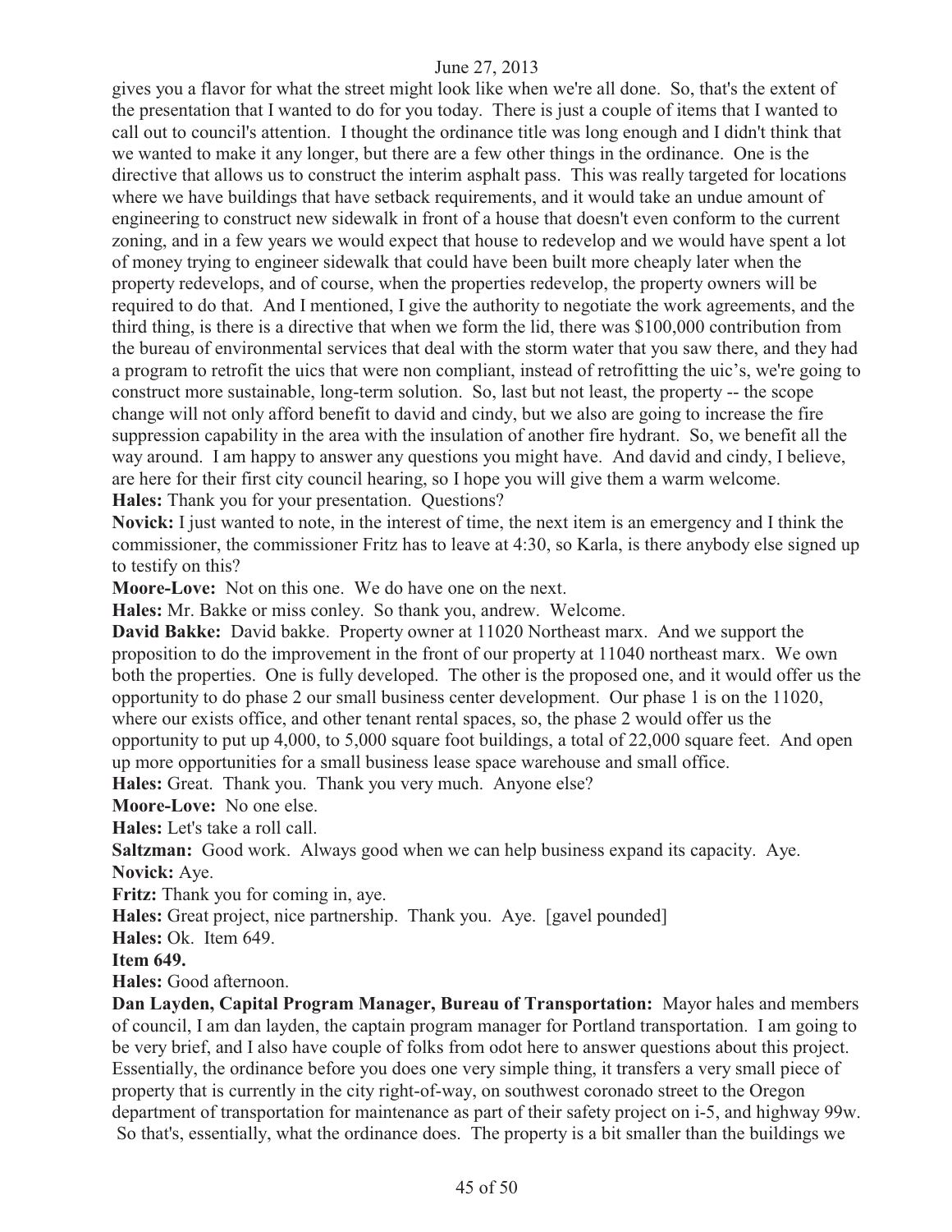gives you a flavor for what the street might look like when we're all done. So, that's the extent of the presentation that I wanted to do for you today. There is just a couple of items that I wanted to call out to council's attention. I thought the ordinance title was long enough and I didn't think that we wanted to make it any longer, but there are a few other things in the ordinance. One is the directive that allows us to construct the interim asphalt pass. This was really targeted for locations where we have buildings that have setback requirements, and it would take an undue amount of engineering to construct new sidewalk in front of a house that doesn't even conform to the current zoning, and in a few years we would expect that house to redevelop and we would have spent a lot of money trying to engineer sidewalk that could have been built more cheaply later when the property redevelops, and of course, when the properties redevelop, the property owners will be required to do that. And I mentioned, I give the authority to negotiate the work agreements, and the third thing, is there is a directive that when we form the lid, there was $100,000 contribution from the bureau of environmental services that deal with the storm water that you saw there, and they had a program to retrofit the uics that were non compliant, instead of retrofitting the uic's, we're going to construct more sustainable, long-term solution. So, last but not least, the property -- the scope change will not only afford benefit to david and cindy, but we also are going to increase the fire suppression capability in the area with the insulation of another fire hydrant. So, we benefit all the way around. I am happy to answer any questions you might have. And david and cindy, I believe, are here for their first city council hearing, so I hope you will give them a warm welcome.

**Hales:** Thank you for your presentation. Questions?

**Novick:** I just wanted to note, in the interest of time, the next item is an emergency and I think the commissioner, the commissioner Fritz has to leave at 4:30, so Karla, is there anybody else signed up to testify on this?

**Moore-Love:** Not on this one. We do have one on the next.

**Hales:** Mr. Bakke or miss conley. So thank you, andrew. Welcome.

**David Bakke:** David bakke. Property owner at 11020 Northeast marx. And we support the proposition to do the improvement in the front of our property at 11040 northeast marx. We own both the properties. One is fully developed. The other is the proposed one, and it would offer us the opportunity to do phase 2 our small business center development. Our phase 1 is on the 11020, where our exists office, and other tenant rental spaces, so, the phase 2 would offer us the opportunity to put up 4,000, to 5,000 square foot buildings, a total of 22,000 square feet. And open up more opportunities for a small business lease space warehouse and small office.

**Hales:** Great. Thank you. Thank you very much. Anyone else?

**Moore-Love:** No one else.

**Hales:** Let's take a roll call.

**Saltzman:** Good work. Always good when we can help business expand its capacity. Aye.

**Novick:** Aye.

**Fritz:** Thank you for coming in, aye.

**Hales:** Great project, nice partnership. Thank you. Aye. [gavel pounded]

**Hales:** Ok. Item 649.

**Item 649.**

**Hales:** Good afternoon.

**Dan Layden, Capital Program Manager, Bureau of Transportation:** Mayor hales and members of council, I am dan layden, the captain program manager for Portland transportation. I am going to be very brief, and I also have couple of folks from odot here to answer questions about this project. Essentially, the ordinance before you does one very simple thing, it transfers a very small piece of property that is currently in the city right-of-way, on southwest coronado street to the Oregon department of transportation for maintenance as part of their safety project on i-5, and highway 99w. So that's, essentially, what the ordinance does. The property is a bit smaller than the buildings we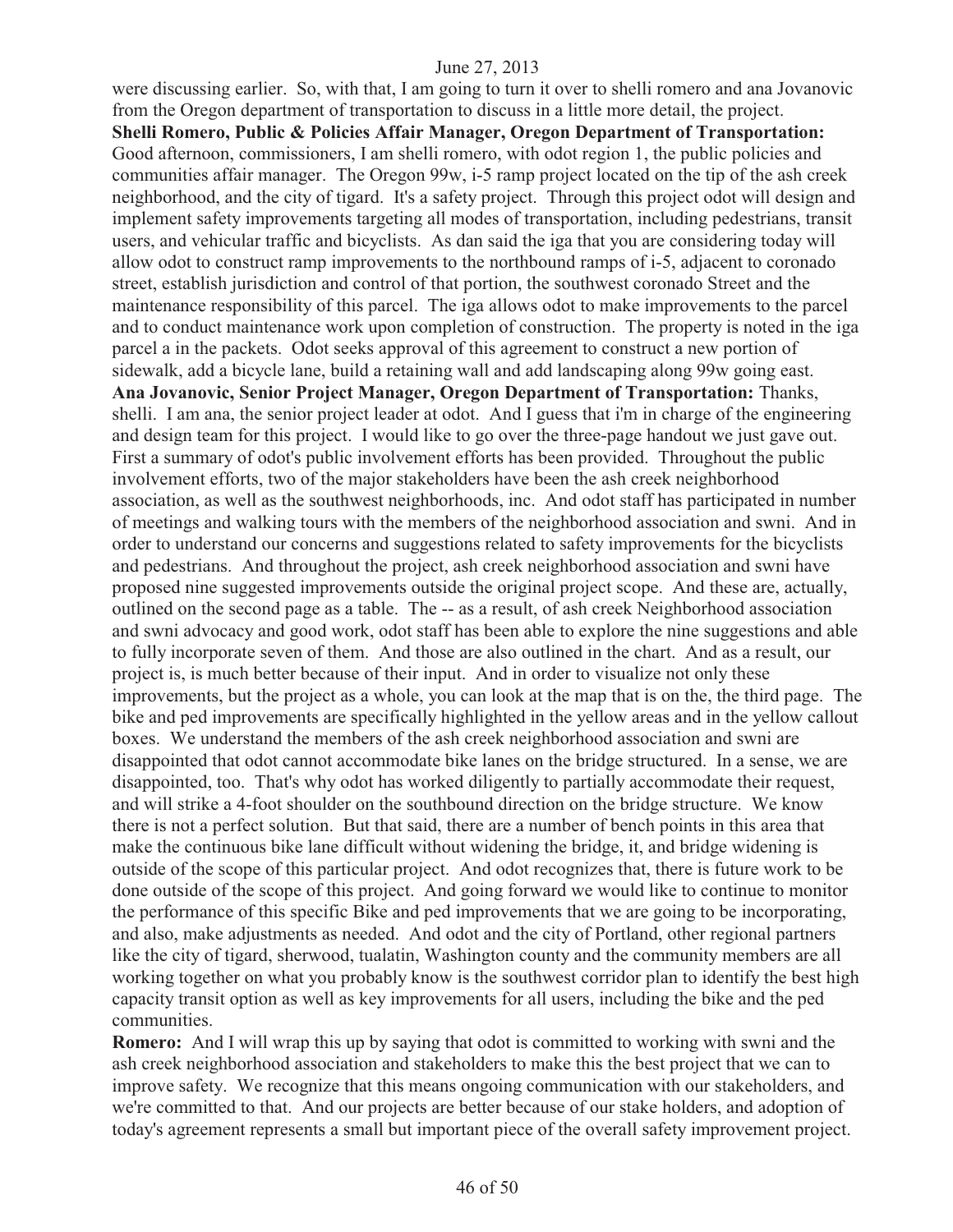were discussing earlier. So, with that, I am going to turn it over to shelli romero and ana Jovanovic from the Oregon department of transportation to discuss in a little more detail, the project.

**Shelli Romero, Public & Policies Affair Manager, Oregon Department of Transportation:** Good afternoon, commissioners, I am shelli romero, with odot region 1, the public policies and communities affair manager. The Oregon 99w, i-5 ramp project located on the tip of the ash creek neighborhood, and the city of tigard. It's a safety project. Through this project odot will design and implement safety improvements targeting all modes of transportation, including pedestrians, transit users, and vehicular traffic and bicyclists. As dan said the iga that you are considering today will allow odot to construct ramp improvements to the northbound ramps of i-5, adjacent to coronado street, establish jurisdiction and control of that portion, the southwest coronado Street and the maintenance responsibility of this parcel. The iga allows odot to make improvements to the parcel and to conduct maintenance work upon completion of construction. The property is noted in the iga parcel a in the packets. Odot seeks approval of this agreement to construct a new portion of sidewalk, add a bicycle lane, build a retaining wall and add landscaping along 99w going east.

**Ana Jovanovic, Senior Project Manager, Oregon Department of Transportation:** Thanks, shelli. I am ana, the senior project leader at odot. And I guess that i'm in charge of the engineering and design team for this project. I would like to go over the three-page handout we just gave out. First a summary of odot's public involvement efforts has been provided. Throughout the public involvement efforts, two of the major stakeholders have been the ash creek neighborhood association, as well as the southwest neighborhoods, inc. And odot staff has participated in number of meetings and walking tours with the members of the neighborhood association and swni. And in order to understand our concerns and suggestions related to safety improvements for the bicyclists and pedestrians. And throughout the project, ash creek neighborhood association and swni have proposed nine suggested improvements outside the original project scope. And these are, actually, outlined on the second page as a table. The -- as a result, of ash creek Neighborhood association and swni advocacy and good work, odot staff has been able to explore the nine suggestions and able to fully incorporate seven of them. And those are also outlined in the chart. And as a result, our project is, is much better because of their input. And in order to visualize not only these improvements, but the project as a whole, you can look at the map that is on the, the third page. The bike and ped improvements are specifically highlighted in the yellow areas and in the yellow callout boxes. We understand the members of the ash creek neighborhood association and swni are disappointed that odot cannot accommodate bike lanes on the bridge structured. In a sense, we are disappointed, too. That's why odot has worked diligently to partially accommodate their request, and will strike a 4-foot shoulder on the southbound direction on the bridge structure. We know there is not a perfect solution. But that said, there are a number of bench points in this area that make the continuous bike lane difficult without widening the bridge, it, and bridge widening is outside of the scope of this particular project. And odot recognizes that, there is future work to be done outside of the scope of this project. And going forward we would like to continue to monitor the performance of this specific Bike and ped improvements that we are going to be incorporating, and also, make adjustments as needed. And odot and the city of Portland, other regional partners like the city of tigard, sherwood, tualatin, Washington county and the community members are all working together on what you probably know is the southwest corridor plan to identify the best high capacity transit option as well as key improvements for all users, including the bike and the ped communities.

**Romero:** And I will wrap this up by saying that odot is committed to working with swni and the ash creek neighborhood association and stakeholders to make this the best project that we can to improve safety. We recognize that this means ongoing communication with our stakeholders, and we're committed to that. And our projects are better because of our stake holders, and adoption of today's agreement represents a small but important piece of the overall safety improvement project.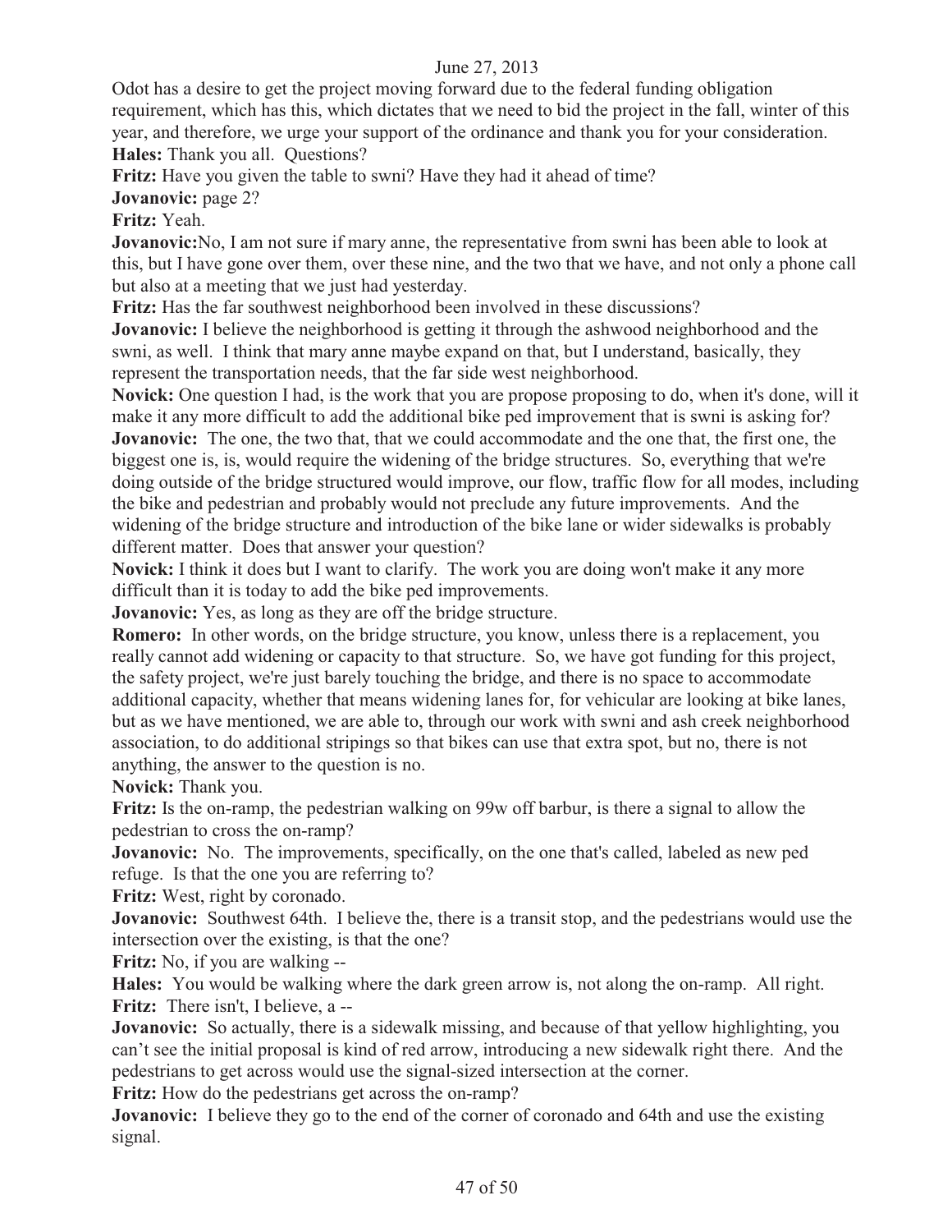Odot has a desire to get the project moving forward due to the federal funding obligation requirement, which has this, which dictates that we need to bid the project in the fall, winter of this year, and therefore, we urge your support of the ordinance and thank you for your consideration.

**Hales:** Thank you all. Questions?

**Fritz:** Have you given the table to swni? Have they had it ahead of time?

**Jovanovic:** page 2?

**Fritz:** Yeah.

**Jovanovic:**No, I am not sure if mary anne, the representative from swni has been able to look at this, but I have gone over them, over these nine, and the two that we have, and not only a phone call but also at a meeting that we just had yesterday.

**Fritz:** Has the far southwest neighborhood been involved in these discussions?

**Jovanovic:** I believe the neighborhood is getting it through the ashwood neighborhood and the swni, as well. I think that mary anne maybe expand on that, but I understand, basically, they represent the transportation needs, that the far side west neighborhood.

**Novick:** One question I had, is the work that you are propose proposing to do, when it's done, will it make it any more difficult to add the additional bike ped improvement that is swni is asking for?

**Jovanovic:** The one, the two that, that we could accommodate and the one that, the first one, the biggest one is, is, would require the widening of the bridge structures. So, everything that we're doing outside of the bridge structured would improve, our flow, traffic flow for all modes, including the bike and pedestrian and probably would not preclude any future improvements. And the widening of the bridge structure and introduction of the bike lane or wider sidewalks is probably different matter. Does that answer your question?

**Novick:** I think it does but I want to clarify. The work you are doing won't make it any more difficult than it is today to add the bike ped improvements.

**Jovanovic:** Yes, as long as they are off the bridge structure.

**Romero:** In other words, on the bridge structure, you know, unless there is a replacement, you really cannot add widening or capacity to that structure. So, we have got funding for this project, the safety project, we're just barely touching the bridge, and there is no space to accommodate additional capacity, whether that means widening lanes for, for vehicular are looking at bike lanes, but as we have mentioned, we are able to, through our work with swni and ash creek neighborhood association, to do additional stripings so that bikes can use that extra spot, but no, there is not anything, the answer to the question is no.

**Novick:** Thank you.

**Fritz:** Is the on-ramp, the pedestrian walking on 99w off barbur, is there a signal to allow the pedestrian to cross the on-ramp?

**Jovanovic:** No. The improvements, specifically, on the one that's called, labeled as new ped refuge. Is that the one you are referring to?

**Fritz:** West, right by coronado.

**Jovanovic:** Southwest 64th. I believe the, there is a transit stop, and the pedestrians would use the intersection over the existing, is that the one?

**Fritz:** No, if you are walking --

**Hales:** You would be walking where the dark green arrow is, not along the on-ramp. All right.

**Fritz:** There isn't, I believe, a --

**Jovanovic:** So actually, there is a sidewalk missing, and because of that yellow highlighting, you can't see the initial proposal is kind of red arrow, introducing a new sidewalk right there. And the pedestrians to get across would use the signal-sized intersection at the corner.

**Fritz:** How do the pedestrians get across the on-ramp?

**Jovanovic:** I believe they go to the end of the corner of coronado and 64th and use the existing signal.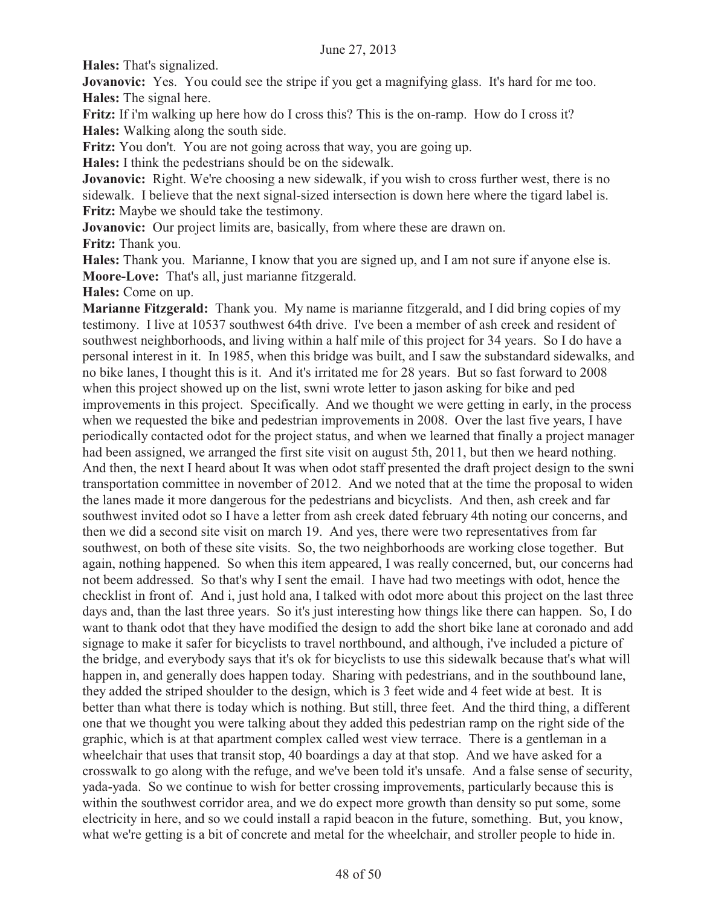**Hales:** That's signalized.

**Jovanovic:** Yes. You could see the stripe if you get a magnifying glass. It's hard for me too.

**Hales:** The signal here.

**Fritz:** If i'm walking up here how do I cross this? This is the on-ramp. How do I cross it?

**Hales:** Walking along the south side.

**Fritz:** You don't. You are not going across that way, you are going up.

**Hales:** I think the pedestrians should be on the sidewalk.

**Jovanovic:** Right. We're choosing a new sidewalk, if you wish to cross further west, there is no sidewalk. I believe that the next signal-sized intersection is down here where the tigard label is.

**Fritz:** Maybe we should take the testimony.

**Jovanovic:** Our project limits are, basically, from where these are drawn on.

**Fritz:** Thank you.

**Hales:** Thank you. Marianne, I know that you are signed up, and I am not sure if anyone else is.

**Moore-Love:** That's all, just marianne fitzgerald.

**Hales:** Come on up.

**Marianne Fitzgerald:** Thank you. My name is marianne fitzgerald, and I did bring copies of my testimony. I live at 10537 southwest 64th drive. I've been a member of ash creek and resident of southwest neighborhoods, and living within a half mile of this project for 34 years. So I do have a personal interest in it. In 1985, when this bridge was built, and I saw the substandard sidewalks, and no bike lanes, I thought this is it. And it's irritated me for 28 years. But so fast forward to 2008 when this project showed up on the list, swni wrote letter to jason asking for bike and ped improvements in this project. Specifically. And we thought we were getting in early, in the process when we requested the bike and pedestrian improvements in 2008. Over the last five years, I have periodically contacted odot for the project status, and when we learned that finally a project manager had been assigned, we arranged the first site visit on august 5th, 2011, but then we heard nothing. And then, the next I heard about It was when odot staff presented the draft project design to the swni transportation committee in november of 2012. And we noted that at the time the proposal to widen the lanes made it more dangerous for the pedestrians and bicyclists. And then, ash creek and far southwest invited odot so I have a letter from ash creek dated february 4th noting our concerns, and then we did a second site visit on march 19. And yes, there were two representatives from far southwest, on both of these site visits. So, the two neighborhoods are working close together. But again, nothing happened. So when this item appeared, I was really concerned, but, our concerns had not beem addressed. So that's why I sent the email. I have had two meetings with odot, hence the checklist in front of. And i, just hold ana, I talked with odot more about this project on the last three days and, than the last three years. So it's just interesting how things like there can happen. So, I do want to thank odot that they have modified the design to add the short bike lane at coronado and add signage to make it safer for bicyclists to travel northbound, and although, i've included a picture of the bridge, and everybody says that it's ok for bicyclists to use this sidewalk because that's what will happen in, and generally does happen today. Sharing with pedestrians, and in the southbound lane, they added the striped shoulder to the design, which is 3 feet wide and 4 feet wide at best. It is better than what there is today which is nothing. But still, three feet. And the third thing, a different one that we thought you were talking about they added this pedestrian ramp on the right side of the graphic, which is at that apartment complex called west view terrace. There is a gentleman in a wheelchair that uses that transit stop, 40 boardings a day at that stop. And we have asked for a crosswalk to go along with the refuge, and we've been told it's unsafe. And a false sense of security, yada-yada. So we continue to wish for better crossing improvements, particularly because this is within the southwest corridor area, and we do expect more growth than density so put some, some electricity in here, and so we could install a rapid beacon in the future, something. But, you know, what we're getting is a bit of concrete and metal for the wheelchair, and stroller people to hide in.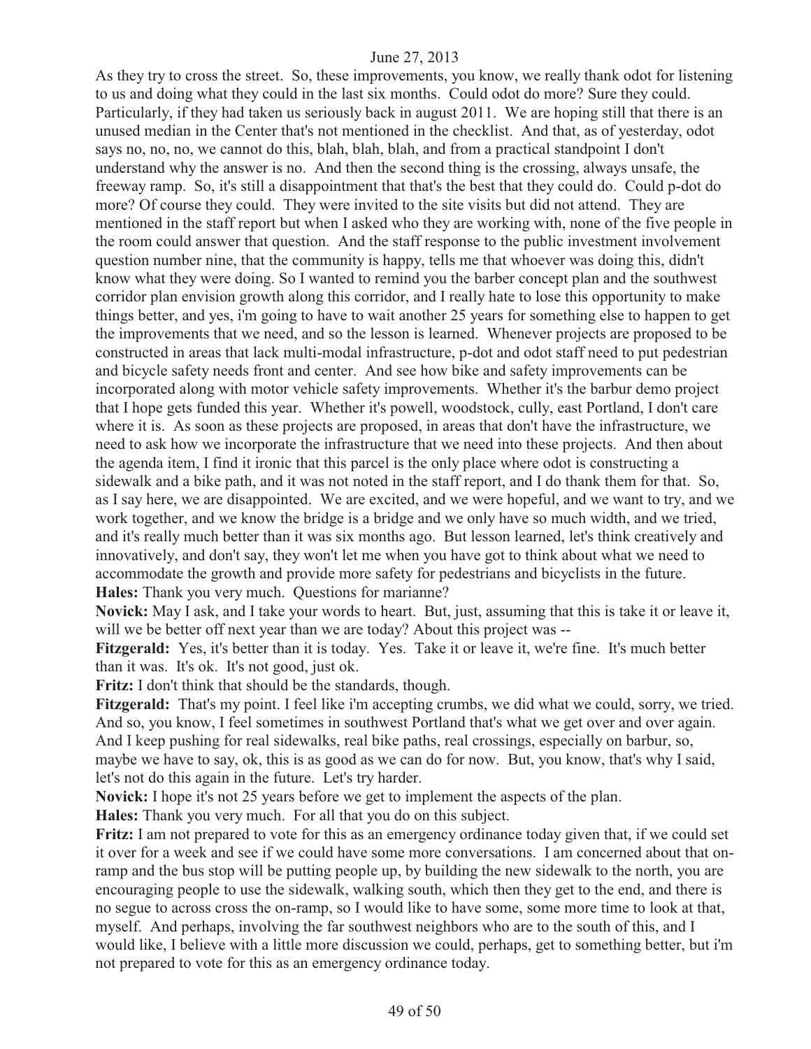As they try to cross the street. So, these improvements, you know, we really thank odot for listening to us and doing what they could in the last six months. Could odot do more? Sure they could. Particularly, if they had taken us seriously back in august 2011. We are hoping still that there is an unused median in the Center that's not mentioned in the checklist. And that, as of yesterday, odot says no, no, no, we cannot do this, blah, blah, blah, and from a practical standpoint I don't understand why the answer is no. And then the second thing is the crossing, always unsafe, the freeway ramp. So, it's still a disappointment that that's the best that they could do. Could p-dot do more? Of course they could. They were invited to the site visits but did not attend. They are mentioned in the staff report but when I asked who they are working with, none of the five people in the room could answer that question. And the staff response to the public investment involvement question number nine, that the community is happy, tells me that whoever was doing this, didn't know what they were doing. So I wanted to remind you the barber concept plan and the southwest corridor plan envision growth along this corridor, and I really hate to lose this opportunity to make things better, and yes, i'm going to have to wait another 25 years for something else to happen to get the improvements that we need, and so the lesson is learned. Whenever projects are proposed to be constructed in areas that lack multi-modal infrastructure, p-dot and odot staff need to put pedestrian and bicycle safety needs front and center. And see how bike and safety improvements can be incorporated along with motor vehicle safety improvements. Whether it's the barbur demo project that I hope gets funded this year. Whether it's powell, woodstock, cully, east Portland, I don't care where it is. As soon as these projects are proposed, in areas that don't have the infrastructure, we need to ask how we incorporate the infrastructure that we need into these projects. And then about the agenda item, I find it ironic that this parcel is the only place where odot is constructing a sidewalk and a bike path, and it was not noted in the staff report, and I do thank them for that. So, as I say here, we are disappointed. We are excited, and we were hopeful, and we want to try, and we work together, and we know the bridge is a bridge and we only have so much width, and we tried, and it's really much better than it was six months ago. But lesson learned, let's think creatively and innovatively, and don't say, they won't let me when you have got to think about what we need to accommodate the growth and provide more safety for pedestrians and bicyclists in the future.

**Hales:** Thank you very much. Questions for marianne?

**Novick:** May I ask, and I take your words to heart. But, just, assuming that this is take it or leave it, will we be better off next year than we are today? About this project was --

**Fitzgerald:** Yes, it's better than it is today. Yes. Take it or leave it, we're fine. It's much better than it was. It's ok. It's not good, just ok.

**Fritz:** I don't think that should be the standards, though.

**Fitzgerald:** That's my point. I feel like i'm accepting crumbs, we did what we could, sorry, we tried. And so, you know, I feel sometimes in southwest Portland that's what we get over and over again. And I keep pushing for real sidewalks, real bike paths, real crossings, especially on barbur, so, maybe we have to say, ok, this is as good as we can do for now. But, you know, that's why I said, let's not do this again in the future. Let's try harder.

**Novick:** I hope it's not 25 years before we get to implement the aspects of the plan.

**Hales:** Thank you very much. For all that you do on this subject.

**Fritz:** I am not prepared to vote for this as an emergency ordinance today given that, if we could set it over for a week and see if we could have some more conversations. I am concerned about that on-ramp and the bus stop will be putting people up, by building the new sidewalk to the north, you are encouraging people to use the sidewalk, walking south, which then they get to the end, and there is no segue to across cross the on-ramp, so I would like to have some, some more time to look at that, myself. And perhaps, involving the far southwest neighbors who are to the south of this, and I would like, I believe with a little more discussion we could, perhaps, get to something better, but i'm not prepared to vote for this as an emergency ordinance today.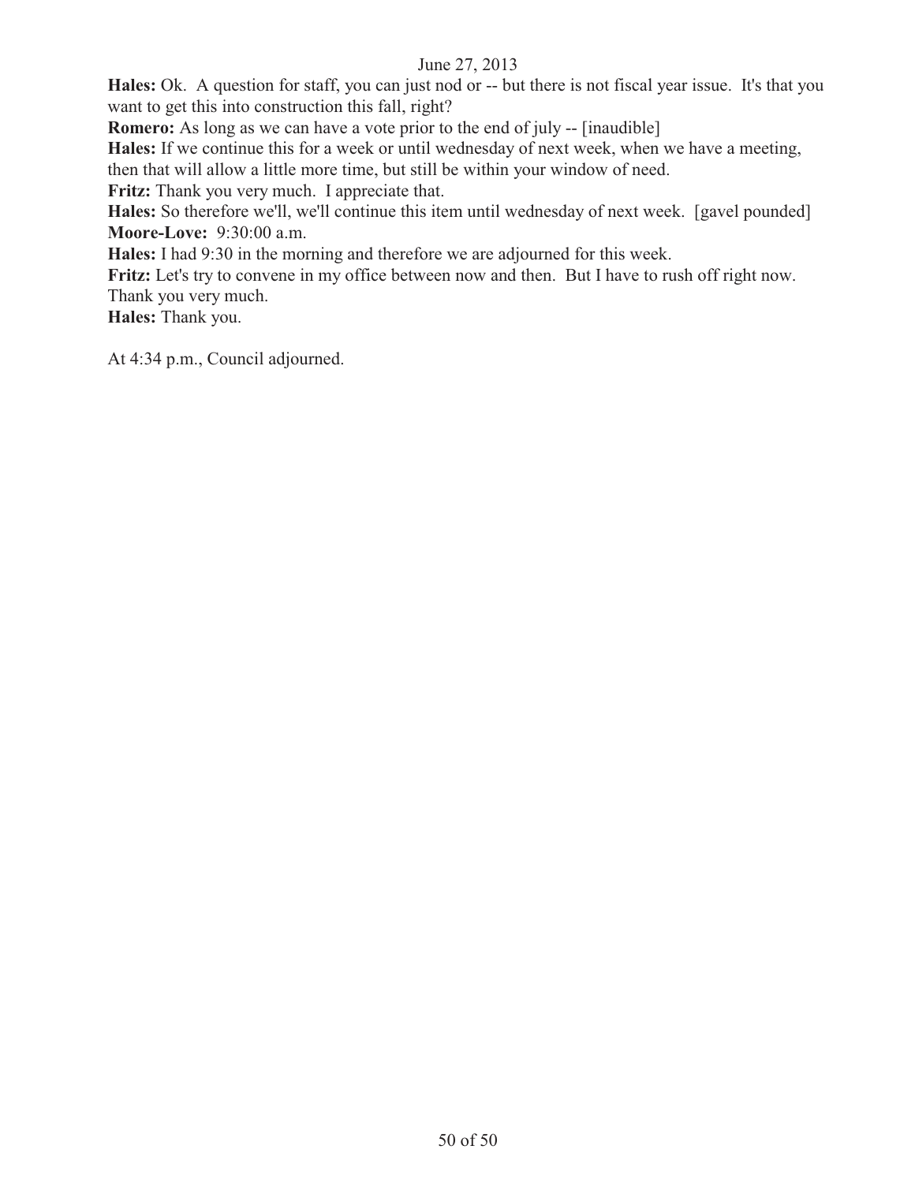**Hales:** Ok. A question for staff, you can just nod or -- but there is not fiscal year issue. It's that you want to get this into construction this fall, right?

**Romero:** As long as we can have a vote prior to the end of july -- [inaudible]

**Hales:** If we continue this for a week or until wednesday of next week, when we have a meeting, then that will allow a little more time, but still be within your window of need.

**Fritz:** Thank you very much. I appreciate that.

**Hales:** So therefore we'll, we'll continue this item until wednesday of next week. [gavel pounded]

**Moore-Love:** 9:30:00 a.m.

**Hales:** I had 9:30 in the morning and therefore we are adjourned for this week.

**Fritz:** Let's try to convene in my office between now and then. But I have to rush off right now. Thank you very much.

**Hales:** Thank you.

At 4:34 p.m., Council adjourned.